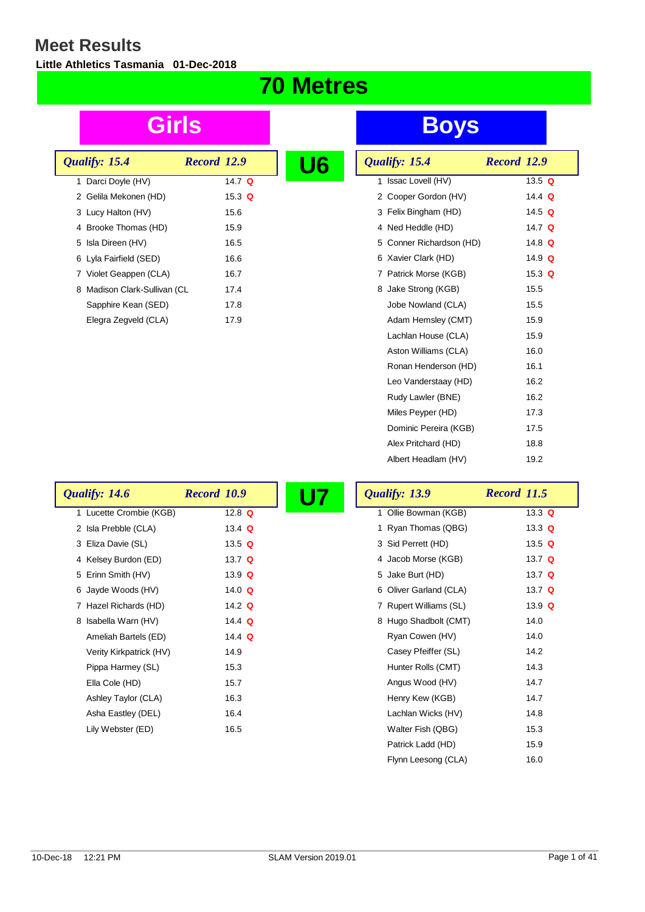# Meet Results

**Little Athletics Tasmania 01-Dec-2018**

## 70 Metres

## U6

### Girls

*Qualify: 15.4* — *Record 12.9*

| Place | Name | Time | Q |
|---|---|---|---|
| 1 | Darci Doyle (HV) | 14.7 | Q |
| 2 | Gelila Mekonen (HD) | 15.3 | Q |
| 3 | Lucy Halton (HV) | 15.6 | |
| 4 | Brooke Thomas (HD) | 15.9 | |
| 5 | Isla Direen (HV) | 16.5 | |
| 6 | Lyla Fairfield (SED) | 16.6 | |
| 7 | Violet Geappen (CLA) | 16.7 | |
| 8 | Madison Clark-Sullivan (CL | 17.4 | |
| | Sapphire Kean (SED) | 17.8 | |
| | Elegra Zegveld (CLA) | 17.9 | |

### Boys

*Qualify: 15.4* — *Record 12.9*

| Place | Name | Time | Q |
|---|---|---|---|
| 1 | Issac Lovell (HV) | 13.5 | Q |
| 2 | Cooper Gordon (HV) | 14.4 | Q |
| 3 | Felix Bingham (HD) | 14.5 | Q |
| 4 | Ned Heddle (HD) | 14.7 | Q |
| 5 | Conner Richardson (HD) | 14.8 | Q |
| 6 | Xavier Clark (HD) | 14.9 | Q |
| 7 | Patrick Morse (KGB) | 15.3 | Q |
| 8 | Jake Strong (KGB) | 15.5 | |
| | Jobe Nowland (CLA) | 15.5 | |
| | Adam Hemsley (CMT) | 15.9 | |
| | Lachlan House (CLA) | 15.9 | |
| | Aston Williams (CLA) | 16.0 | |
| | Ronan Henderson (HD) | 16.1 | |
| | Leo Vanderstaay (HD) | 16.2 | |
| | Rudy Lawler (BNE) | 16.2 | |
| | Miles Peyper (HD) | 17.3 | |
| | Dominic Pereira (KGB) | 17.5 | |
| | Alex Pritchard (HD) | 18.8 | |
| | Albert Headlam (HV) | 19.2 | |

## U7

### Girls

*Qualify: 14.6* — *Record 10.9*

| Place | Name | Time | Q |
|---|---|---|---|
| 1 | Lucette Crombie (KGB) | 12.8 | Q |
| 2 | Isla Prebble (CLA) | 13.4 | Q |
| 3 | Eliza Davie (SL) | 13.5 | Q |
| 4 | Kelsey Burdon (ED) | 13.7 | Q |
| 5 | Erinn Smith (HV) | 13.9 | Q |
| 6 | Jayde Woods (HV) | 14.0 | Q |
| 7 | Hazel Richards (HD) | 14.2 | Q |
| 8 | Isabella Warn (HV) | 14.4 | Q |
| | Ameliah Bartels (ED) | 14.4 | Q |
| | Verity Kirkpatrick (HV) | 14.9 | |
| | Pippa Harmey (SL) | 15.3 | |
| | Ella Cole (HD) | 15.7 | |
| | Ashley Taylor (CLA) | 16.3 | |
| | Asha Eastley (DEL) | 16.4 | |
| | Lily Webster (ED) | 16.5 | |

### Boys

*Qualify: 13.9* — *Record 11.5*

| Place | Name | Time | Q |
|---|---|---|---|
| 1 | Ollie Bowman (KGB) | 13.3 | Q |
| 1 | Ryan Thomas (QBG) | 13.3 | Q |
| 3 | Sid Perrett (HD) | 13.5 | Q |
| 4 | Jacob Morse (KGB) | 13.7 | Q |
| 5 | Jake Burt (HD) | 13.7 | Q |
| 6 | Oliver Garland (CLA) | 13.7 | Q |
| 7 | Rupert Williams (SL) | 13.9 | Q |
| 8 | Hugo Shadbolt (CMT) | 14.0 | |
| | Ryan Cowen (HV) | 14.0 | |
| | Casey Pfeiffer (SL) | 14.2 | |
| | Hunter Rolls (CMT) | 14.3 | |
| | Angus Wood (HV) | 14.7 | |
| | Henry Kew (KGB) | 14.7 | |
| | Lachlan Wicks (HV) | 14.8 | |
| | Walter Fish (QBG) | 15.3 | |
| | Patrick Ladd (HD) | 15.9 | |
| | Flynn Leesong (CLA) | 16.0 | |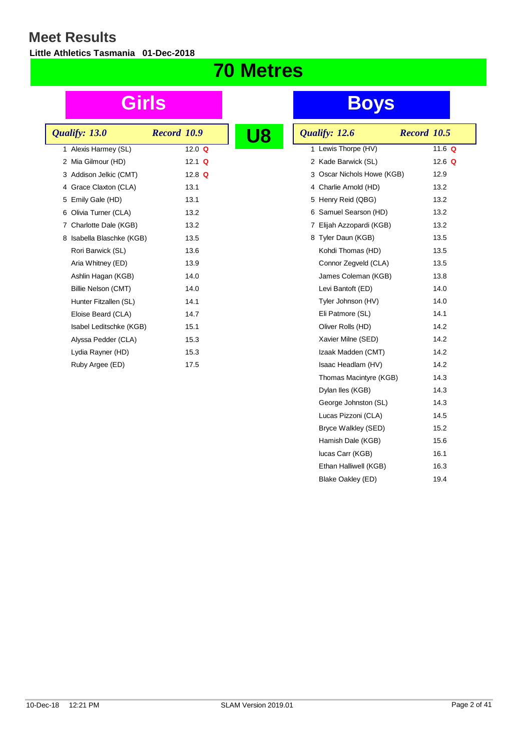# Meet Results

**Little Athletics Tasmania 01-Dec-2018**

## 70 Metres

## U8

### Girls

*Qualify: 13.0* *Record 10.9*

| Place | Name | Time | |
|---|---|---|---|
| 1 | Alexis Harmey (SL) | 12.0 | Q |
| 2 | Mia Gilmour (HD) | 12.1 | Q |
| 3 | Addison Jelkic (CMT) | 12.8 | Q |
| 4 | Grace Claxton (CLA) | 13.1 | |
| 5 | Emily Gale (HD) | 13.1 | |
| 6 | Olivia Turner (CLA) | 13.2 | |
| 7 | Charlotte Dale (KGB) | 13.2 | |
| 8 | Isabella Blaschke (KGB) | 13.5 | |
| | Rori Barwick (SL) | 13.6 | |
| | Aria Whitney (ED) | 13.9 | |
| | Ashlin Hagan (KGB) | 14.0 | |
| | Billie Nelson (CMT) | 14.0 | |
| | Hunter Fitzallen (SL) | 14.1 | |
| | Eloise Beard (CLA) | 14.7 | |
| | Isabel Leditschke (KGB) | 15.1 | |
| | Alyssa Pedder (CLA) | 15.3 | |
| | Lydia Rayner (HD) | 15.3 | |
| | Ruby Argee (ED) | 17.5 | |

### Boys

*Qualify: 12.6* *Record 10.5*

| Place | Name | Time | |
|---|---|---|---|
| 1 | Lewis Thorpe (HV) | 11.6 | Q |
| 2 | Kade Barwick (SL) | 12.6 | Q |
| 3 | Oscar Nichols Howe (KGB) | 12.9 | |
| 4 | Charlie Arnold (HD) | 13.2 | |
| 5 | Henry Reid (QBG) | 13.2 | |
| 6 | Samuel Searson (HD) | 13.2 | |
| 7 | Elijah Azzopardi (KGB) | 13.2 | |
| 8 | Tyler Daun (KGB) | 13.5 | |
| | Kohdi Thomas (HD) | 13.5 | |
| | Connor Zegveld (CLA) | 13.5 | |
| | James Coleman (KGB) | 13.8 | |
| | Levi Bantoft (ED) | 14.0 | |
| | Tyler Johnson (HV) | 14.0 | |
| | Eli Patmore (SL) | 14.1 | |
| | Oliver Rolls (HD) | 14.2 | |
| | Xavier Milne (SED) | 14.2 | |
| | Izaak Madden (CMT) | 14.2 | |
| | Isaac Headlam (HV) | 14.2 | |
| | Thomas Macintyre (KGB) | 14.3 | |
| | Dylan Iles (KGB) | 14.3 | |
| | George Johnston (SL) | 14.3 | |
| | Lucas Pizzoni (CLA) | 14.5 | |
| | Bryce Walkley (SED) | 15.2 | |
| | Hamish Dale (KGB) | 15.6 | |
| | lucas Carr (KGB) | 16.1 | |
| | Ethan Halliwell (KGB) | 16.3 | |
| | Blake Oakley (ED) | 19.4 | |

10-Dec-18 12:21 PM SLAM Version 2019.01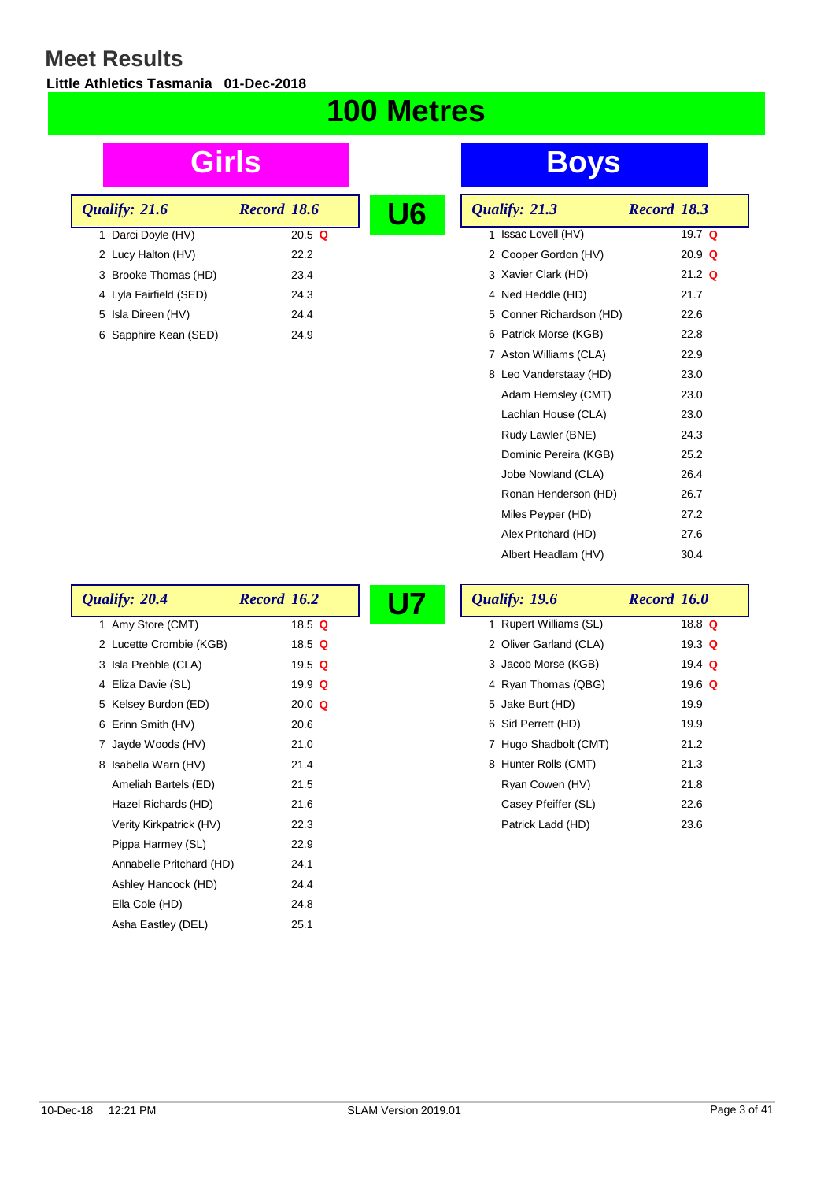# Meet Results

**Little Athletics Tasmania 01-Dec-2018**

## 100 Metres

## U6

### Girls

*Qualify: 21.6* *Record 18.6*

| Place | Name | Time | |
|---|---|---|---|
| 1 | Darci Doyle (HV) | 20.5 | Q |
| 2 | Lucy Halton (HV) | 22.2 | |
| 3 | Brooke Thomas (HD) | 23.4 | |
| 4 | Lyla Fairfield (SED) | 24.3 | |
| 5 | Isla Direen (HV) | 24.4 | |
| 6 | Sapphire Kean (SED) | 24.9 | |

### Boys

*Qualify: 21.3* *Record 18.3*

| Place | Name | Time | |
|---|---|---|---|
| 1 | Issac Lovell (HV) | 19.7 | Q |
| 2 | Cooper Gordon (HV) | 20.9 | Q |
| 3 | Xavier Clark (HD) | 21.2 | Q |
| 4 | Ned Heddle (HD) | 21.7 | |
| 5 | Conner Richardson (HD) | 22.6 | |
| 6 | Patrick Morse (KGB) | 22.8 | |
| 7 | Aston Williams (CLA) | 22.9 | |
| 8 | Leo Vanderstaay (HD) | 23.0 | |
| | Adam Hemsley (CMT) | 23.0 | |
| | Lachlan House (CLA) | 23.0 | |
| | Rudy Lawler (BNE) | 24.3 | |
| | Dominic Pereira (KGB) | 25.2 | |
| | Jobe Nowland (CLA) | 26.4 | |
| | Ronan Henderson (HD) | 26.7 | |
| | Miles Peyper (HD) | 27.2 | |
| | Alex Pritchard (HD) | 27.6 | |
| | Albert Headlam (HV) | 30.4 | |

## U7

### Girls

*Qualify: 20.4* *Record 16.2*

| Place | Name | Time | |
|---|---|---|---|
| 1 | Amy Store (CMT) | 18.5 | Q |
| 2 | Lucette Crombie (KGB) | 18.5 | Q |
| 3 | Isla Prebble (CLA) | 19.5 | Q |
| 4 | Eliza Davie (SL) | 19.9 | Q |
| 5 | Kelsey Burdon (ED) | 20.0 | Q |
| 6 | Erinn Smith (HV) | 20.6 | |
| 7 | Jayde Woods (HV) | 21.0 | |
| 8 | Isabella Warn (HV) | 21.4 | |
| | Ameliah Bartels (ED) | 21.5 | |
| | Hazel Richards (HD) | 21.6 | |
| | Verity Kirkpatrick (HV) | 22.3 | |
| | Pippa Harmey (SL) | 22.9 | |
| | Annabelle Pritchard (HD) | 24.1 | |
| | Ashley Hancock (HD) | 24.4 | |
| | Ella Cole (HD) | 24.8 | |
| | Asha Eastley (DEL) | 25.1 | |

### Boys

*Qualify: 19.6* *Record 16.0*

| Place | Name | Time | |
|---|---|---|---|
| 1 | Rupert Williams (SL) | 18.8 | Q |
| 2 | Oliver Garland (CLA) | 19.3 | Q |
| 3 | Jacob Morse (KGB) | 19.4 | Q |
| 4 | Ryan Thomas (QBG) | 19.6 | Q |
| 5 | Jake Burt (HD) | 19.9 | |
| 6 | Sid Perrett (HD) | 19.9 | |
| 7 | Hugo Shadbolt (CMT) | 21.2 | |
| 8 | Hunter Rolls (CMT) | 21.3 | |
| | Ryan Cowen (HV) | 21.8 | |
| | Casey Pfeiffer (SL) | 22.6 | |
| | Patrick Ladd (HD) | 23.6 | |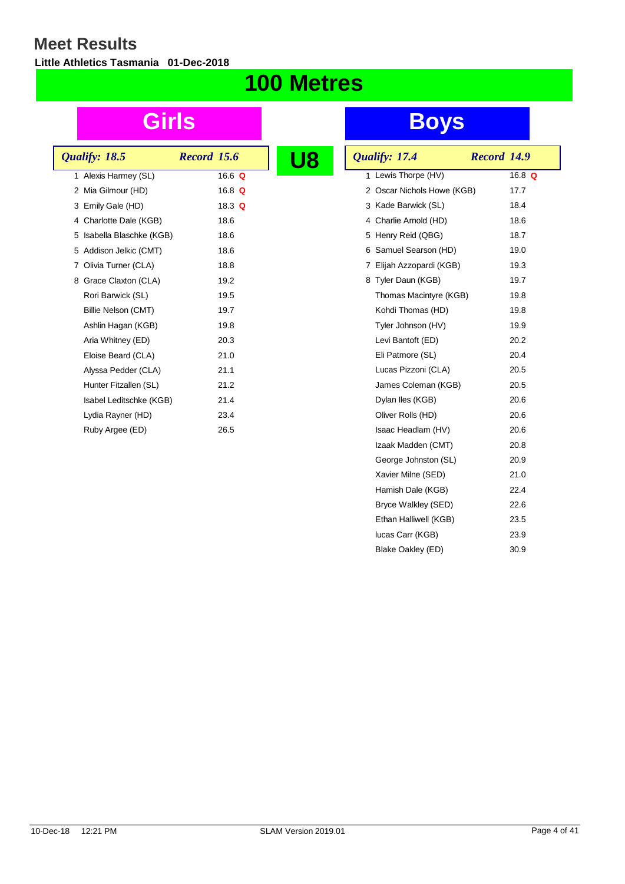# Meet Results

**Little Athletics Tasmania 01-Dec-2018**

## 100 Metres

### U8

### Girls

*Qualify: 18.5* *Record 15.6*

| Place | Name | Time | |
|---|---|---|---|
| 1 | Alexis Harmey (SL) | 16.6 | Q |
| 2 | Mia Gilmour (HD) | 16.8 | Q |
| 3 | Emily Gale (HD) | 18.3 | Q |
| 4 | Charlotte Dale (KGB) | 18.6 | |
| 5 | Isabella Blaschke (KGB) | 18.6 | |
| 5 | Addison Jelkic (CMT) | 18.6 | |
| 7 | Olivia Turner (CLA) | 18.8 | |
| 8 | Grace Claxton (CLA) | 19.2 | |
| | Rori Barwick (SL) | 19.5 | |
| | Billie Nelson (CMT) | 19.7 | |
| | Ashlin Hagan (KGB) | 19.8 | |
| | Aria Whitney (ED) | 20.3 | |
| | Eloise Beard (CLA) | 21.0 | |
| | Alyssa Pedder (CLA) | 21.1 | |
| | Hunter Fitzallen (SL) | 21.2 | |
| | Isabel Leditschke (KGB) | 21.4 | |
| | Lydia Rayner (HD) | 23.4 | |
| | Ruby Argee (ED) | 26.5 | |

### Boys

*Qualify: 17.4* *Record 14.9*

| Place | Name | Time | |
|---|---|---|---|
| 1 | Lewis Thorpe (HV) | 16.8 | Q |
| 2 | Oscar Nichols Howe (KGB) | 17.7 | |
| 3 | Kade Barwick (SL) | 18.4 | |
| 4 | Charlie Arnold (HD) | 18.6 | |
| 5 | Henry Reid (QBG) | 18.7 | |
| 6 | Samuel Searson (HD) | 19.0 | |
| 7 | Elijah Azzopardi (KGB) | 19.3 | |
| 8 | Tyler Daun (KGB) | 19.7 | |
| | Thomas Macintyre (KGB) | 19.8 | |
| | Kohdi Thomas (HD) | 19.8 | |
| | Tyler Johnson (HV) | 19.9 | |
| | Levi Bantoft (ED) | 20.2 | |
| | Eli Patmore (SL) | 20.4 | |
| | Lucas Pizzoni (CLA) | 20.5 | |
| | James Coleman (KGB) | 20.5 | |
| | Dylan Iles (KGB) | 20.6 | |
| | Oliver Rolls (HD) | 20.6 | |
| | Isaac Headlam (HV) | 20.6 | |
| | Izaak Madden (CMT) | 20.8 | |
| | George Johnston (SL) | 20.9 | |
| | Xavier Milne (SED) | 21.0 | |
| | Hamish Dale (KGB) | 22.4 | |
| | Bryce Walkley (SED) | 22.6 | |
| | Ethan Halliwell (KGB) | 23.5 | |
| | lucas Carr (KGB) | 23.9 | |
| | Blake Oakley (ED) | 30.9 | |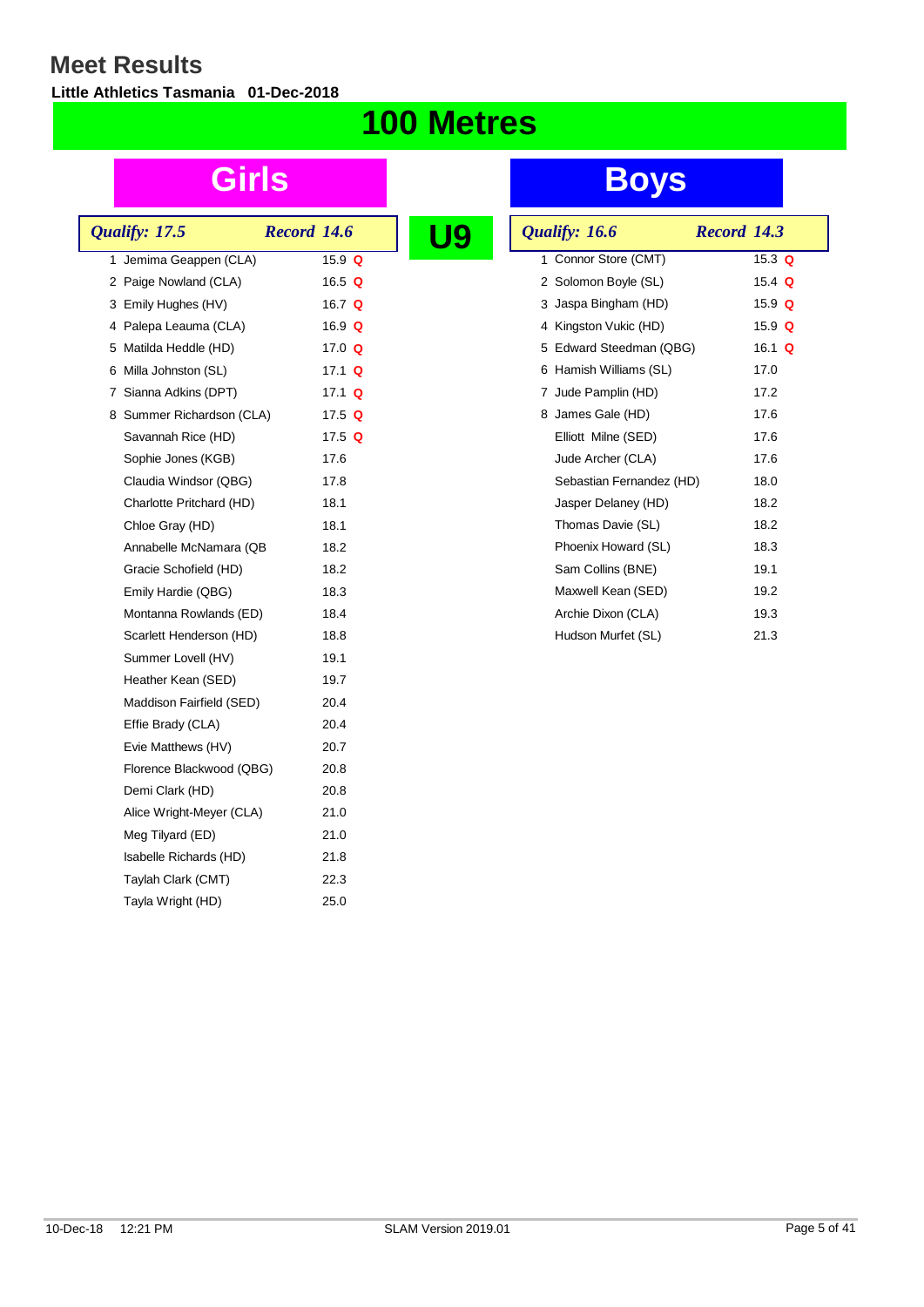# Meet Results

**Little Athletics Tasmania 01-Dec-2018**

# 100 Metres

## U9

### Girls

*Qualify: 17.5* — *Record 14.6*

| Place | Name | Time | Q |
|---|---|---|---|
| 1 | Jemima Geappen (CLA) | 15.9 | Q |
| 2 | Paige Nowland (CLA) | 16.5 | Q |
| 3 | Emily Hughes (HV) | 16.7 | Q |
| 4 | Palepa Leauma (CLA) | 16.9 | Q |
| 5 | Matilda Heddle (HD) | 17.0 | Q |
| 6 | Milla Johnston (SL) | 17.1 | Q |
| 7 | Sianna Adkins (DPT) | 17.1 | Q |
| 8 | Summer Richardson (CLA) | 17.5 | Q |
| | Savannah Rice (HD) | 17.5 | Q |
| | Sophie Jones (KGB) | 17.6 | |
| | Claudia Windsor (QBG) | 17.8 | |
| | Charlotte Pritchard (HD) | 18.1 | |
| | Chloe Gray (HD) | 18.1 | |
| | Annabelle McNamara (QB | 18.2 | |
| | Gracie Schofield (HD) | 18.2 | |
| | Emily Hardie (QBG) | 18.3 | |
| | Montanna Rowlands (ED) | 18.4 | |
| | Scarlett Henderson (HD) | 18.8 | |
| | Summer Lovell (HV) | 19.1 | |
| | Heather Kean (SED) | 19.7 | |
| | Maddison Fairfield (SED) | 20.4 | |
| | Effie Brady (CLA) | 20.4 | |
| | Evie Matthews (HV) | 20.7 | |
| | Florence Blackwood (QBG) | 20.8 | |
| | Demi Clark (HD) | 20.8 | |
| | Alice Wright-Meyer (CLA) | 21.0 | |
| | Meg Tilyard (ED) | 21.0 | |
| | Isabelle Richards (HD) | 21.8 | |
| | Taylah Clark (CMT) | 22.3 | |
| | Tayla Wright (HD) | 25.0 | |

### Boys

*Qualify: 16.6* — *Record 14.3*

| Place | Name | Time | Q |
|---|---|---|---|
| 1 | Connor Store (CMT) | 15.3 | Q |
| 2 | Solomon Boyle (SL) | 15.4 | Q |
| 3 | Jaspa Bingham (HD) | 15.9 | Q |
| 4 | Kingston Vukic (HD) | 15.9 | Q |
| 5 | Edward Steedman (QBG) | 16.1 | Q |
| 6 | Hamish Williams (SL) | 17.0 | |
| 7 | Jude Pamplin (HD) | 17.2 | |
| 8 | James Gale (HD) | 17.6 | |
| | Elliott Milne (SED) | 17.6 | |
| | Jude Archer (CLA) | 17.6 | |
| | Sebastian Fernandez (HD) | 18.0 | |
| | Jasper Delaney (HD) | 18.2 | |
| | Thomas Davie (SL) | 18.2 | |
| | Phoenix Howard (SL) | 18.3 | |
| | Sam Collins (BNE) | 19.1 | |
| | Maxwell Kean (SED) | 19.2 | |
| | Archie Dixon (CLA) | 19.3 | |
| | Hudson Murfet (SL) | 21.3 | |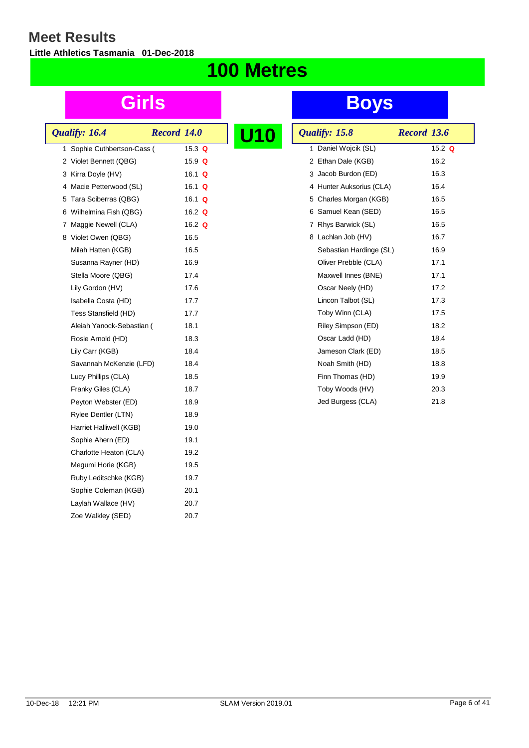# Meet Results

**Little Athletics Tasmania 01-Dec-2018**

## 100 Metres

## U10

### Girls

*Qualify: 16.4* *Record 14.0*

| Place | Name | Time | |
|---|---|---|---|
| 1 | Sophie Cuthbertson-Cass ( | 15.3 | Q |
| 2 | Violet Bennett (QBG) | 15.9 | Q |
| 3 | Kirra Doyle (HV) | 16.1 | Q |
| 4 | Macie Petterwood (SL) | 16.1 | Q |
| 5 | Tara Sciberras (QBG) | 16.1 | Q |
| 6 | Wilhelmina Fish (QBG) | 16.2 | Q |
| 7 | Maggie Newell (CLA) | 16.2 | Q |
| 8 | Violet Owen (QBG) | 16.5 | |
| | Milah Hatten (KGB) | 16.5 | |
| | Susanna Rayner (HD) | 16.9 | |
| | Stella Moore (QBG) | 17.4 | |
| | Lily Gordon (HV) | 17.6 | |
| | Isabella Costa (HD) | 17.7 | |
| | Tess Stansfield (HD) | 17.7 | |
| | Aleiah Yanock-Sebastian ( | 18.1 | |
| | Rosie Arnold (HD) | 18.3 | |
| | Lily Carr (KGB) | 18.4 | |
| | Savannah McKenzie (LFD) | 18.4 | |
| | Lucy Phillips (CLA) | 18.5 | |
| | Franky Giles (CLA) | 18.7 | |
| | Peyton Webster (ED) | 18.9 | |
| | Rylee Dentler (LTN) | 18.9 | |
| | Harriet Halliwell (KGB) | 19.0 | |
| | Sophie Ahern (ED) | 19.1 | |
| | Charlotte Heaton (CLA) | 19.2 | |
| | Megumi Horie (KGB) | 19.5 | |
| | Ruby Leditschke (KGB) | 19.7 | |
| | Sophie Coleman (KGB) | 20.1 | |
| | Laylah Wallace (HV) | 20.7 | |
| | Zoe Walkley (SED) | 20.7 | |

### Boys

*Qualify: 15.8* *Record 13.6*

| Place | Name | Time | |
|---|---|---|---|
| 1 | Daniel Wojcik (SL) | 15.2 | Q |
| 2 | Ethan Dale (KGB) | 16.2 | |
| 3 | Jacob Burdon (ED) | 16.3 | |
| 4 | Hunter Auksorius (CLA) | 16.4 | |
| 5 | Charles Morgan (KGB) | 16.5 | |
| 6 | Samuel Kean (SED) | 16.5 | |
| 7 | Rhys Barwick (SL) | 16.5 | |
| 8 | Lachlan Job (HV) | 16.7 | |
| | Sebastian Hardinge (SL) | 16.9 | |
| | Oliver Prebble (CLA) | 17.1 | |
| | Maxwell Innes (BNE) | 17.1 | |
| | Oscar Neely (HD) | 17.2 | |
| | Lincon Talbot (SL) | 17.3 | |
| | Toby Winn (CLA) | 17.5 | |
| | Riley Simpson (ED) | 18.2 | |
| | Oscar Ladd (HD) | 18.4 | |
| | Jameson Clark (ED) | 18.5 | |
| | Noah Smith (HD) | 18.8 | |
| | Finn Thomas (HD) | 19.9 | |
| | Toby Woods (HV) | 20.3 | |
| | Jed Burgess (CLA) | 21.8 | |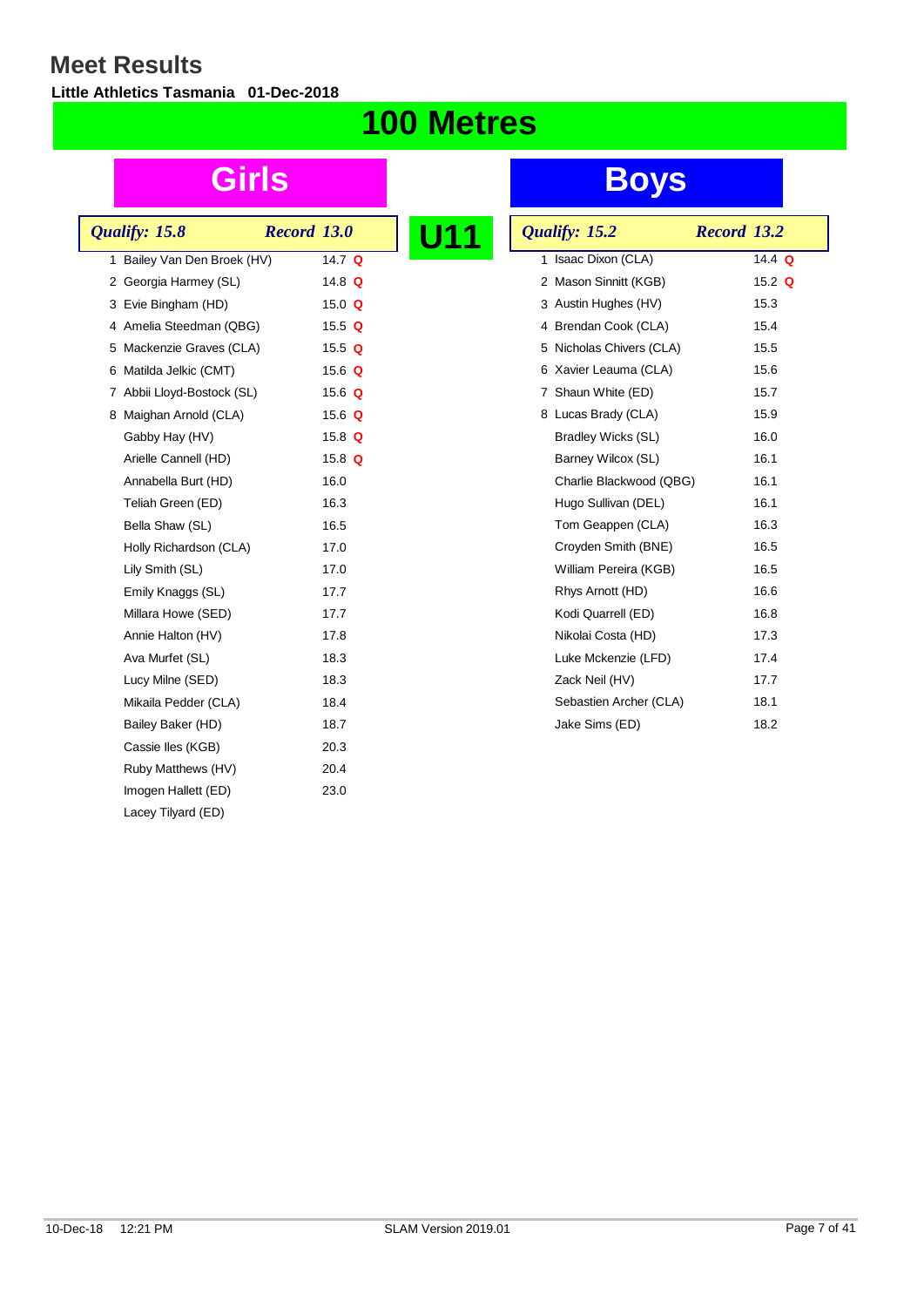# Meet Results

**Little Athletics Tasmania 01-Dec-2018**

## 100 Metres

### U11

### Girls

*Qualify: 15.8* *Record 13.0*

| Place | Name | Time | Q |
|---|---|---|---|
| 1 | Bailey Van Den Broek (HV) | 14.7 | Q |
| 2 | Georgia Harmey (SL) | 14.8 | Q |
| 3 | Evie Bingham (HD) | 15.0 | Q |
| 4 | Amelia Steedman (QBG) | 15.5 | Q |
| 5 | Mackenzie Graves (CLA) | 15.5 | Q |
| 6 | Matilda Jelkic (CMT) | 15.6 | Q |
| 7 | Abbii Lloyd-Bostock (SL) | 15.6 | Q |
| 8 | Maighan Arnold (CLA) | 15.6 | Q |
| | Gabby Hay (HV) | 15.8 | Q |
| | Arielle Cannell (HD) | 15.8 | Q |
| | Annabella Burt (HD) | 16.0 | |
| | Teliah Green (ED) | 16.3 | |
| | Bella Shaw (SL) | 16.5 | |
| | Holly Richardson (CLA) | 17.0 | |
| | Lily Smith (SL) | 17.0 | |
| | Emily Knaggs (SL) | 17.7 | |
| | Millara Howe (SED) | 17.7 | |
| | Annie Halton (HV) | 17.8 | |
| | Ava Murfet (SL) | 18.3 | |
| | Lucy Milne (SED) | 18.3 | |
| | Mikaila Pedder (CLA) | 18.4 | |
| | Bailey Baker (HD) | 18.7 | |
| | Cassie Iles (KGB) | 20.3 | |
| | Ruby Matthews (HV) | 20.4 | |
| | Imogen Hallett (ED) | 23.0 | |
| | Lacey Tilyard (ED) | | |

### Boys

*Qualify: 15.2* *Record 13.2*

| Place | Name | Time | Q |
|---|---|---|---|
| 1 | Isaac Dixon (CLA) | 14.4 | Q |
| 2 | Mason Sinnitt (KGB) | 15.2 | Q |
| 3 | Austin Hughes (HV) | 15.3 | |
| 4 | Brendan Cook (CLA) | 15.4 | |
| 5 | Nicholas Chivers (CLA) | 15.5 | |
| 6 | Xavier Leauma (CLA) | 15.6 | |
| 7 | Shaun White (ED) | 15.7 | |
| 8 | Lucas Brady (CLA) | 15.9 | |
| | Bradley Wicks (SL) | 16.0 | |
| | Barney Wilcox (SL) | 16.1 | |
| | Charlie Blackwood (QBG) | 16.1 | |
| | Hugo Sullivan (DEL) | 16.1 | |
| | Tom Geappen (CLA) | 16.3 | |
| | Croyden Smith (BNE) | 16.5 | |
| | William Pereira (KGB) | 16.5 | |
| | Rhys Arnott (HD) | 16.6 | |
| | Kodi Quarrell (ED) | 16.8 | |
| | Nikolai Costa (HD) | 17.3 | |
| | Luke Mckenzie (LFD) | 17.4 | |
| | Zack Neil (HV) | 17.7 | |
| | Sebastien Archer (CLA) | 18.1 | |
| | Jake Sims (ED) | 18.2 | |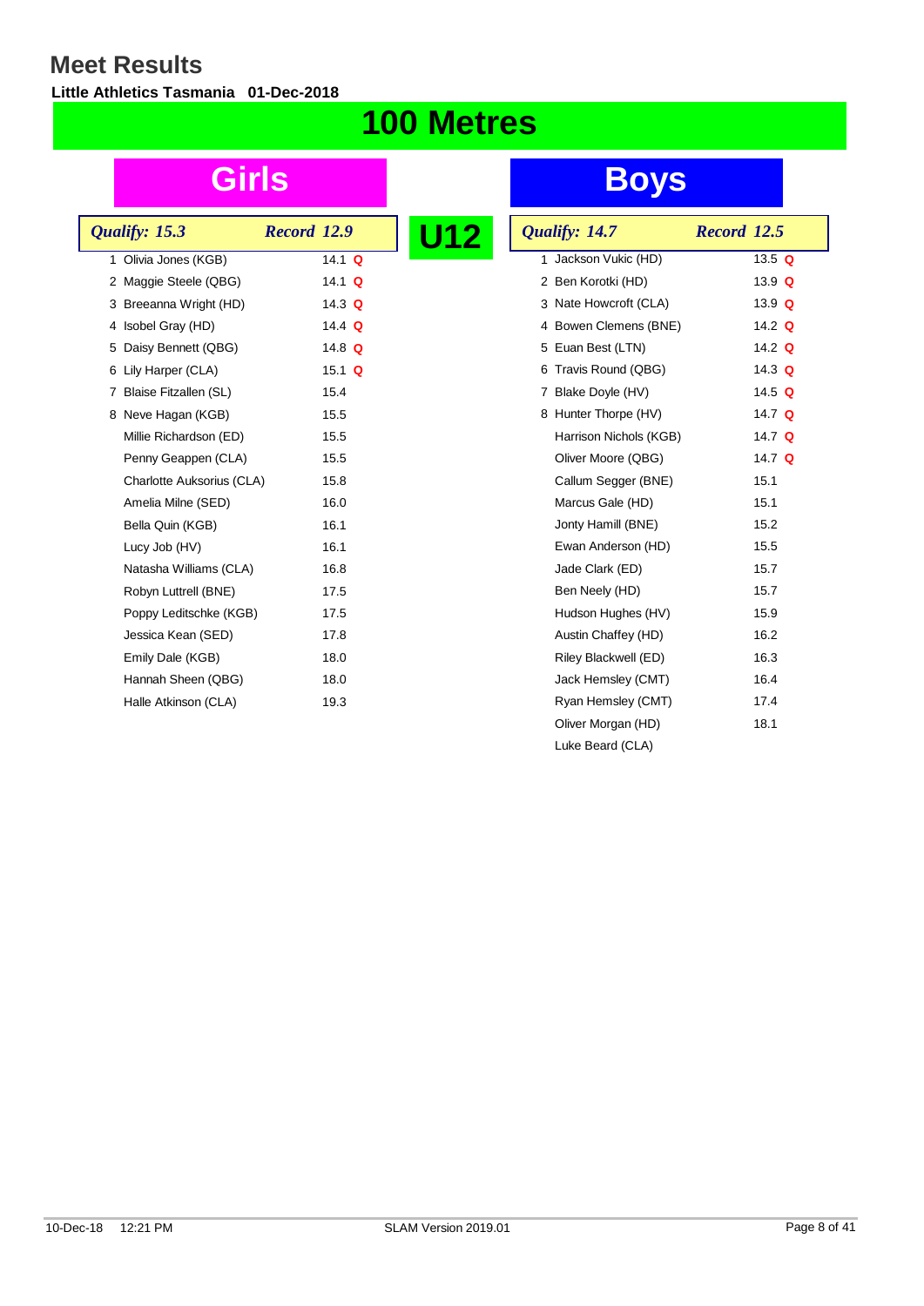# Meet Results

**Little Athletics Tasmania 01-Dec-2018**

## 100 Metres

## U12

### Girls

*Qualify: 15.3* — *Record 12.9*

| Place | Name | Time | Q |
|---|---|---|---|
| 1 | Olivia Jones (KGB) | 14.1 | Q |
| 2 | Maggie Steele (QBG) | 14.1 | Q |
| 3 | Breeanna Wright (HD) | 14.3 | Q |
| 4 | Isobel Gray (HD) | 14.4 | Q |
| 5 | Daisy Bennett (QBG) | 14.8 | Q |
| 6 | Lily Harper (CLA) | 15.1 | Q |
| 7 | Blaise Fitzallen (SL) | 15.4 | |
| 8 | Neve Hagan (KGB) | 15.5 | |
| | Millie Richardson (ED) | 15.5 | |
| | Penny Geappen (CLA) | 15.5 | |
| | Charlotte Auksorius (CLA) | 15.8 | |
| | Amelia Milne (SED) | 16.0 | |
| | Bella Quin (KGB) | 16.1 | |
| | Lucy Job (HV) | 16.1 | |
| | Natasha Williams (CLA) | 16.8 | |
| | Robyn Luttrell (BNE) | 17.5 | |
| | Poppy Leditschke (KGB) | 17.5 | |
| | Jessica Kean (SED) | 17.8 | |
| | Emily Dale (KGB) | 18.0 | |
| | Hannah Sheen (QBG) | 18.0 | |
| | Halle Atkinson (CLA) | 19.3 | |

### Boys

*Qualify: 14.7* — *Record 12.5*

| Place | Name | Time | Q |
|---|---|---|---|
| 1 | Jackson Vukic (HD) | 13.5 | Q |
| 2 | Ben Korotki (HD) | 13.9 | Q |
| 3 | Nate Howcroft (CLA) | 13.9 | Q |
| 4 | Bowen Clemens (BNE) | 14.2 | Q |
| 5 | Euan Best (LTN) | 14.2 | Q |
| 6 | Travis Round (QBG) | 14.3 | Q |
| 7 | Blake Doyle (HV) | 14.5 | Q |
| 8 | Hunter Thorpe (HV) | 14.7 | Q |
| | Harrison Nichols (KGB) | 14.7 | Q |
| | Oliver Moore (QBG) | 14.7 | Q |
| | Callum Segger (BNE) | 15.1 | |
| | Marcus Gale (HD) | 15.1 | |
| | Jonty Hamill (BNE) | 15.2 | |
| | Ewan Anderson (HD) | 15.5 | |
| | Jade Clark (ED) | 15.7 | |
| | Ben Neely (HD) | 15.7 | |
| | Hudson Hughes (HV) | 15.9 | |
| | Austin Chaffey (HD) | 16.2 | |
| | Riley Blackwell (ED) | 16.3 | |
| | Jack Hemsley (CMT) | 16.4 | |
| | Ryan Hemsley (CMT) | 17.4 | |
| | Oliver Morgan (HD) | 18.1 | |
| | Luke Beard (CLA) | | |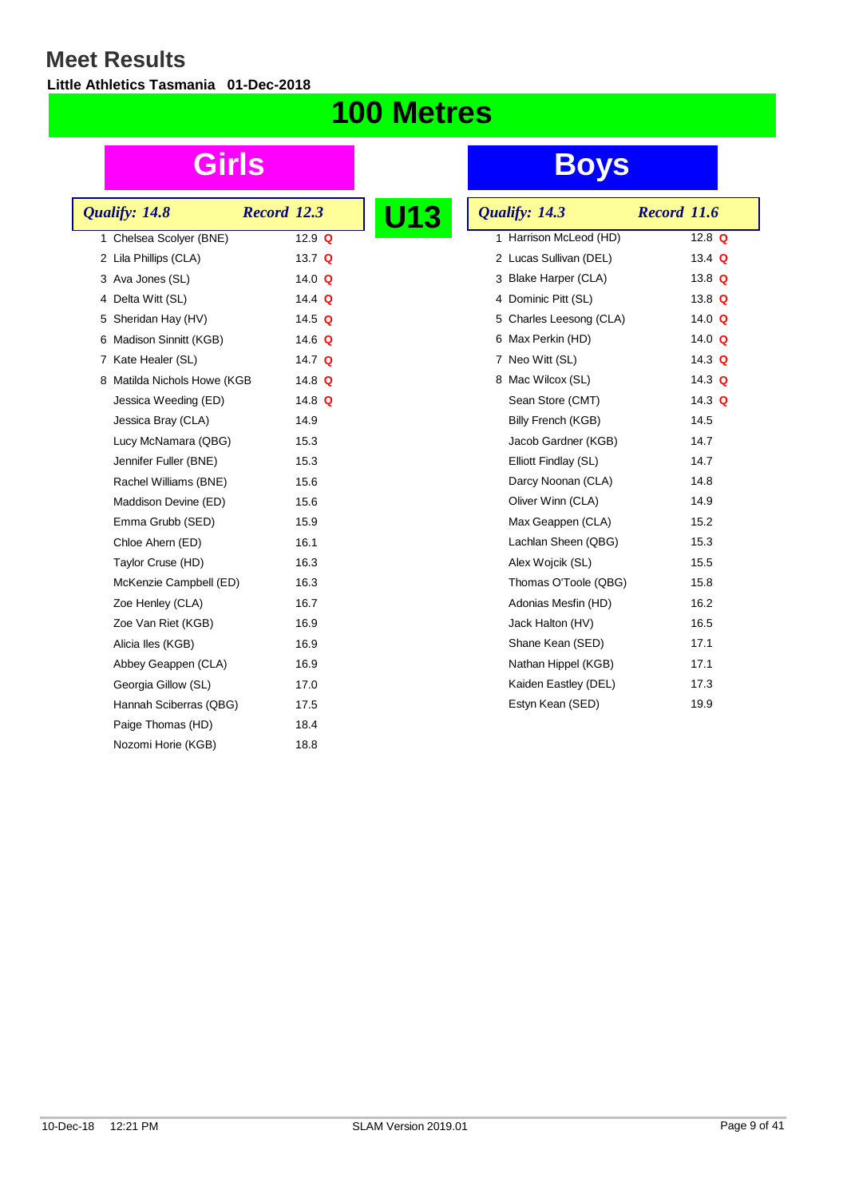# Meet Results

**Little Athletics Tasmania 01-Dec-2018**

# 100 Metres

## U13

## Girls

*Qualify: 14.8* *Record 12.3*

| Place | Name | Time | Q |
|---|---|---|---|
| 1 | Chelsea Scolyer (BNE) | 12.9 | Q |
| 2 | Lila Phillips (CLA) | 13.7 | Q |
| 3 | Ava Jones (SL) | 14.0 | Q |
| 4 | Delta Witt (SL) | 14.4 | Q |
| 5 | Sheridan Hay (HV) | 14.5 | Q |
| 6 | Madison Sinnitt (KGB) | 14.6 | Q |
| 7 | Kate Healer (SL) | 14.7 | Q |
| 8 | Matilda Nichols Howe (KGB | 14.8 | Q |
| | Jessica Weeding (ED) | 14.8 | Q |
| | Jessica Bray (CLA) | 14.9 | |
| | Lucy McNamara (QBG) | 15.3 | |
| | Jennifer Fuller (BNE) | 15.3 | |
| | Rachel Williams (BNE) | 15.6 | |
| | Maddison Devine (ED) | 15.6 | |
| | Emma Grubb (SED) | 15.9 | |
| | Chloe Ahern (ED) | 16.1 | |
| | Taylor Cruse (HD) | 16.3 | |
| | McKenzie Campbell (ED) | 16.3 | |
| | Zoe Henley (CLA) | 16.7 | |
| | Zoe Van Riet (KGB) | 16.9 | |
| | Alicia Iles (KGB) | 16.9 | |
| | Abbey Geappen (CLA) | 16.9 | |
| | Georgia Gillow (SL) | 17.0 | |
| | Hannah Sciberras (QBG) | 17.5 | |
| | Paige Thomas (HD) | 18.4 | |
| | Nozomi Horie (KGB) | 18.8 | |

## Boys

*Qualify: 14.3* *Record 11.6*

| Place | Name | Time | Q |
|---|---|---|---|
| 1 | Harrison McLeod (HD) | 12.8 | Q |
| 2 | Lucas Sullivan (DEL) | 13.4 | Q |
| 3 | Blake Harper (CLA) | 13.8 | Q |
| 4 | Dominic Pitt (SL) | 13.8 | Q |
| 5 | Charles Leesong (CLA) | 14.0 | Q |
| 6 | Max Perkin (HD) | 14.0 | Q |
| 7 | Neo Witt (SL) | 14.3 | Q |
| 8 | Mac Wilcox (SL) | 14.3 | Q |
| | Sean Store (CMT) | 14.3 | Q |
| | Billy French (KGB) | 14.5 | |
| | Jacob Gardner (KGB) | 14.7 | |
| | Elliott Findlay (SL) | 14.7 | |
| | Darcy Noonan (CLA) | 14.8 | |
| | Oliver Winn (CLA) | 14.9 | |
| | Max Geappen (CLA) | 15.2 | |
| | Lachlan Sheen (QBG) | 15.3 | |
| | Alex Wojcik (SL) | 15.5 | |
| | Thomas O'Toole (QBG) | 15.8 | |
| | Adonias Mesfin (HD) | 16.2 | |
| | Jack Halton (HV) | 16.5 | |
| | Shane Kean (SED) | 17.1 | |
| | Nathan Hippel (KGB) | 17.1 | |
| | Kaiden Eastley (DEL) | 17.3 | |
| | Estyn Kean (SED) | 19.9 | |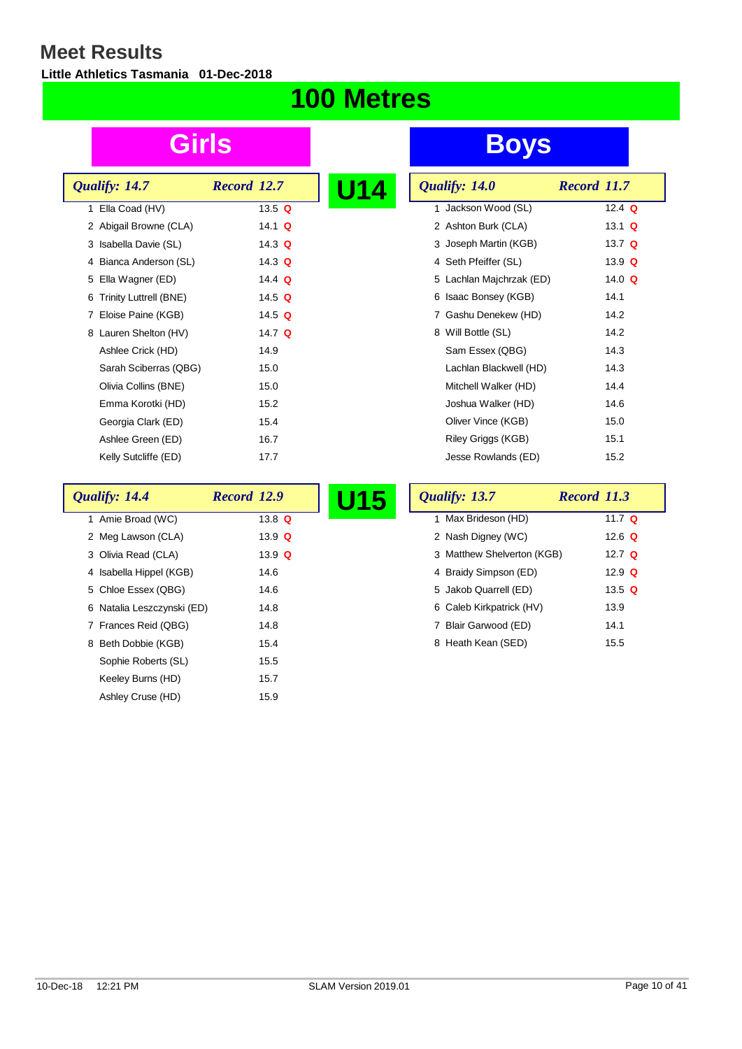# Meet Results

**Little Athletics Tasmania 01-Dec-2018**

## 100 Metres

### U14

#### Girls

*Qualify: 14.7* *Record 12.7*

| Place | Name | Time | |
|---|---|---|---|
| 1 | Ella Coad (HV) | 13.5 | Q |
| 2 | Abigail Browne (CLA) | 14.1 | Q |
| 3 | Isabella Davie (SL) | 14.3 | Q |
| 4 | Bianca Anderson (SL) | 14.3 | Q |
| 5 | Ella Wagner (ED) | 14.4 | Q |
| 6 | Trinity Luttrell (BNE) | 14.5 | Q |
| 7 | Eloise Paine (KGB) | 14.5 | Q |
| 8 | Lauren Shelton (HV) | 14.7 | Q |
| | Ashlee Crick (HD) | 14.9 | |
| | Sarah Sciberras (QBG) | 15.0 | |
| | Olivia Collins (BNE) | 15.0 | |
| | Emma Korotki (HD) | 15.2 | |
| | Georgia Clark (ED) | 15.4 | |
| | Ashlee Green (ED) | 16.7 | |
| | Kelly Sutcliffe (ED) | 17.7 | |

#### Boys

*Qualify: 14.0* *Record 11.7*

| Place | Name | Time | |
|---|---|---|---|
| 1 | Jackson Wood (SL) | 12.4 | Q |
| 2 | Ashton Burk (CLA) | 13.1 | Q |
| 3 | Joseph Martin (KGB) | 13.7 | Q |
| 4 | Seth Pfeiffer (SL) | 13.9 | Q |
| 5 | Lachlan Majchrzak (ED) | 14.0 | Q |
| 6 | Isaac Bonsey (KGB) | 14.1 | |
| 7 | Gashu Denekew (HD) | 14.2 | |
| 8 | Will Bottle (SL) | 14.2 | |
| | Sam Essex (QBG) | 14.3 | |
| | Lachlan Blackwell (HD) | 14.3 | |
| | Mitchell Walker (HD) | 14.4 | |
| | Joshua Walker (HD) | 14.6 | |
| | Oliver Vince (KGB) | 15.0 | |
| | Riley Griggs (KGB) | 15.1 | |
| | Jesse Rowlands (ED) | 15.2 | |

### U15

#### Girls

*Qualify: 14.4* *Record 12.9*

| Place | Name | Time | |
|---|---|---|---|
| 1 | Amie Broad (WC) | 13.8 | Q |
| 2 | Meg Lawson (CLA) | 13.9 | Q |
| 3 | Olivia Read (CLA) | 13.9 | Q |
| 4 | Isabella Hippel (KGB) | 14.6 | |
| 5 | Chloe Essex (QBG) | 14.6 | |
| 6 | Natalia Leszczynski (ED) | 14.8 | |
| 7 | Frances Reid (QBG) | 14.8 | |
| 8 | Beth Dobbie (KGB) | 15.4 | |
| | Sophie Roberts (SL) | 15.5 | |
| | Keeley Burns (HD) | 15.7 | |
| | Ashley Cruse (HD) | 15.9 | |

#### Boys

*Qualify: 13.7* *Record 11.3*

| Place | Name | Time | |
|---|---|---|---|
| 1 | Max Brideson (HD) | 11.7 | Q |
| 2 | Nash Digney (WC) | 12.6 | Q |
| 3 | Matthew Shelverton (KGB) | 12.7 | Q |
| 4 | Braidy Simpson (ED) | 12.9 | Q |
| 5 | Jakob Quarrell (ED) | 13.5 | Q |
| 6 | Caleb Kirkpatrick (HV) | 13.9 | |
| 7 | Blair Garwood (ED) | 14.1 | |
| 8 | Heath Kean (SED) | 15.5 | |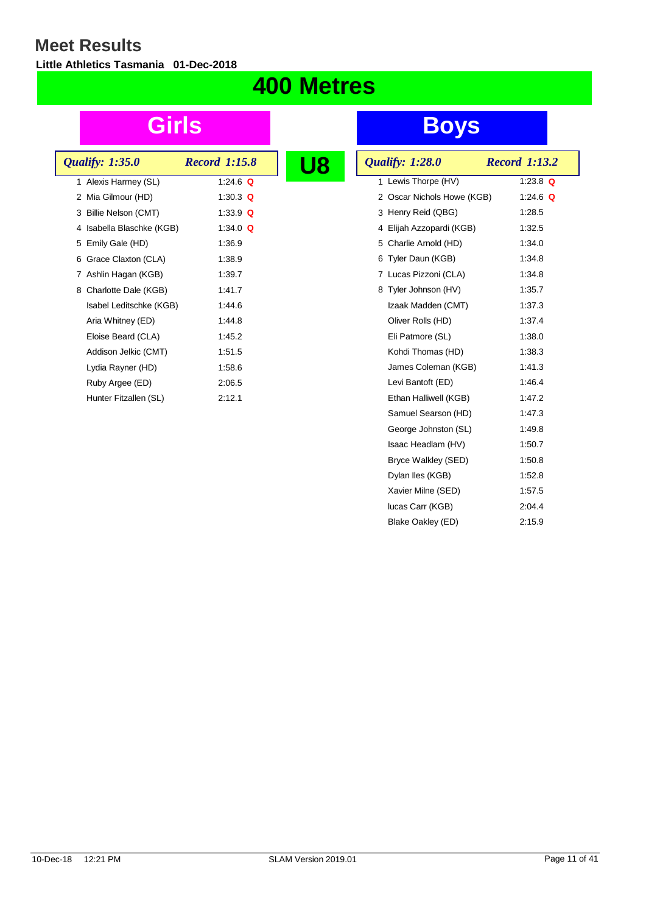# Meet Results

**Little Athletics Tasmania 01-Dec-2018**

## 400 Metres

### U8

### Girls

| *Qualify: 1:35.0* | | *Record 1:15.8* |
|---|---|---|
| 1 | Alexis Harmey (SL) | 1:24.6 **Q** |
| 2 | Mia Gilmour (HD) | 1:30.3 **Q** |
| 3 | Billie Nelson (CMT) | 1:33.9 **Q** |
| 4 | Isabella Blaschke (KGB) | 1:34.0 **Q** |
| 5 | Emily Gale (HD) | 1:36.9 |
| 6 | Grace Claxton (CLA) | 1:38.9 |
| 7 | Ashlin Hagan (KGB) | 1:39.7 |
| 8 | Charlotte Dale (KGB) | 1:41.7 |
| | Isabel Leditschke (KGB) | 1:44.6 |
| | Aria Whitney (ED) | 1:44.8 |
| | Eloise Beard (CLA) | 1:45.2 |
| | Addison Jelkic (CMT) | 1:51.5 |
| | Lydia Rayner (HD) | 1:58.6 |
| | Ruby Argee (ED) | 2:06.5 |
| | Hunter Fitzallen (SL) | 2:12.1 |

### Boys

| *Qualify: 1:28.0* | | *Record 1:13.2* |
|---|---|---|
| 1 | Lewis Thorpe (HV) | 1:23.8 **Q** |
| 2 | Oscar Nichols Howe (KGB) | 1:24.6 **Q** |
| 3 | Henry Reid (QBG) | 1:28.5 |
| 4 | Elijah Azzopardi (KGB) | 1:32.5 |
| 5 | Charlie Arnold (HD) | 1:34.0 |
| 6 | Tyler Daun (KGB) | 1:34.8 |
| 7 | Lucas Pizzoni (CLA) | 1:34.8 |
| 8 | Tyler Johnson (HV) | 1:35.7 |
| | Izaak Madden (CMT) | 1:37.3 |
| | Oliver Rolls (HD) | 1:37.4 |
| | Eli Patmore (SL) | 1:38.0 |
| | Kohdi Thomas (HD) | 1:38.3 |
| | James Coleman (KGB) | 1:41.3 |
| | Levi Bantoft (ED) | 1:46.4 |
| | Ethan Halliwell (KGB) | 1:47.2 |
| | Samuel Searson (HD) | 1:47.3 |
| | George Johnston (SL) | 1:49.8 |
| | Isaac Headlam (HV) | 1:50.7 |
| | Bryce Walkley (SED) | 1:50.8 |
| | Dylan Iles (KGB) | 1:52.8 |
| | Xavier Milne (SED) | 1:57.5 |
| | lucas Carr (KGB) | 2:04.4 |
| | Blake Oakley (ED) | 2:15.9 |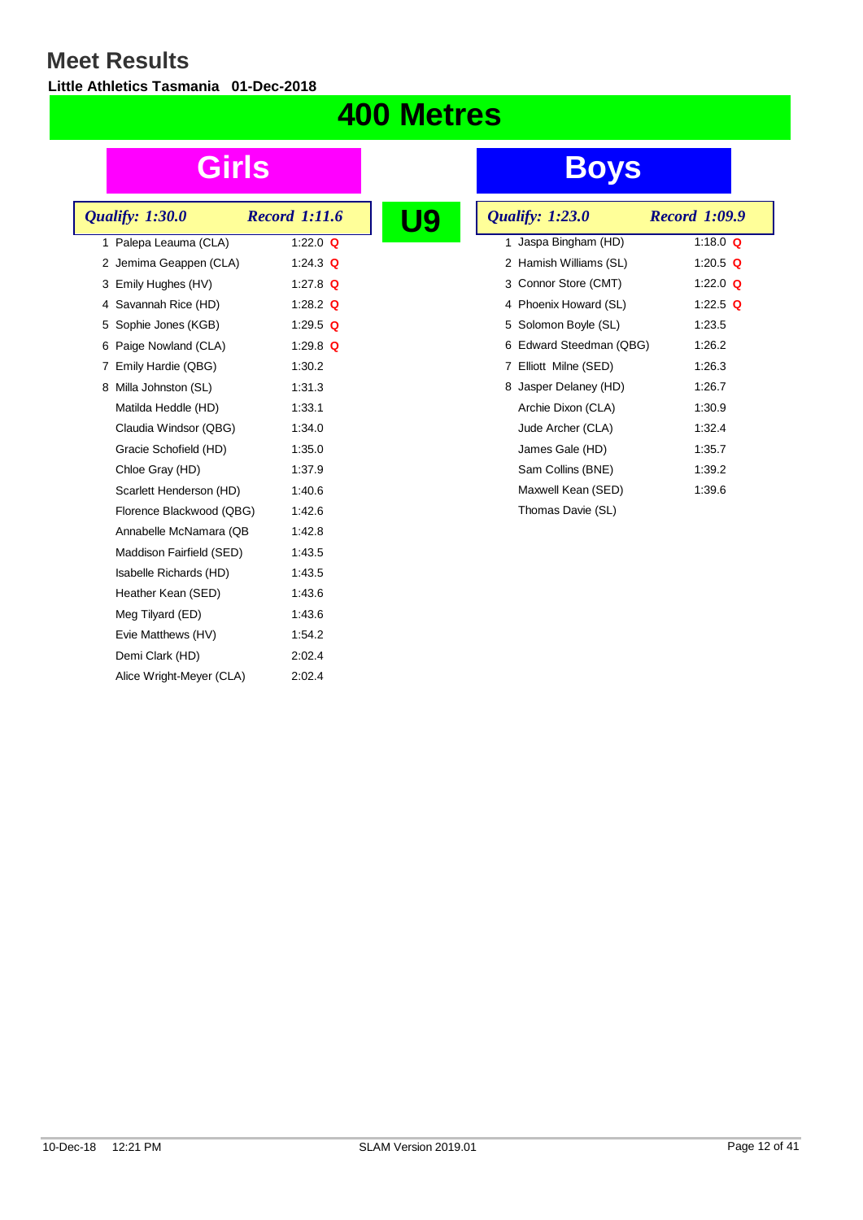# Meet Results

**Little Athletics Tasmania 01-Dec-2018**

# 400 Metres

## U9

### Girls

*Qualify: 1:30.0* *Record 1:11.6*

| Place | Name | Time | |
|---|---|---|---|
| 1 | Palepa Leauma (CLA) | 1:22.0 | Q |
| 2 | Jemima Geappen (CLA) | 1:24.3 | Q |
| 3 | Emily Hughes (HV) | 1:27.8 | Q |
| 4 | Savannah Rice (HD) | 1:28.2 | Q |
| 5 | Sophie Jones (KGB) | 1:29.5 | Q |
| 6 | Paige Nowland (CLA) | 1:29.8 | Q |
| 7 | Emily Hardie (QBG) | 1:30.2 | |
| 8 | Milla Johnston (SL) | 1:31.3 | |
| | Matilda Heddle (HD) | 1:33.1 | |
| | Claudia Windsor (QBG) | 1:34.0 | |
| | Gracie Schofield (HD) | 1:35.0 | |
| | Chloe Gray (HD) | 1:37.9 | |
| | Scarlett Henderson (HD) | 1:40.6 | |
| | Florence Blackwood (QBG) | 1:42.6 | |
| | Annabelle McNamara (QB | 1:42.8 | |
| | Maddison Fairfield (SED) | 1:43.5 | |
| | Isabelle Richards (HD) | 1:43.5 | |
| | Heather Kean (SED) | 1:43.6 | |
| | Meg Tilyard (ED) | 1:43.6 | |
| | Evie Matthews (HV) | 1:54.2 | |
| | Demi Clark (HD) | 2:02.4 | |
| | Alice Wright-Meyer (CLA) | 2:02.4 | |

### Boys

*Qualify: 1:23.0* *Record 1:09.9*

| Place | Name | Time | |
|---|---|---|---|
| 1 | Jaspa Bingham (HD) | 1:18.0 | Q |
| 2 | Hamish Williams (SL) | 1:20.5 | Q |
| 3 | Connor Store (CMT) | 1:22.0 | Q |
| 4 | Phoenix Howard (SL) | 1:22.5 | Q |
| 5 | Solomon Boyle (SL) | 1:23.5 | |
| 6 | Edward Steedman (QBG) | 1:26.2 | |
| 7 | Elliott Milne (SED) | 1:26.3 | |
| 8 | Jasper Delaney (HD) | 1:26.7 | |
| | Archie Dixon (CLA) | 1:30.9 | |
| | Jude Archer (CLA) | 1:32.4 | |
| | James Gale (HD) | 1:35.7 | |
| | Sam Collins (BNE) | 1:39.2 | |
| | Maxwell Kean (SED) | 1:39.6 | |
| | Thomas Davie (SL) | | |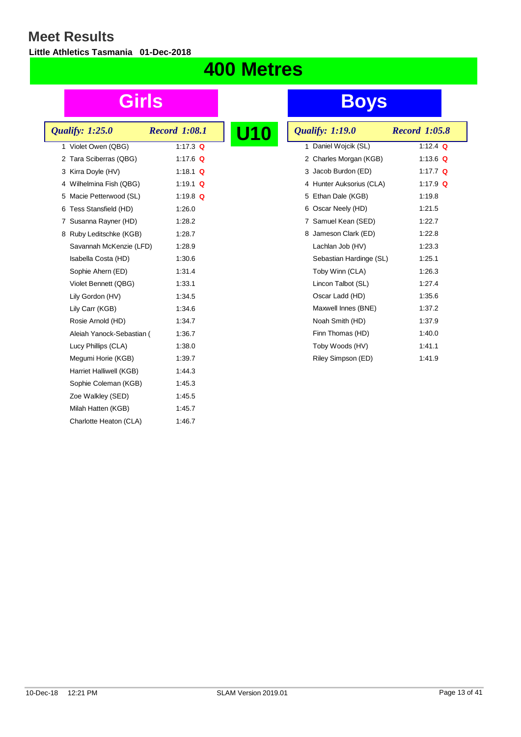# Meet Results

**Little Athletics Tasmania 01-Dec-2018**

## 400 Metres

### U10

### Girls

| Place | Name | Time | |
|---|---|---|---|
| *Qualify: 1:25.0* | | *Record 1:08.1* | |
| 1 | Violet Owen (QBG) | 1:17.3 | Q |
| 2 | Tara Sciberras (QBG) | 1:17.6 | Q |
| 3 | Kirra Doyle (HV) | 1:18.1 | Q |
| 4 | Wilhelmina Fish (QBG) | 1:19.1 | Q |
| 5 | Macie Petterwood (SL) | 1:19.8 | Q |
| 6 | Tess Stansfield (HD) | 1:26.0 | |
| 7 | Susanna Rayner (HD) | 1:28.2 | |
| 8 | Ruby Leditschke (KGB) | 1:28.7 | |
| | Savannah McKenzie (LFD) | 1:28.9 | |
| | Isabella Costa (HD) | 1:30.6 | |
| | Sophie Ahern (ED) | 1:31.4 | |
| | Violet Bennett (QBG) | 1:33.1 | |
| | Lily Gordon (HV) | 1:34.5 | |
| | Lily Carr (KGB) | 1:34.6 | |
| | Rosie Arnold (HD) | 1:34.7 | |
| | Aleiah Yanock-Sebastian ( | 1:36.7 | |
| | Lucy Phillips (CLA) | 1:38.0 | |
| | Megumi Horie (KGB) | 1:39.7 | |
| | Harriet Halliwell (KGB) | 1:44.3 | |
| | Sophie Coleman (KGB) | 1:45.3 | |
| | Zoe Walkley (SED) | 1:45.5 | |
| | Milah Hatten (KGB) | 1:45.7 | |
| | Charlotte Heaton (CLA) | 1:46.7 | |

### Boys

| Place | Name | Time | |
|---|---|---|---|
| *Qualify: 1:19.0* | | *Record 1:05.8* | |
| 1 | Daniel Wojcik (SL) | 1:12.4 | Q |
| 2 | Charles Morgan (KGB) | 1:13.6 | Q |
| 3 | Jacob Burdon (ED) | 1:17.7 | Q |
| 4 | Hunter Auksorius (CLA) | 1:17.9 | Q |
| 5 | Ethan Dale (KGB) | 1:19.8 | |
| 6 | Oscar Neely (HD) | 1:21.5 | |
| 7 | Samuel Kean (SED) | 1:22.7 | |
| 8 | Jameson Clark (ED) | 1:22.8 | |
| | Lachlan Job (HV) | 1:23.3 | |
| | Sebastian Hardinge (SL) | 1:25.1 | |
| | Toby Winn (CLA) | 1:26.3 | |
| | Lincon Talbot (SL) | 1:27.4 | |
| | Oscar Ladd (HD) | 1:35.6 | |
| | Maxwell Innes (BNE) | 1:37.2 | |
| | Noah Smith (HD) | 1:37.9 | |
| | Finn Thomas (HD) | 1:40.0 | |
| | Toby Woods (HV) | 1:41.1 | |
| | Riley Simpson (ED) | 1:41.9 | |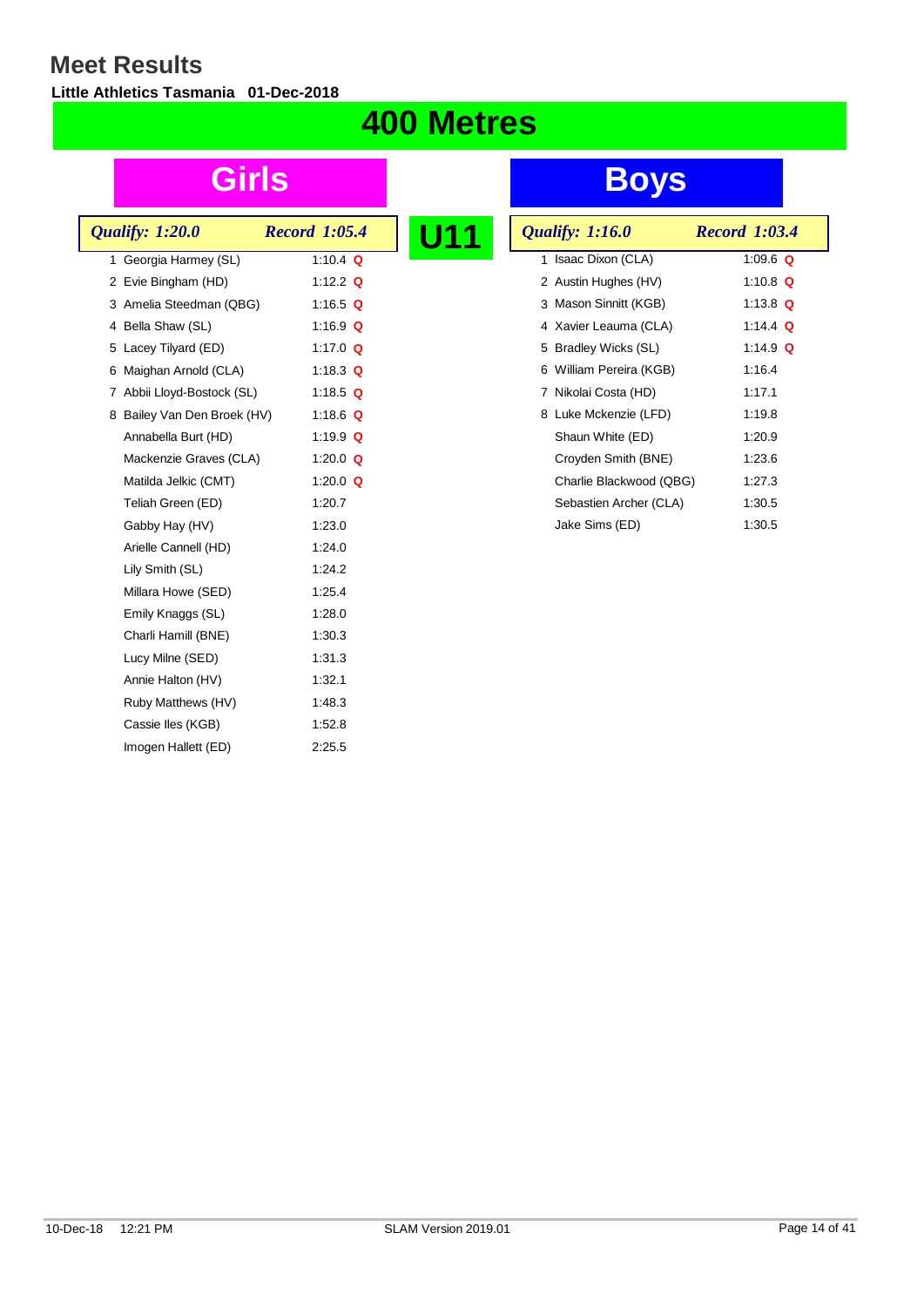# Meet Results

**Little Athletics Tasmania 01-Dec-2018**

## 400 Metres

### U11

### Girls

*Qualify: 1:20.0* — *Record 1:05.4*

| Place | Name | Time | Q |
|---|---|---|---|
| 1 | Georgia Harmey (SL) | 1:10.4 | Q |
| 2 | Evie Bingham (HD) | 1:12.2 | Q |
| 3 | Amelia Steedman (QBG) | 1:16.5 | Q |
| 4 | Bella Shaw (SL) | 1:16.9 | Q |
| 5 | Lacey Tilyard (ED) | 1:17.0 | Q |
| 6 | Maighan Arnold (CLA) | 1:18.3 | Q |
| 7 | Abbii Lloyd-Bostock (SL) | 1:18.5 | Q |
| 8 | Bailey Van Den Broek (HV) | 1:18.6 | Q |
| | Annabella Burt (HD) | 1:19.9 | Q |
| | Mackenzie Graves (CLA) | 1:20.0 | Q |
| | Matilda Jelkic (CMT) | 1:20.0 | Q |
| | Teliah Green (ED) | 1:20.7 | |
| | Gabby Hay (HV) | 1:23.0 | |
| | Arielle Cannell (HD) | 1:24.0 | |
| | Lily Smith (SL) | 1:24.2 | |
| | Millara Howe (SED) | 1:25.4 | |
| | Emily Knaggs (SL) | 1:28.0 | |
| | Charli Hamill (BNE) | 1:30.3 | |
| | Lucy Milne (SED) | 1:31.3 | |
| | Annie Halton (HV) | 1:32.1 | |
| | Ruby Matthews (HV) | 1:48.3 | |
| | Cassie Iles (KGB) | 1:52.8 | |
| | Imogen Hallett (ED) | 2:25.5 | |

### Boys

*Qualify: 1:16.0* — *Record 1:03.4*

| Place | Name | Time | Q |
|---|---|---|---|
| 1 | Isaac Dixon (CLA) | 1:09.6 | Q |
| 2 | Austin Hughes (HV) | 1:10.8 | Q |
| 3 | Mason Sinnitt (KGB) | 1:13.8 | Q |
| 4 | Xavier Leauma (CLA) | 1:14.4 | Q |
| 5 | Bradley Wicks (SL) | 1:14.9 | Q |
| 6 | William Pereira (KGB) | 1:16.4 | |
| 7 | Nikolai Costa (HD) | 1:17.1 | |
| 8 | Luke Mckenzie (LFD) | 1:19.8 | |
| | Shaun White (ED) | 1:20.9 | |
| | Croyden Smith (BNE) | 1:23.6 | |
| | Charlie Blackwood (QBG) | 1:27.3 | |
| | Sebastien Archer (CLA) | 1:30.5 | |
| | Jake Sims (ED) | 1:30.5 | |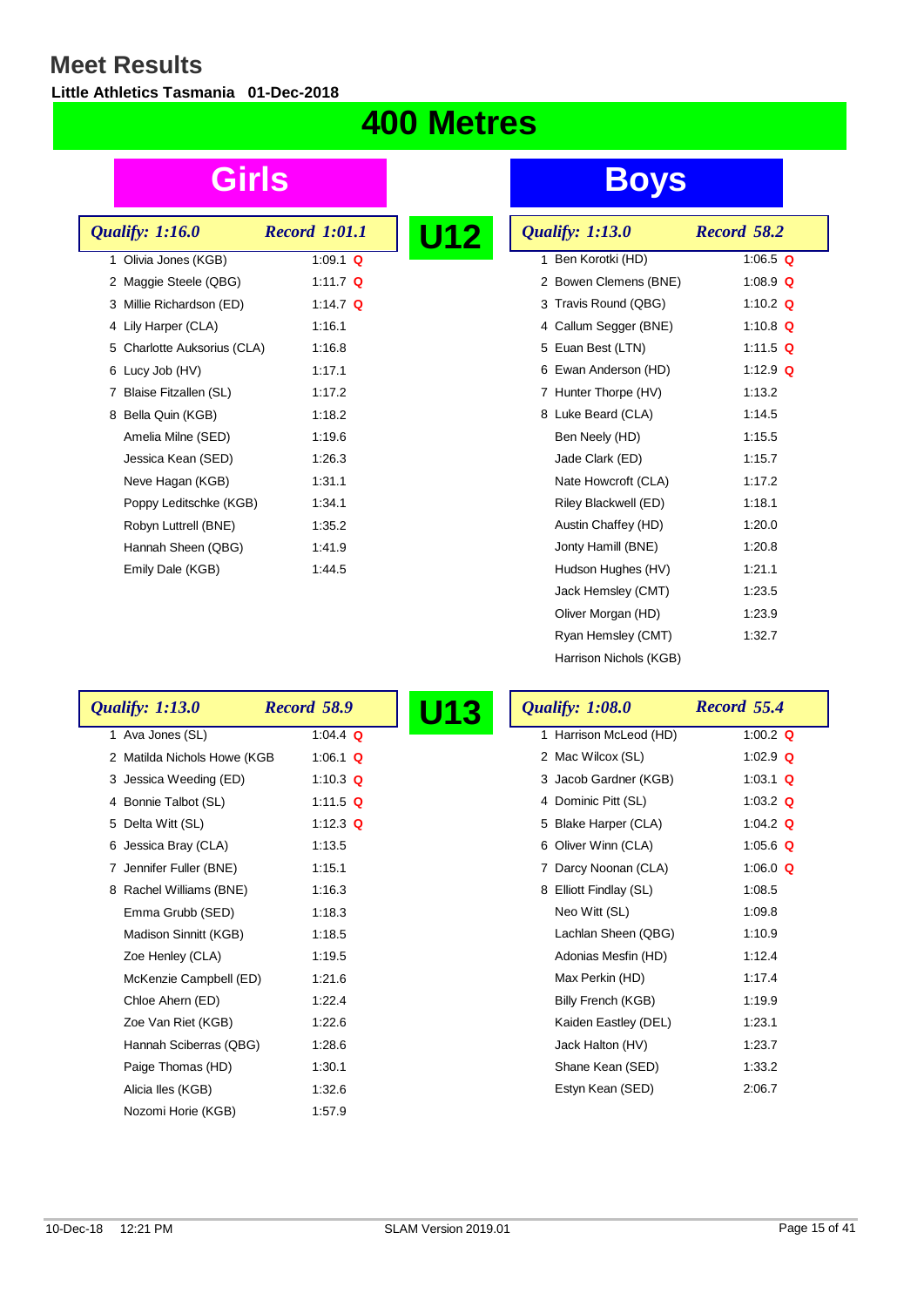# Meet Results

**Little Athletics Tasmania 01-Dec-2018**

## 400 Metres

### U12

#### Girls

*Qualify: 1:16.0* — *Record 1:01.1*

| Place | Name | Time | Q |
|---|---|---|---|
| 1 | Olivia Jones (KGB) | 1:09.1 | Q |
| 2 | Maggie Steele (QBG) | 1:11.7 | Q |
| 3 | Millie Richardson (ED) | 1:14.7 | Q |
| 4 | Lily Harper (CLA) | 1:16.1 | |
| 5 | Charlotte Auksorius (CLA) | 1:16.8 | |
| 6 | Lucy Job (HV) | 1:17.1 | |
| 7 | Blaise Fitzallen (SL) | 1:17.2 | |
| 8 | Bella Quin (KGB) | 1:18.2 | |
| | Amelia Milne (SED) | 1:19.6 | |
| | Jessica Kean (SED) | 1:26.3 | |
| | Neve Hagan (KGB) | 1:31.1 | |
| | Poppy Leditschke (KGB) | 1:34.1 | |
| | Robyn Luttrell (BNE) | 1:35.2 | |
| | Hannah Sheen (QBG) | 1:41.9 | |
| | Emily Dale (KGB) | 1:44.5 | |

#### Boys

*Qualify: 1:13.0* — *Record 58.2*

| Place | Name | Time | Q |
|---|---|---|---|
| 1 | Ben Korotki (HD) | 1:06.5 | Q |
| 2 | Bowen Clemens (BNE) | 1:08.9 | Q |
| 3 | Travis Round (QBG) | 1:10.2 | Q |
| 4 | Callum Segger (BNE) | 1:10.8 | Q |
| 5 | Euan Best (LTN) | 1:11.5 | Q |
| 6 | Ewan Anderson (HD) | 1:12.9 | Q |
| 7 | Hunter Thorpe (HV) | 1:13.2 | |
| 8 | Luke Beard (CLA) | 1:14.5 | |
| | Ben Neely (HD) | 1:15.5 | |
| | Jade Clark (ED) | 1:15.7 | |
| | Nate Howcroft (CLA) | 1:17.2 | |
| | Riley Blackwell (ED) | 1:18.1 | |
| | Austin Chaffey (HD) | 1:20.0 | |
| | Jonty Hamill (BNE) | 1:20.8 | |
| | Hudson Hughes (HV) | 1:21.1 | |
| | Jack Hemsley (CMT) | 1:23.5 | |
| | Oliver Morgan (HD) | 1:23.9 | |
| | Ryan Hemsley (CMT) | 1:32.7 | |
| | Harrison Nichols (KGB) | | |

### U13

#### Girls

*Qualify: 1:13.0* — *Record 58.9*

| Place | Name | Time | Q |
|---|---|---|---|
| 1 | Ava Jones (SL) | 1:04.4 | Q |
| 2 | Matilda Nichols Howe (KGB | 1:06.1 | Q |
| 3 | Jessica Weeding (ED) | 1:10.3 | Q |
| 4 | Bonnie Talbot (SL) | 1:11.5 | Q |
| 5 | Delta Witt (SL) | 1:12.3 | Q |
| 6 | Jessica Bray (CLA) | 1:13.5 | |
| 7 | Jennifer Fuller (BNE) | 1:15.1 | |
| 8 | Rachel Williams (BNE) | 1:16.3 | |
| | Emma Grubb (SED) | 1:18.3 | |
| | Madison Sinnitt (KGB) | 1:18.5 | |
| | Zoe Henley (CLA) | 1:19.5 | |
| | McKenzie Campbell (ED) | 1:21.6 | |
| | Chloe Ahern (ED) | 1:22.4 | |
| | Zoe Van Riet (KGB) | 1:22.6 | |
| | Hannah Sciberras (QBG) | 1:28.6 | |
| | Paige Thomas (HD) | 1:30.1 | |
| | Alicia Iles (KGB) | 1:32.6 | |
| | Nozomi Horie (KGB) | 1:57.9 | |

#### Boys

*Qualify: 1:08.0* — *Record 55.4*

| Place | Name | Time | Q |
|---|---|---|---|
| 1 | Harrison McLeod (HD) | 1:00.2 | Q |
| 2 | Mac Wilcox (SL) | 1:02.9 | Q |
| 3 | Jacob Gardner (KGB) | 1:03.1 | Q |
| 4 | Dominic Pitt (SL) | 1:03.2 | Q |
| 5 | Blake Harper (CLA) | 1:04.2 | Q |
| 6 | Oliver Winn (CLA) | 1:05.6 | Q |
| 7 | Darcy Noonan (CLA) | 1:06.0 | Q |
| 8 | Elliott Findlay (SL) | 1:08.5 | |
| | Neo Witt (SL) | 1:09.8 | |
| | Lachlan Sheen (QBG) | 1:10.9 | |
| | Adonias Mesfin (HD) | 1:12.4 | |
| | Max Perkin (HD) | 1:17.4 | |
| | Billy French (KGB) | 1:19.9 | |
| | Kaiden Eastley (DEL) | 1:23.1 | |
| | Jack Halton (HV) | 1:23.7 | |
| | Shane Kean (SED) | 1:33.2 | |
| | Estyn Kean (SED) | 2:06.7 | |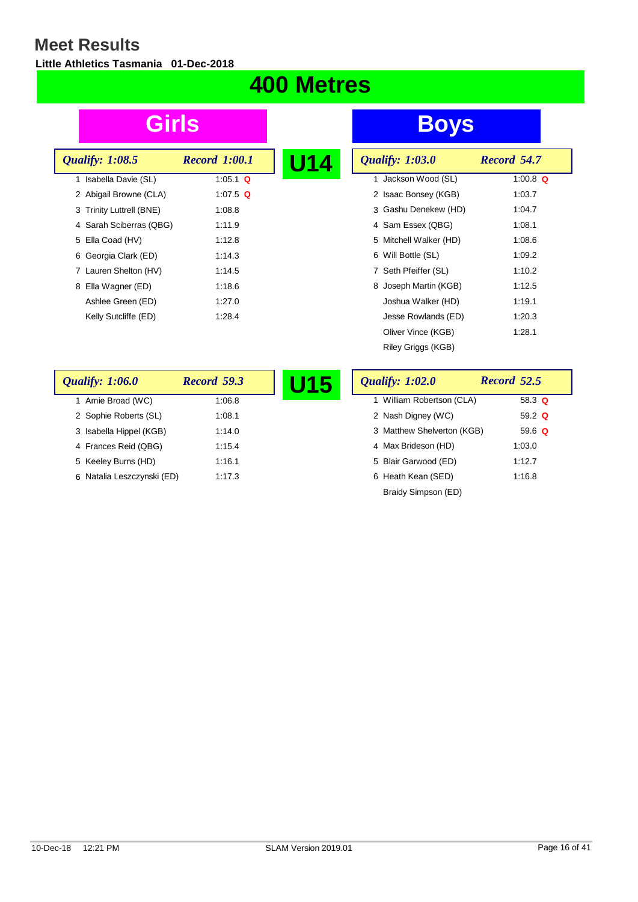# Meet Results

**Little Athletics Tasmania 01-Dec-2018**

## 400 Metres

### U14

#### Girls

*Qualify: 1:08.5* — *Record 1:00.1*

| Place | Name | Time |
|---|---|---|
| 1 | Isabella Davie (SL) | 1:05.1 Q |
| 2 | Abigail Browne (CLA) | 1:07.5 Q |
| 3 | Trinity Luttrell (BNE) | 1:08.8 |
| 4 | Sarah Sciberras (QBG) | 1:11.9 |
| 5 | Ella Coad (HV) | 1:12.8 |
| 6 | Georgia Clark (ED) | 1:14.3 |
| 7 | Lauren Shelton (HV) | 1:14.5 |
| 8 | Ella Wagner (ED) | 1:18.6 |
| | Ashlee Green (ED) | 1:27.0 |
| | Kelly Sutcliffe (ED) | 1:28.4 |

#### Boys

*Qualify: 1:03.0* — *Record 54.7*

| Place | Name | Time |
|---|---|---|
| 1 | Jackson Wood (SL) | 1:00.8 Q |
| 2 | Isaac Bonsey (KGB) | 1:03.7 |
| 3 | Gashu Denekew (HD) | 1:04.7 |
| 4 | Sam Essex (QBG) | 1:08.1 |
| 5 | Mitchell Walker (HD) | 1:08.6 |
| 6 | Will Bottle (SL) | 1:09.2 |
| 7 | Seth Pfeiffer (SL) | 1:10.2 |
| 8 | Joseph Martin (KGB) | 1:12.5 |
| | Joshua Walker (HD) | 1:19.1 |
| | Jesse Rowlands (ED) | 1:20.3 |
| | Oliver Vince (KGB) | 1:28.1 |
| | Riley Griggs (KGB) | |

### U15

#### Girls

*Qualify: 1:06.0* — *Record 59.3*

| Place | Name | Time |
|---|---|---|
| 1 | Amie Broad (WC) | 1:06.8 |
| 2 | Sophie Roberts (SL) | 1:08.1 |
| 3 | Isabella Hippel (KGB) | 1:14.0 |
| 4 | Frances Reid (QBG) | 1:15.4 |
| 5 | Keeley Burns (HD) | 1:16.1 |
| 6 | Natalia Leszczynski (ED) | 1:17.3 |

#### Boys

*Qualify: 1:02.0* — *Record 52.5*

| Place | Name | Time |
|---|---|---|
| 1 | William Robertson (CLA) | 58.3 Q |
| 2 | Nash Digney (WC) | 59.2 Q |
| 3 | Matthew Shelverton (KGB) | 59.6 Q |
| 4 | Max Brideson (HD) | 1:03.0 |
| 5 | Blair Garwood (ED) | 1:12.7 |
| 6 | Heath Kean (SED) | 1:16.8 |
| | Braidy Simpson (ED) | |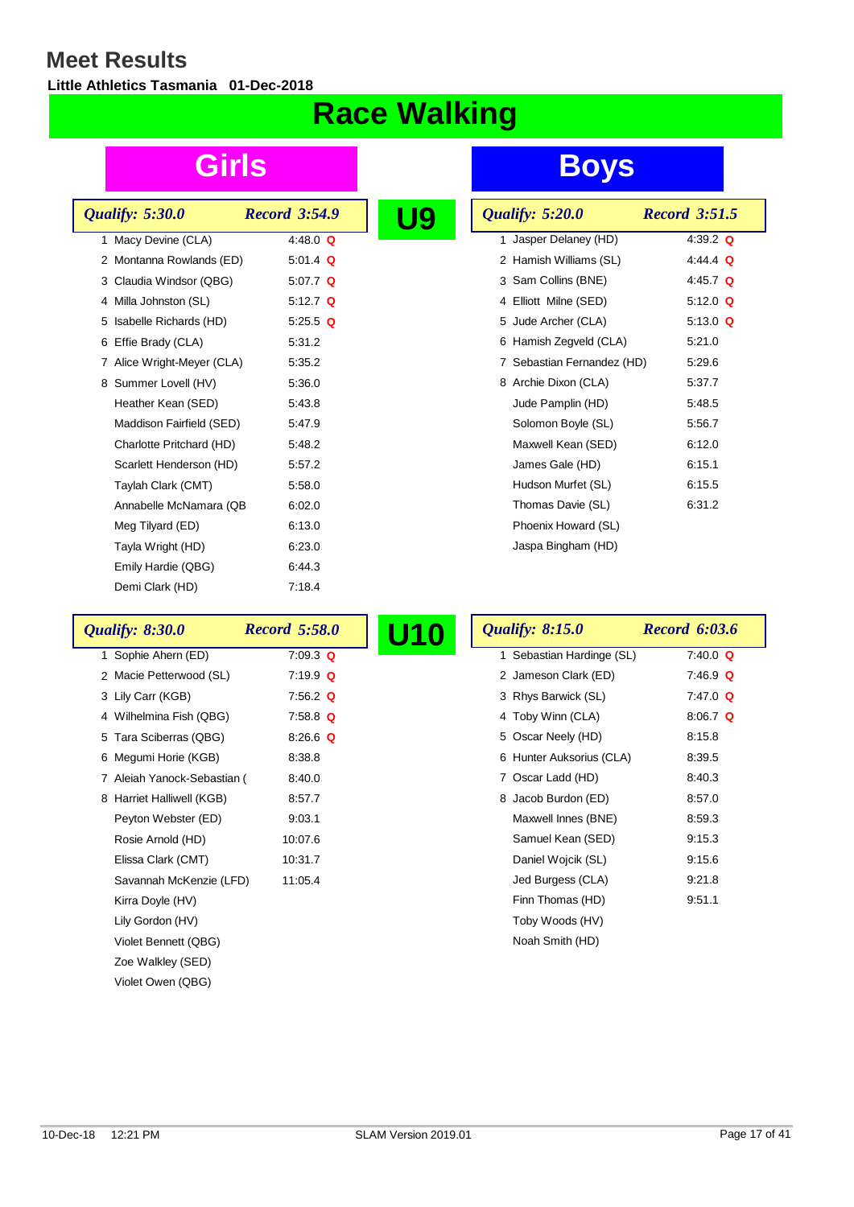# Meet Results

**Little Athletics Tasmania 01-Dec-2018**

## Race Walking

### U9

#### Girls

*Qualify: 5:30.0* — *Record 3:54.9*

| Place | Name | Time | |
|---|---|---|---|
| 1 | Macy Devine (CLA) | 4:48.0 | Q |
| 2 | Montanna Rowlands (ED) | 5:01.4 | Q |
| 3 | Claudia Windsor (QBG) | 5:07.7 | Q |
| 4 | Milla Johnston (SL) | 5:12.7 | Q |
| 5 | Isabelle Richards (HD) | 5:25.5 | Q |
| 6 | Effie Brady (CLA) | 5:31.2 | |
| 7 | Alice Wright-Meyer (CLA) | 5:35.2 | |
| 8 | Summer Lovell (HV) | 5:36.0 | |
| | Heather Kean (SED) | 5:43.8 | |
| | Maddison Fairfield (SED) | 5:47.9 | |
| | Charlotte Pritchard (HD) | 5:48.2 | |
| | Scarlett Henderson (HD) | 5:57.2 | |
| | Taylah Clark (CMT) | 5:58.0 | |
| | Annabelle McNamara (QB | 6:02.0 | |
| | Meg Tilyard (ED) | 6:13.0 | |
| | Tayla Wright (HD) | 6:23.0 | |
| | Emily Hardie (QBG) | 6:44.3 | |
| | Demi Clark (HD) | 7:18.4 | |

#### Boys

*Qualify: 5:20.0* — *Record 3:51.5*

| Place | Name | Time | |
|---|---|---|---|
| 1 | Jasper Delaney (HD) | 4:39.2 | Q |
| 2 | Hamish Williams (SL) | 4:44.4 | Q |
| 3 | Sam Collins (BNE) | 4:45.7 | Q |
| 4 | Elliott Milne (SED) | 5:12.0 | Q |
| 5 | Jude Archer (CLA) | 5:13.0 | Q |
| 6 | Hamish Zegveld (CLA) | 5:21.0 | |
| 7 | Sebastian Fernandez (HD) | 5:29.6 | |
| 8 | Archie Dixon (CLA) | 5:37.7 | |
| | Jude Pamplin (HD) | 5:48.5 | |
| | Solomon Boyle (SL) | 5:56.7 | |
| | Maxwell Kean (SED) | 6:12.0 | |
| | James Gale (HD) | 6:15.1 | |
| | Hudson Murfet (SL) | 6:15.5 | |
| | Thomas Davie (SL) | 6:31.2 | |
| | Phoenix Howard (SL) | | |
| | Jaspa Bingham (HD) | | |

### U10

#### Girls

*Qualify: 8:30.0* — *Record 5:58.0*

| Place | Name | Time | |
|---|---|---|---|
| 1 | Sophie Ahern (ED) | 7:09.3 | Q |
| 2 | Macie Petterwood (SL) | 7:19.9 | Q |
| 3 | Lily Carr (KGB) | 7:56.2 | Q |
| 4 | Wilhelmina Fish (QBG) | 7:58.8 | Q |
| 5 | Tara Sciberras (QBG) | 8:26.6 | Q |
| 6 | Megumi Horie (KGB) | 8:38.8 | |
| 7 | Aleiah Yanock-Sebastian ( | 8:40.0 | |
| 8 | Harriet Halliwell (KGB) | 8:57.7 | |
| | Peyton Webster (ED) | 9:03.1 | |
| | Rosie Arnold (HD) | 10:07.6 | |
| | Elissa Clark (CMT) | 10:31.7 | |
| | Savannah McKenzie (LFD) | 11:05.4 | |
| | Kirra Doyle (HV) | | |
| | Lily Gordon (HV) | | |
| | Violet Bennett (QBG) | | |
| | Zoe Walkley (SED) | | |
| | Violet Owen (QBG) | | |

#### Boys

*Qualify: 8:15.0* — *Record 6:03.6*

| Place | Name | Time | |
|---|---|---|---|
| 1 | Sebastian Hardinge (SL) | 7:40.0 | Q |
| 2 | Jameson Clark (ED) | 7:46.9 | Q |
| 3 | Rhys Barwick (SL) | 7:47.0 | Q |
| 4 | Toby Winn (CLA) | 8:06.7 | Q |
| 5 | Oscar Neely (HD) | 8:15.8 | |
| 6 | Hunter Auksorius (CLA) | 8:39.5 | |
| 7 | Oscar Ladd (HD) | 8:40.3 | |
| 8 | Jacob Burdon (ED) | 8:57.0 | |
| | Maxwell Innes (BNE) | 8:59.3 | |
| | Samuel Kean (SED) | 9:15.3 | |
| | Daniel Wojcik (SL) | 9:15.6 | |
| | Jed Burgess (CLA) | 9:21.8 | |
| | Finn Thomas (HD) | 9:51.1 | |
| | Toby Woods (HV) | | |
| | Noah Smith (HD) | | |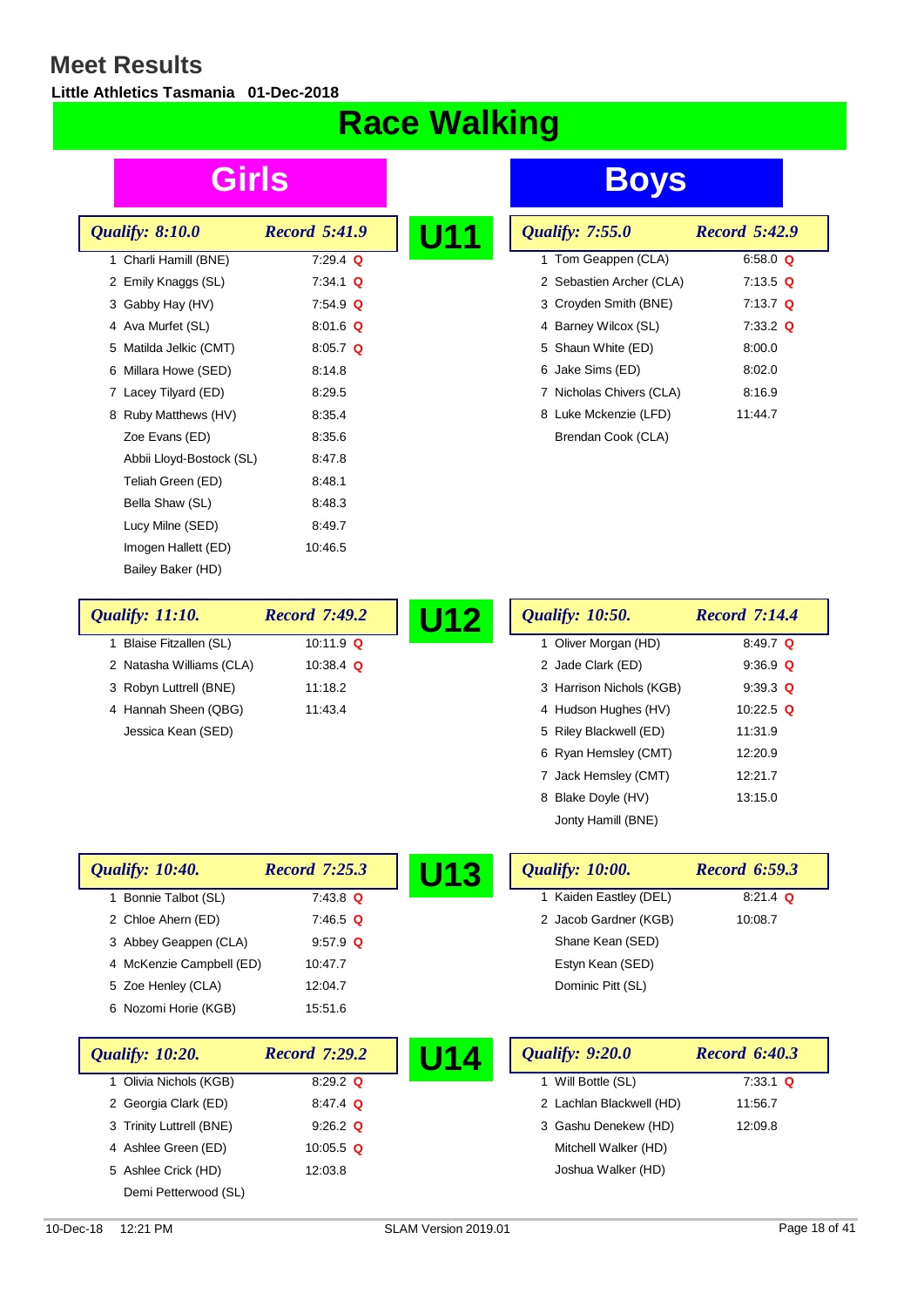# Meet Results

**Little Athletics Tasmania 01-Dec-2018**

# Race Walking

## U11

### Girls

*Qualify: 8:10.0* | *Record 5:41.9*

| Place | Name | Time | Q |
|---|---|---|---|
| 1 | Charli Hamill (BNE) | 7:29.4 | Q |
| 2 | Emily Knaggs (SL) | 7:34.1 | Q |
| 3 | Gabby Hay (HV) | 7:54.9 | Q |
| 4 | Ava Murfet (SL) | 8:01.6 | Q |
| 5 | Matilda Jelkic (CMT) | 8:05.7 | Q |
| 6 | Millara Howe (SED) | 8:14.8 | |
| 7 | Lacey Tilyard (ED) | 8:29.5 | |
| 8 | Ruby Matthews (HV) | 8:35.4 | |
| | Zoe Evans (ED) | 8:35.6 | |
| | Abbii Lloyd-Bostock (SL) | 8:47.8 | |
| | Teliah Green (ED) | 8:48.1 | |
| | Bella Shaw (SL) | 8:48.3 | |
| | Lucy Milne (SED) | 8:49.7 | |
| | Imogen Hallett (ED) | 10:46.5 | |
| | Bailey Baker (HD) | | |

### Boys

*Qualify: 7:55.0* | *Record 5:42.9*

| Place | Name | Time | Q |
|---|---|---|---|
| 1 | Tom Geappen (CLA) | 6:58.0 | Q |
| 2 | Sebastien Archer (CLA) | 7:13.5 | Q |
| 3 | Croyden Smith (BNE) | 7:13.7 | Q |
| 4 | Barney Wilcox (SL) | 7:33.2 | Q |
| 5 | Shaun White (ED) | 8:00.0 | |
| 6 | Jake Sims (ED) | 8:02.0 | |
| 7 | Nicholas Chivers (CLA) | 8:16.9 | |
| 8 | Luke Mckenzie (LFD) | 11:44.7 | |
| | Brendan Cook (CLA) | | |

## U12

### Girls

*Qualify: 11:10.* | *Record 7:49.2*

| Place | Name | Time | Q |
|---|---|---|---|
| 1 | Blaise Fitzallen (SL) | 10:11.9 | Q |
| 2 | Natasha Williams (CLA) | 10:38.4 | Q |
| 3 | Robyn Luttrell (BNE) | 11:18.2 | |
| 4 | Hannah Sheen (QBG) | 11:43.4 | |
| | Jessica Kean (SED) | | |

### Boys

*Qualify: 10:50.* | *Record 7:14.4*

| Place | Name | Time | Q |
|---|---|---|---|
| 1 | Oliver Morgan (HD) | 8:49.7 | Q |
| 2 | Jade Clark (ED) | 9:36.9 | Q |
| 3 | Harrison Nichols (KGB) | 9:39.3 | Q |
| 4 | Hudson Hughes (HV) | 10:22.5 | Q |
| 5 | Riley Blackwell (ED) | 11:31.9 | |
| 6 | Ryan Hemsley (CMT) | 12:20.9 | |
| 7 | Jack Hemsley (CMT) | 12:21.7 | |
| 8 | Blake Doyle (HV) | 13:15.0 | |
| | Jonty Hamill (BNE) | | |

## U13

### Girls

*Qualify: 10:40.* | *Record 7:25.3*

| Place | Name | Time | Q |
|---|---|---|---|
| 1 | Bonnie Talbot (SL) | 7:43.8 | Q |
| 2 | Chloe Ahern (ED) | 7:46.5 | Q |
| 3 | Abbey Geappen (CLA) | 9:57.9 | Q |
| 4 | McKenzie Campbell (ED) | 10:47.7 | |
| 5 | Zoe Henley (CLA) | 12:04.7 | |
| 6 | Nozomi Horie (KGB) | 15:51.6 | |

### Boys

*Qualify: 10:00.* | *Record 6:59.3*

| Place | Name | Time | Q |
|---|---|---|---|
| 1 | Kaiden Eastley (DEL) | 8:21.4 | Q |
| 2 | Jacob Gardner (KGB) | 10:08.7 | |
| | Shane Kean (SED) | | |
| | Estyn Kean (SED) | | |
| | Dominic Pitt (SL) | | |

## U14

### Girls

*Qualify: 10:20.* | *Record 7:29.2*

| Place | Name | Time | Q |
|---|---|---|---|
| 1 | Olivia Nichols (KGB) | 8:29.2 | Q |
| 2 | Georgia Clark (ED) | 8:47.4 | Q |
| 3 | Trinity Luttrell (BNE) | 9:26.2 | Q |
| 4 | Ashlee Green (ED) | 10:05.5 | Q |
| 5 | Ashlee Crick (HD) | 12:03.8 | |
| | Demi Petterwood (SL) | | |

### Boys

*Qualify: 9:20.0* | *Record 6:40.3*

| Place | Name | Time | Q |
|---|---|---|---|
| 1 | Will Bottle (SL) | 7:33.1 | Q |
| 2 | Lachlan Blackwell (HD) | 11:56.7 | |
| 3 | Gashu Denekew (HD) | 12:09.8 | |
| | Mitchell Walker (HD) | | |
| | Joshua Walker (HD) | | |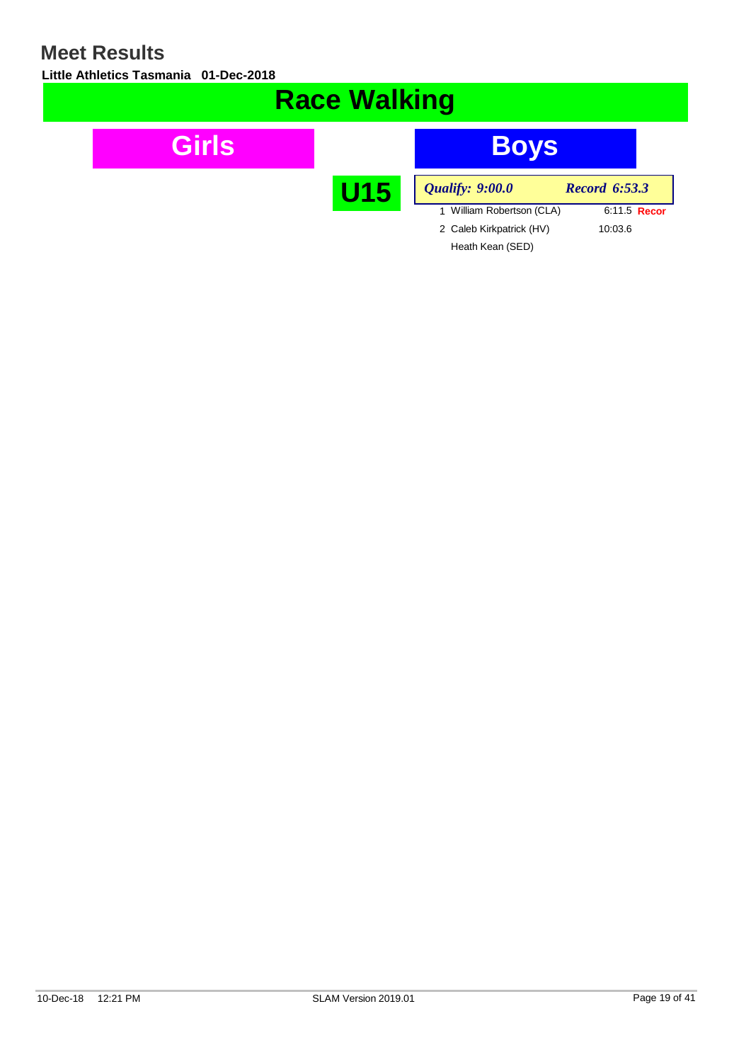# Meet Results

**Little Athletics Tasmania 01-Dec-2018**

## Race Walking

### Girls

### Boys

**U15**

*Qualify: 9:00.0* *Record 6:53.3*

| Place | Name | Time | |
|---|---|---|---|
| 1 | William Robertson (CLA) | 6:11.5 | **Recor** |
| 2 | Caleb Kirkpatrick (HV) | 10:03.6 | |
| | Heath Kean (SED) | | |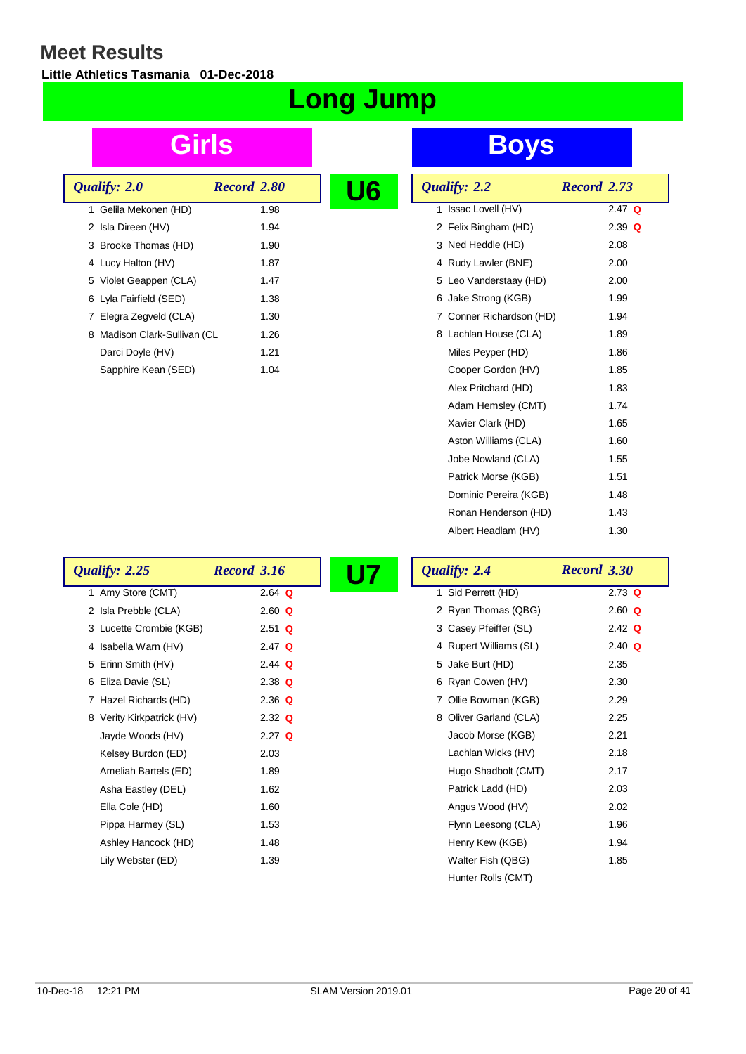# Meet Results

**Little Athletics Tasmania 01-Dec-2018**

## Long Jump

## U6

### Girls

*Qualify: 2.0* *Record 2.80*

| Place | Name | Result |
|---|---|---|
| 1 | Gelila Mekonen (HD) | 1.98 |
| 2 | Isla Direen (HV) | 1.94 |
| 3 | Brooke Thomas (HD) | 1.90 |
| 4 | Lucy Halton (HV) | 1.87 |
| 5 | Violet Geappen (CLA) | 1.47 |
| 6 | Lyla Fairfield (SED) | 1.38 |
| 7 | Elegra Zegveld (CLA) | 1.30 |
| 8 | Madison Clark-Sullivan (CL | 1.26 |
| | Darci Doyle (HV) | 1.21 |
| | Sapphire Kean (SED) | 1.04 |

### Boys

*Qualify: 2.2* *Record 2.73*

| Place | Name | Result |
|---|---|---|
| 1 | Issac Lovell (HV) | 2.47 Q |
| 2 | Felix Bingham (HD) | 2.39 Q |
| 3 | Ned Heddle (HD) | 2.08 |
| 4 | Rudy Lawler (BNE) | 2.00 |
| 5 | Leo Vanderstaay (HD) | 2.00 |
| 6 | Jake Strong (KGB) | 1.99 |
| 7 | Conner Richardson (HD) | 1.94 |
| 8 | Lachlan House (CLA) | 1.89 |
| | Miles Peyper (HD) | 1.86 |
| | Cooper Gordon (HV) | 1.85 |
| | Alex Pritchard (HD) | 1.83 |
| | Adam Hemsley (CMT) | 1.74 |
| | Xavier Clark (HD) | 1.65 |
| | Aston Williams (CLA) | 1.60 |
| | Jobe Nowland (CLA) | 1.55 |
| | Patrick Morse (KGB) | 1.51 |
| | Dominic Pereira (KGB) | 1.48 |
| | Ronan Henderson (HD) | 1.43 |
| | Albert Headlam (HV) | 1.30 |

## U7

### Girls

*Qualify: 2.25* *Record 3.16*

| Place | Name | Result |
|---|---|---|
| 1 | Amy Store (CMT) | 2.64 Q |
| 2 | Isla Prebble (CLA) | 2.60 Q |
| 3 | Lucette Crombie (KGB) | 2.51 Q |
| 4 | Isabella Warn (HV) | 2.47 Q |
| 5 | Erinn Smith (HV) | 2.44 Q |
| 6 | Eliza Davie (SL) | 2.38 Q |
| 7 | Hazel Richards (HD) | 2.36 Q |
| 8 | Verity Kirkpatrick (HV) | 2.32 Q |
| | Jayde Woods (HV) | 2.27 Q |
| | Kelsey Burdon (ED) | 2.03 |
| | Ameliah Bartels (ED) | 1.89 |
| | Asha Eastley (DEL) | 1.62 |
| | Ella Cole (HD) | 1.60 |
| | Pippa Harmey (SL) | 1.53 |
| | Ashley Hancock (HD) | 1.48 |
| | Lily Webster (ED) | 1.39 |

### Boys

*Qualify: 2.4* *Record 3.30*

| Place | Name | Result |
|---|---|---|
| 1 | Sid Perrett (HD) | 2.73 Q |
| 2 | Ryan Thomas (QBG) | 2.60 Q |
| 3 | Casey Pfeiffer (SL) | 2.42 Q |
| 4 | Rupert Williams (SL) | 2.40 Q |
| 5 | Jake Burt (HD) | 2.35 |
| 6 | Ryan Cowen (HV) | 2.30 |
| 7 | Ollie Bowman (KGB) | 2.29 |
| 8 | Oliver Garland (CLA) | 2.25 |
| | Jacob Morse (KGB) | 2.21 |
| | Lachlan Wicks (HV) | 2.18 |
| | Hugo Shadbolt (CMT) | 2.17 |
| | Patrick Ladd (HD) | 2.03 |
| | Angus Wood (HV) | 2.02 |
| | Flynn Leesong (CLA) | 1.96 |
| | Henry Kew (KGB) | 1.94 |
| | Walter Fish (QBG) | 1.85 |
| | Hunter Rolls (CMT) | |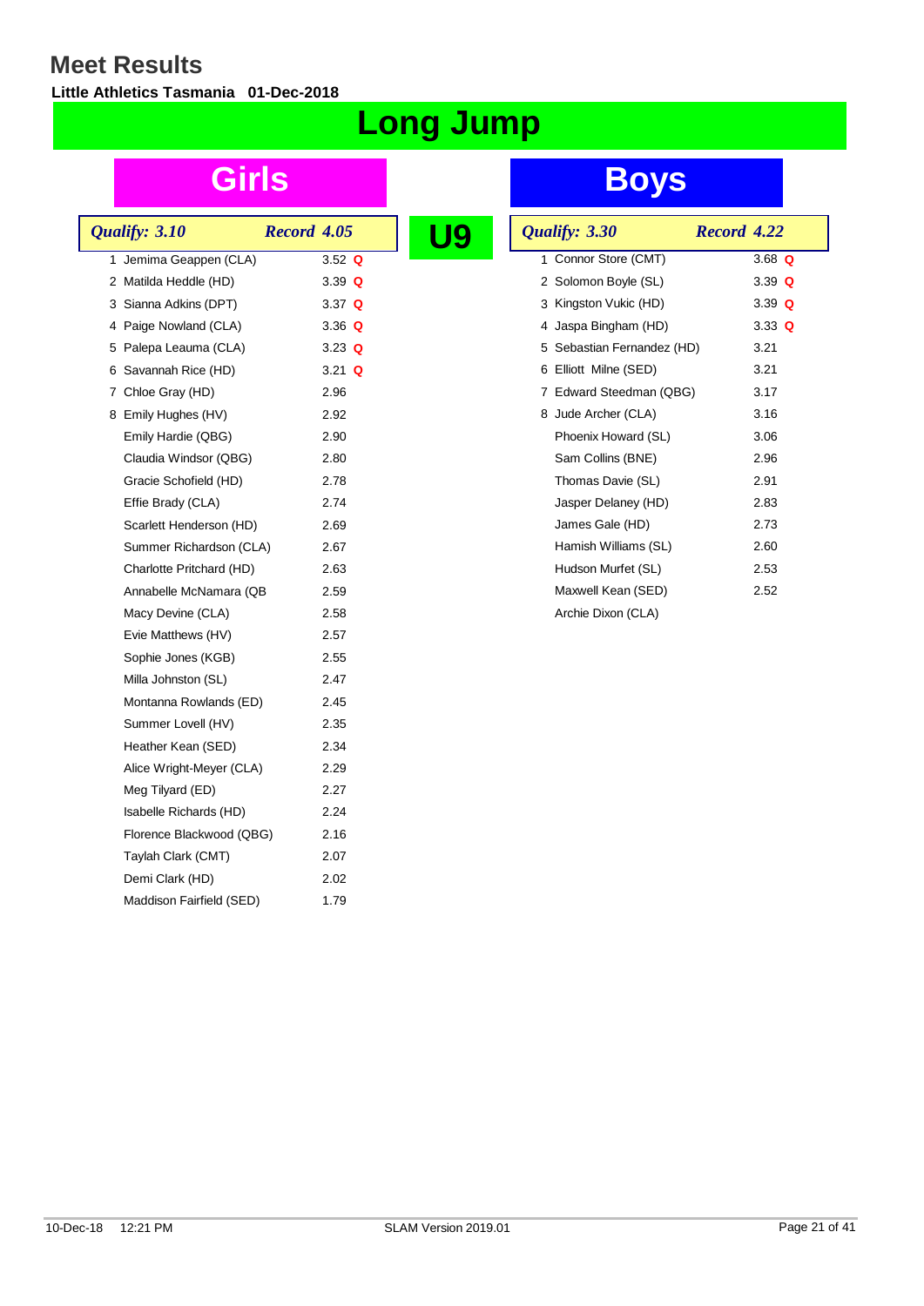# Meet Results

**Little Athletics Tasmania 01-Dec-2018**

# Long Jump

## U9

### Girls

*Qualify: 3.10* *Record 4.05*

| Place | Name | Result | |
|---|---|---|---|
| 1 | Jemima Geappen (CLA) | 3.52 | Q |
| 2 | Matilda Heddle (HD) | 3.39 | Q |
| 3 | Sianna Adkins (DPT) | 3.37 | Q |
| 4 | Paige Nowland (CLA) | 3.36 | Q |
| 5 | Palepa Leauma (CLA) | 3.23 | Q |
| 6 | Savannah Rice (HD) | 3.21 | Q |
| 7 | Chloe Gray (HD) | 2.96 | |
| 8 | Emily Hughes (HV) | 2.92 | |
| | Emily Hardie (QBG) | 2.90 | |
| | Claudia Windsor (QBG) | 2.80 | |
| | Gracie Schofield (HD) | 2.78 | |
| | Effie Brady (CLA) | 2.74 | |
| | Scarlett Henderson (HD) | 2.69 | |
| | Summer Richardson (CLA) | 2.67 | |
| | Charlotte Pritchard (HD) | 2.63 | |
| | Annabelle McNamara (QB | 2.59 | |
| | Macy Devine (CLA) | 2.58 | |
| | Evie Matthews (HV) | 2.57 | |
| | Sophie Jones (KGB) | 2.55 | |
| | Milla Johnston (SL) | 2.47 | |
| | Montanna Rowlands (ED) | 2.45 | |
| | Summer Lovell (HV) | 2.35 | |
| | Heather Kean (SED) | 2.34 | |
| | Alice Wright-Meyer (CLA) | 2.29 | |
| | Meg Tilyard (ED) | 2.27 | |
| | Isabelle Richards (HD) | 2.24 | |
| | Florence Blackwood (QBG) | 2.16 | |
| | Taylah Clark (CMT) | 2.07 | |
| | Demi Clark (HD) | 2.02 | |
| | Maddison Fairfield (SED) | 1.79 | |

### Boys

*Qualify: 3.30* *Record 4.22*

| Place | Name | Result | |
|---|---|---|---|
| 1 | Connor Store (CMT) | 3.68 | Q |
| 2 | Solomon Boyle (SL) | 3.39 | Q |
| 3 | Kingston Vukic (HD) | 3.39 | Q |
| 4 | Jaspa Bingham (HD) | 3.33 | Q |
| 5 | Sebastian Fernandez (HD) | 3.21 | |
| 6 | Elliott Milne (SED) | 3.21 | |
| 7 | Edward Steedman (QBG) | 3.17 | |
| 8 | Jude Archer (CLA) | 3.16 | |
| | Phoenix Howard (SL) | 3.06 | |
| | Sam Collins (BNE) | 2.96 | |
| | Thomas Davie (SL) | 2.91 | |
| | Jasper Delaney (HD) | 2.83 | |
| | James Gale (HD) | 2.73 | |
| | Hamish Williams (SL) | 2.60 | |
| | Hudson Murfet (SL) | 2.53 | |
| | Maxwell Kean (SED) | 2.52 | |
| | Archie Dixon (CLA) | | |

10-Dec-18 12:21 PM SLAM Version 2019.01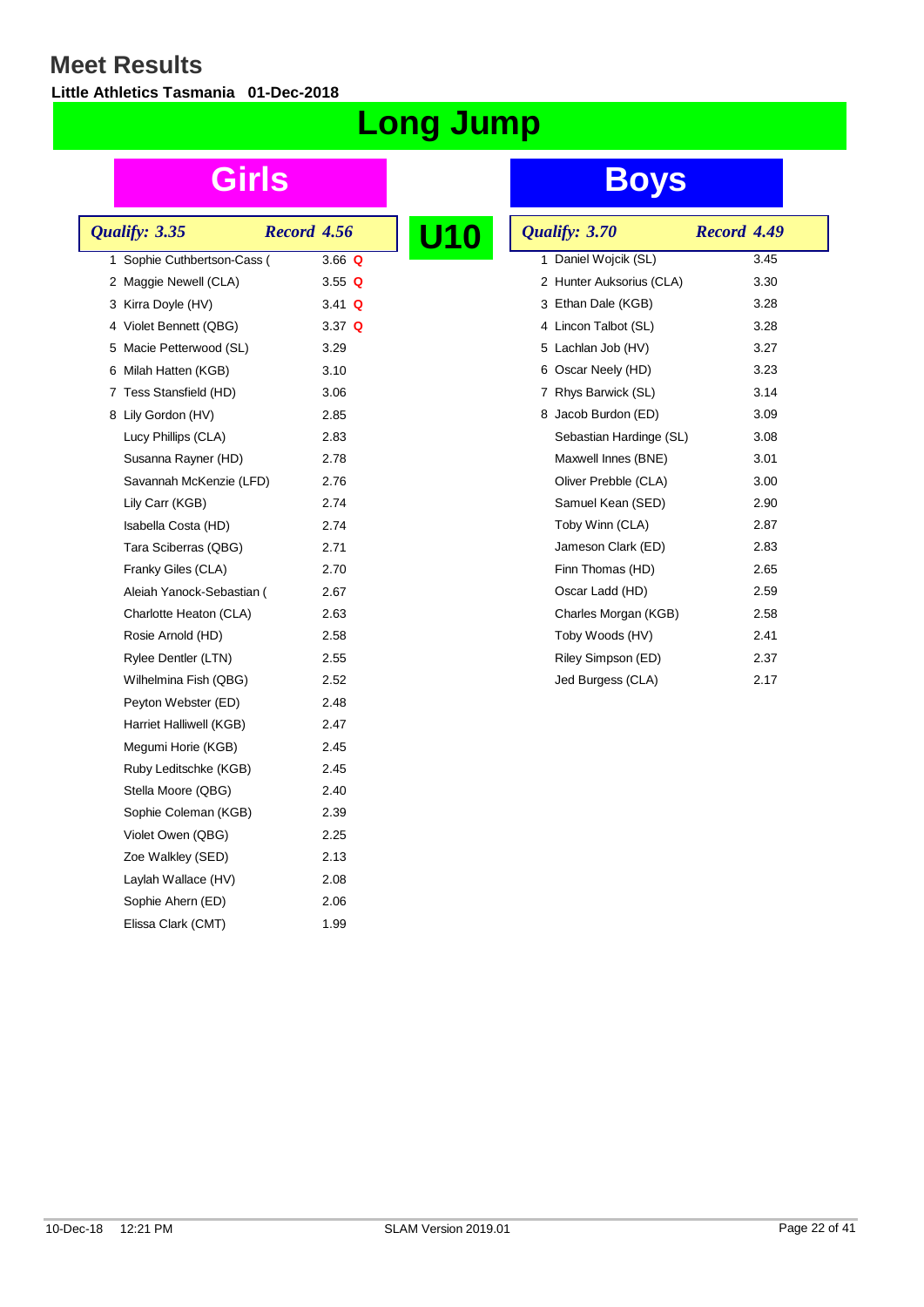# Meet Results

**Little Athletics Tasmania 01-Dec-2018**

# Long Jump

## U10

### Girls

*Qualify: 3.35* *Record 4.56*

| Place | Name | Result | Q |
|---|---|---|---|
| 1 | Sophie Cuthbertson-Cass ( | 3.66 | Q |
| 2 | Maggie Newell (CLA) | 3.55 | Q |
| 3 | Kirra Doyle (HV) | 3.41 | Q |
| 4 | Violet Bennett (QBG) | 3.37 | Q |
| 5 | Macie Petterwood (SL) | 3.29 | |
| 6 | Milah Hatten (KGB) | 3.10 | |
| 7 | Tess Stansfield (HD) | 3.06 | |
| 8 | Lily Gordon (HV) | 2.85 | |
| | Lucy Phillips (CLA) | 2.83 | |
| | Susanna Rayner (HD) | 2.78 | |
| | Savannah McKenzie (LFD) | 2.76 | |
| | Lily Carr (KGB) | 2.74 | |
| | Isabella Costa (HD) | 2.74 | |
| | Tara Sciberras (QBG) | 2.71 | |
| | Franky Giles (CLA) | 2.70 | |
| | Aleiah Yanock-Sebastian ( | 2.67 | |
| | Charlotte Heaton (CLA) | 2.63 | |
| | Rosie Arnold (HD) | 2.58 | |
| | Rylee Dentler (LTN) | 2.55 | |
| | Wilhelmina Fish (QBG) | 2.52 | |
| | Peyton Webster (ED) | 2.48 | |
| | Harriet Halliwell (KGB) | 2.47 | |
| | Megumi Horie (KGB) | 2.45 | |
| | Ruby Leditschke (KGB) | 2.45 | |
| | Stella Moore (QBG) | 2.40 | |
| | Sophie Coleman (KGB) | 2.39 | |
| | Violet Owen (QBG) | 2.25 | |
| | Zoe Walkley (SED) | 2.13 | |
| | Laylah Wallace (HV) | 2.08 | |
| | Sophie Ahern (ED) | 2.06 | |
| | Elissa Clark (CMT) | 1.99 | |

### Boys

*Qualify: 3.70* *Record 4.49*

| Place | Name | Result |
|---|---|---|
| 1 | Daniel Wojcik (SL) | 3.45 |
| 2 | Hunter Auksorius (CLA) | 3.30 |
| 3 | Ethan Dale (KGB) | 3.28 |
| 4 | Lincon Talbot (SL) | 3.28 |
| 5 | Lachlan Job (HV) | 3.27 |
| 6 | Oscar Neely (HD) | 3.23 |
| 7 | Rhys Barwick (SL) | 3.14 |
| 8 | Jacob Burdon (ED) | 3.09 |
| | Sebastian Hardinge (SL) | 3.08 |
| | Maxwell Innes (BNE) | 3.01 |
| | Oliver Prebble (CLA) | 3.00 |
| | Samuel Kean (SED) | 2.90 |
| | Toby Winn (CLA) | 2.87 |
| | Jameson Clark (ED) | 2.83 |
| | Finn Thomas (HD) | 2.65 |
| | Oscar Ladd (HD) | 2.59 |
| | Charles Morgan (KGB) | 2.58 |
| | Toby Woods (HV) | 2.41 |
| | Riley Simpson (ED) | 2.37 |
| | Jed Burgess (CLA) | 2.17 |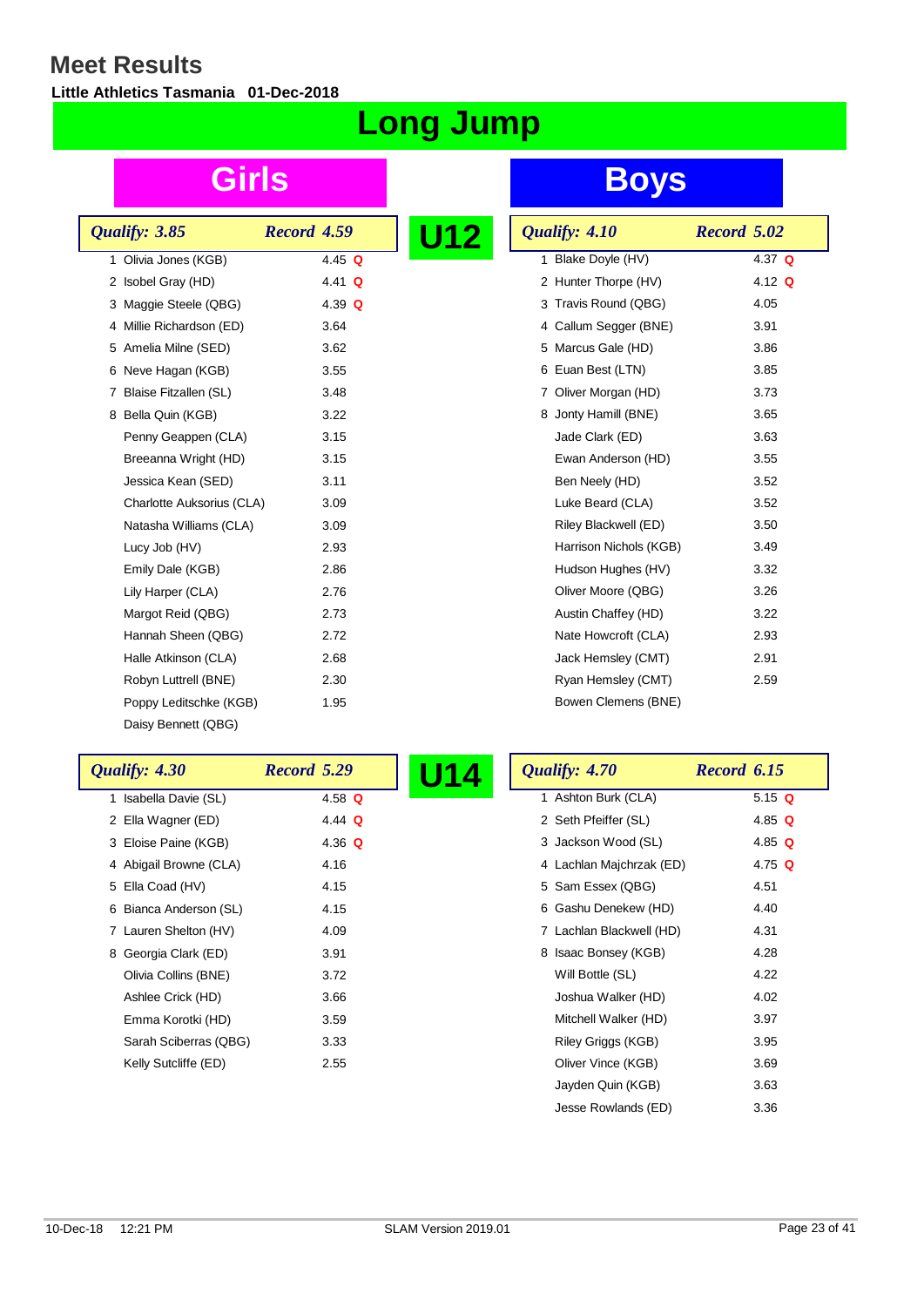# Meet Results

**Little Athletics Tasmania 01-Dec-2018**

# Long Jump

## U12

### Girls

*Qualify: 3.85* *Record 4.59*

| Place | Name | Result | |
|---|---|---|---|
| 1 | Olivia Jones (KGB) | 4.45 | Q |
| 2 | Isobel Gray (HD) | 4.41 | Q |
| 3 | Maggie Steele (QBG) | 4.39 | Q |
| 4 | Millie Richardson (ED) | 3.64 | |
| 5 | Amelia Milne (SED) | 3.62 | |
| 6 | Neve Hagan (KGB) | 3.55 | |
| 7 | Blaise Fitzallen (SL) | 3.48 | |
| 8 | Bella Quin (KGB) | 3.22 | |
| | Penny Geappen (CLA) | 3.15 | |
| | Breeanna Wright (HD) | 3.15 | |
| | Jessica Kean (SED) | 3.11 | |
| | Charlotte Auksorius (CLA) | 3.09 | |
| | Natasha Williams (CLA) | 3.09 | |
| | Lucy Job (HV) | 2.93 | |
| | Emily Dale (KGB) | 2.86 | |
| | Lily Harper (CLA) | 2.76 | |
| | Margot Reid (QBG) | 2.73 | |
| | Hannah Sheen (QBG) | 2.72 | |
| | Halle Atkinson (CLA) | 2.68 | |
| | Robyn Luttrell (BNE) | 2.30 | |
| | Poppy Leditschke (KGB) | 1.95 | |
| | Daisy Bennett (QBG) | | |

### Boys

*Qualify: 4.10* *Record 5.02*

| Place | Name | Result | |
|---|---|---|---|
| 1 | Blake Doyle (HV) | 4.37 | Q |
| 2 | Hunter Thorpe (HV) | 4.12 | Q |
| 3 | Travis Round (QBG) | 4.05 | |
| 4 | Callum Segger (BNE) | 3.91 | |
| 5 | Marcus Gale (HD) | 3.86 | |
| 6 | Euan Best (LTN) | 3.85 | |
| 7 | Oliver Morgan (HD) | 3.73 | |
| 8 | Jonty Hamill (BNE) | 3.65 | |
| | Jade Clark (ED) | 3.63 | |
| | Ewan Anderson (HD) | 3.55 | |
| | Ben Neely (HD) | 3.52 | |
| | Luke Beard (CLA) | 3.52 | |
| | Riley Blackwell (ED) | 3.50 | |
| | Harrison Nichols (KGB) | 3.49 | |
| | Hudson Hughes (HV) | 3.32 | |
| | Oliver Moore (QBG) | 3.26 | |
| | Austin Chaffey (HD) | 3.22 | |
| | Nate Howcroft (CLA) | 2.93 | |
| | Jack Hemsley (CMT) | 2.91 | |
| | Ryan Hemsley (CMT) | 2.59 | |
| | Bowen Clemens (BNE) | | |

## U14

### Girls

*Qualify: 4.30* *Record 5.29*

| Place | Name | Result | |
|---|---|---|---|
| 1 | Isabella Davie (SL) | 4.58 | Q |
| 2 | Ella Wagner (ED) | 4.44 | Q |
| 3 | Eloise Paine (KGB) | 4.36 | Q |
| 4 | Abigail Browne (CLA) | 4.16 | |
| 5 | Ella Coad (HV) | 4.15 | |
| 6 | Bianca Anderson (SL) | 4.15 | |
| 7 | Lauren Shelton (HV) | 4.09 | |
| 8 | Georgia Clark (ED) | 3.91 | |
| | Olivia Collins (BNE) | 3.72 | |
| | Ashlee Crick (HD) | 3.66 | |
| | Emma Korotki (HD) | 3.59 | |
| | Sarah Sciberras (QBG) | 3.33 | |
| | Kelly Sutcliffe (ED) | 2.55 | |

### Boys

*Qualify: 4.70* *Record 6.15*

| Place | Name | Result | |
|---|---|---|---|
| 1 | Ashton Burk (CLA) | 5.15 | Q |
| 2 | Seth Pfeiffer (SL) | 4.85 | Q |
| 3 | Jackson Wood (SL) | 4.85 | Q |
| 4 | Lachlan Majchrzak (ED) | 4.75 | Q |
| 5 | Sam Essex (QBG) | 4.51 | |
| 6 | Gashu Denekew (HD) | 4.40 | |
| 7 | Lachlan Blackwell (HD) | 4.31 | |
| 8 | Isaac Bonsey (KGB) | 4.28 | |
| | Will Bottle (SL) | 4.22 | |
| | Joshua Walker (HD) | 4.02 | |
| | Mitchell Walker (HD) | 3.97 | |
| | Riley Griggs (KGB) | 3.95 | |
| | Oliver Vince (KGB) | 3.69 | |
| | Jayden Quin (KGB) | 3.63 | |
| | Jesse Rowlands (ED) | 3.36 | |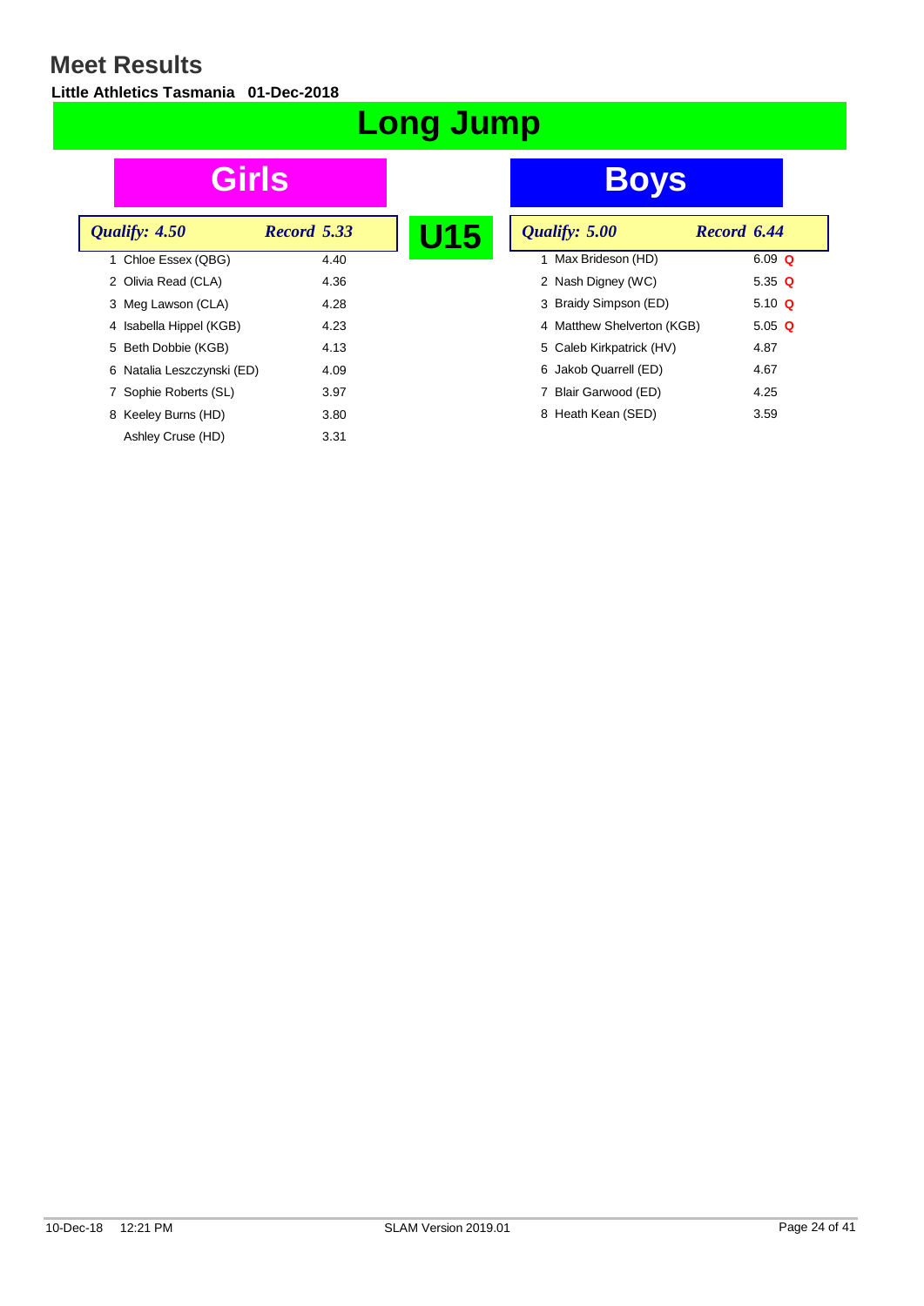# Meet Results

**Little Athletics Tasmania 01-Dec-2018**

# Long Jump

## U15

### Girls

*Qualify: 4.50* *Record 5.33*

| Place | Name | Result |
|---|---|---|
| 1 | Chloe Essex (QBG) | 4.40 |
| 2 | Olivia Read (CLA) | 4.36 |
| 3 | Meg Lawson (CLA) | 4.28 |
| 4 | Isabella Hippel (KGB) | 4.23 |
| 5 | Beth Dobbie (KGB) | 4.13 |
| 6 | Natalia Leszczynski (ED) | 4.09 |
| 7 | Sophie Roberts (SL) | 3.97 |
| 8 | Keeley Burns (HD) | 3.80 |
| | Ashley Cruse (HD) | 3.31 |

### Boys

*Qualify: 5.00* *Record 6.44*

| Place | Name | Result | |
|---|---|---|---|
| 1 | Max Brideson (HD) | 6.09 | Q |
| 2 | Nash Digney (WC) | 5.35 | Q |
| 3 | Braidy Simpson (ED) | 5.10 | Q |
| 4 | Matthew Shelverton (KGB) | 5.05 | Q |
| 5 | Caleb Kirkpatrick (HV) | 4.87 | |
| 6 | Jakob Quarrell (ED) | 4.67 | |
| 7 | Blair Garwood (ED) | 4.25 | |
| 8 | Heath Kean (SED) | 3.59 | |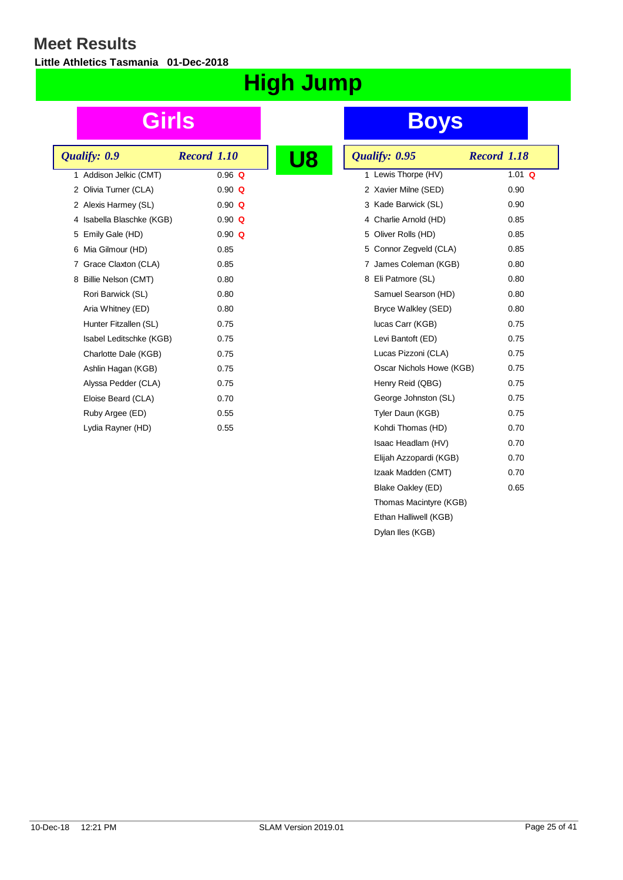# Meet Results

**Little Athletics Tasmania 01-Dec-2018**

## High Jump

## U8

### Girls

*Qualify: 0.9* — *Record 1.10*

| Place | Name | Result | |
|---|---|---|---|
| 1 | Addison Jelkic (CMT) | 0.96 | Q |
| 2 | Olivia Turner (CLA) | 0.90 | Q |
| 2 | Alexis Harmey (SL) | 0.90 | Q |
| 4 | Isabella Blaschke (KGB) | 0.90 | Q |
| 5 | Emily Gale (HD) | 0.90 | Q |
| 6 | Mia Gilmour (HD) | 0.85 | |
| 7 | Grace Claxton (CLA) | 0.85 | |
| 8 | Billie Nelson (CMT) | 0.80 | |
| | Rori Barwick (SL) | 0.80 | |
| | Aria Whitney (ED) | 0.80 | |
| | Hunter Fitzallen (SL) | 0.75 | |
| | Isabel Leditschke (KGB) | 0.75 | |
| | Charlotte Dale (KGB) | 0.75 | |
| | Ashlin Hagan (KGB) | 0.75 | |
| | Alyssa Pedder (CLA) | 0.75 | |
| | Eloise Beard (CLA) | 0.70 | |
| | Ruby Argee (ED) | 0.55 | |
| | Lydia Rayner (HD) | 0.55 | |

### Boys

*Qualify: 0.95* — *Record 1.18*

| Place | Name | Result | |
|---|---|---|---|
| 1 | Lewis Thorpe (HV) | 1.01 | Q |
| 2 | Xavier Milne (SED) | 0.90 | |
| 3 | Kade Barwick (SL) | 0.90 | |
| 4 | Charlie Arnold (HD) | 0.85 | |
| 5 | Oliver Rolls (HD) | 0.85 | |
| 5 | Connor Zegveld (CLA) | 0.85 | |
| 7 | James Coleman (KGB) | 0.80 | |
| 8 | Eli Patmore (SL) | 0.80 | |
| | Samuel Searson (HD) | 0.80 | |
| | Bryce Walkley (SED) | 0.80 | |
| | lucas Carr (KGB) | 0.75 | |
| | Levi Bantoft (ED) | 0.75 | |
| | Lucas Pizzoni (CLA) | 0.75 | |
| | Oscar Nichols Howe (KGB) | 0.75 | |
| | Henry Reid (QBG) | 0.75 | |
| | George Johnston (SL) | 0.75 | |
| | Tyler Daun (KGB) | 0.75 | |
| | Kohdi Thomas (HD) | 0.70 | |
| | Isaac Headlam (HV) | 0.70 | |
| | Elijah Azzopardi (KGB) | 0.70 | |
| | Izaak Madden (CMT) | 0.70 | |
| | Blake Oakley (ED) | 0.65 | |
| | Thomas Macintyre (KGB) | | |
| | Ethan Halliwell (KGB) | | |
| | Dylan Iles (KGB) | | |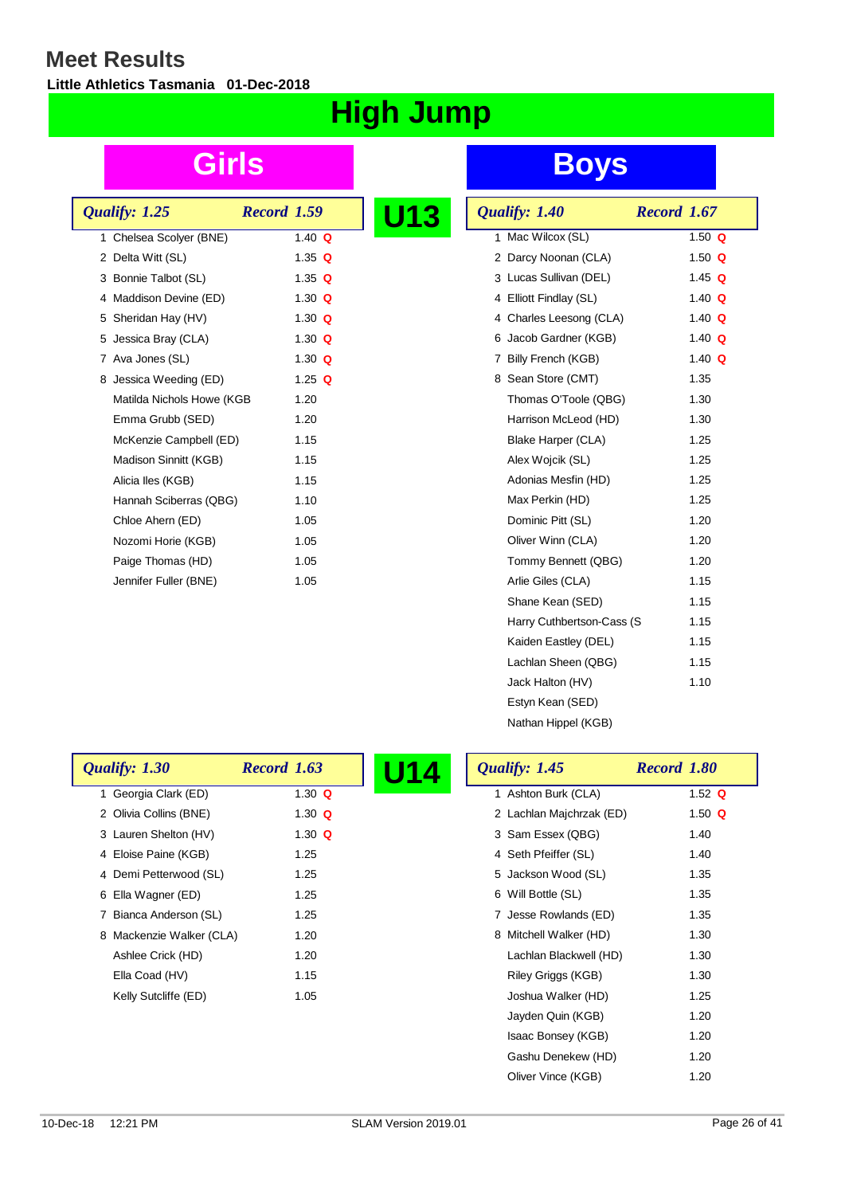# Meet Results

**Little Athletics Tasmania 01-Dec-2018**

# High Jump

## U13

### Girls

*Qualify: 1.25* — *Record 1.59*

| Place | Name | Result | Q |
|---|---|---|---|
| 1 | Chelsea Scolyer (BNE) | 1.40 | Q |
| 2 | Delta Witt (SL) | 1.35 | Q |
| 3 | Bonnie Talbot (SL) | 1.35 | Q |
| 4 | Maddison Devine (ED) | 1.30 | Q |
| 5 | Sheridan Hay (HV) | 1.30 | Q |
| 5 | Jessica Bray (CLA) | 1.30 | Q |
| 7 | Ava Jones (SL) | 1.30 | Q |
| 8 | Jessica Weeding (ED) | 1.25 | Q |
| | Matilda Nichols Howe (KGB | 1.20 | |
| | Emma Grubb (SED) | 1.20 | |
| | McKenzie Campbell (ED) | 1.15 | |
| | Madison Sinnitt (KGB) | 1.15 | |
| | Alicia Iles (KGB) | 1.15 | |
| | Hannah Sciberras (QBG) | 1.10 | |
| | Chloe Ahern (ED) | 1.05 | |
| | Nozomi Horie (KGB) | 1.05 | |
| | Paige Thomas (HD) | 1.05 | |
| | Jennifer Fuller (BNE) | 1.05 | |

### Boys

*Qualify: 1.40* — *Record 1.67*

| Place | Name | Result | Q |
|---|---|---|---|
| 1 | Mac Wilcox (SL) | 1.50 | Q |
| 2 | Darcy Noonan (CLA) | 1.50 | Q |
| 3 | Lucas Sullivan (DEL) | 1.45 | Q |
| 4 | Elliott Findlay (SL) | 1.40 | Q |
| 4 | Charles Leesong (CLA) | 1.40 | Q |
| 6 | Jacob Gardner (KGB) | 1.40 | Q |
| 7 | Billy French (KGB) | 1.40 | Q |
| 8 | Sean Store (CMT) | 1.35 | |
| | Thomas O'Toole (QBG) | 1.30 | |
| | Harrison McLeod (HD) | 1.30 | |
| | Blake Harper (CLA) | 1.25 | |
| | Alex Wojcik (SL) | 1.25 | |
| | Adonias Mesfin (HD) | 1.25 | |
| | Max Perkin (HD) | 1.25 | |
| | Dominic Pitt (SL) | 1.20 | |
| | Oliver Winn (CLA) | 1.20 | |
| | Tommy Bennett (QBG) | 1.20 | |
| | Arlie Giles (CLA) | 1.15 | |
| | Shane Kean (SED) | 1.15 | |
| | Harry Cuthbertson-Cass (S | 1.15 | |
| | Kaiden Eastley (DEL) | 1.15 | |
| | Lachlan Sheen (QBG) | 1.15 | |
| | Jack Halton (HV) | 1.10 | |
| | Estyn Kean (SED) | | |
| | Nathan Hippel (KGB) | | |

## U14

### Girls

*Qualify: 1.30* — *Record 1.63*

| Place | Name | Result | Q |
|---|---|---|---|
| 1 | Georgia Clark (ED) | 1.30 | Q |
| 2 | Olivia Collins (BNE) | 1.30 | Q |
| 3 | Lauren Shelton (HV) | 1.30 | Q |
| 4 | Eloise Paine (KGB) | 1.25 | |
| 4 | Demi Petterwood (SL) | 1.25 | |
| 6 | Ella Wagner (ED) | 1.25 | |
| 7 | Bianca Anderson (SL) | 1.25 | |
| 8 | Mackenzie Walker (CLA) | 1.20 | |
| | Ashlee Crick (HD) | 1.20 | |
| | Ella Coad (HV) | 1.15 | |
| | Kelly Sutcliffe (ED) | 1.05 | |

### Boys

*Qualify: 1.45* — *Record 1.80*

| Place | Name | Result | Q |
|---|---|---|---|
| 1 | Ashton Burk (CLA) | 1.52 | Q |
| 2 | Lachlan Majchrzak (ED) | 1.50 | Q |
| 3 | Sam Essex (QBG) | 1.40 | |
| 4 | Seth Pfeiffer (SL) | 1.40 | |
| 5 | Jackson Wood (SL) | 1.35 | |
| 6 | Will Bottle (SL) | 1.35 | |
| 7 | Jesse Rowlands (ED) | 1.35 | |
| 8 | Mitchell Walker (HD) | 1.30 | |
| | Lachlan Blackwell (HD) | 1.30 | |
| | Riley Griggs (KGB) | 1.30 | |
| | Joshua Walker (HD) | 1.25 | |
| | Jayden Quin (KGB) | 1.20 | |
| | Isaac Bonsey (KGB) | 1.20 | |
| | Gashu Denekew (HD) | 1.20 | |
| | Oliver Vince (KGB) | 1.20 | |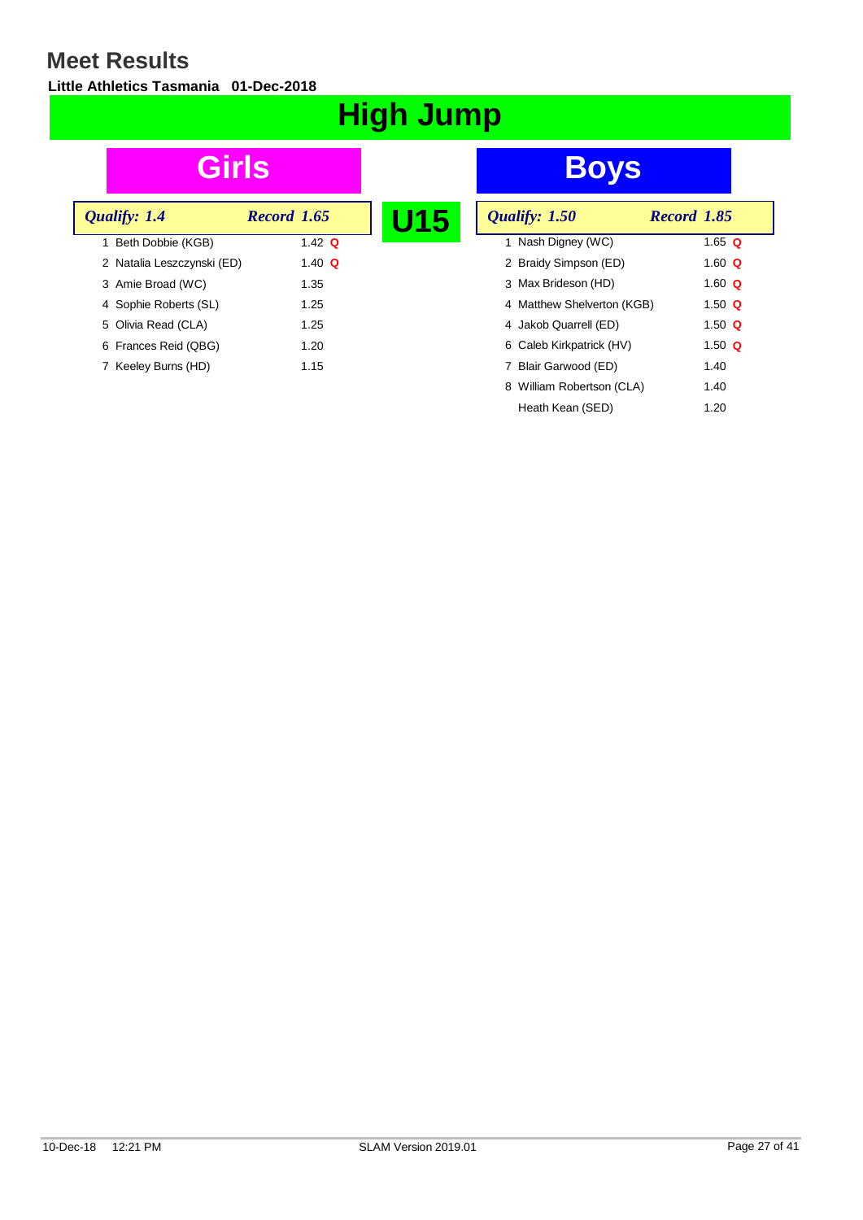# Meet Results

**Little Athletics Tasmania 01-Dec-2018**

## High Jump

## U15

### Girls

*Qualify: 1.4* *Record 1.65*

| Place | Name | Result | |
|---|---|---|---|
| 1 | Beth Dobbie (KGB) | 1.42 | Q |
| 2 | Natalia Leszczynski (ED) | 1.40 | Q |
| 3 | Amie Broad (WC) | 1.35 | |
| 4 | Sophie Roberts (SL) | 1.25 | |
| 5 | Olivia Read (CLA) | 1.25 | |
| 6 | Frances Reid (QBG) | 1.20 | |
| 7 | Keeley Burns (HD) | 1.15 | |

### Boys

*Qualify: 1.50* *Record 1.85*

| Place | Name | Result | |
|---|---|---|---|
| 1 | Nash Digney (WC) | 1.65 | Q |
| 2 | Braidy Simpson (ED) | 1.60 | Q |
| 3 | Max Brideson (HD) | 1.60 | Q |
| 4 | Matthew Shelverton (KGB) | 1.50 | Q |
| 4 | Jakob Quarrell (ED) | 1.50 | Q |
| 6 | Caleb Kirkpatrick (HV) | 1.50 | Q |
| 7 | Blair Garwood (ED) | 1.40 | |
| 8 | William Robertson (CLA) | 1.40 | |
| | Heath Kean (SED) | 1.20 | |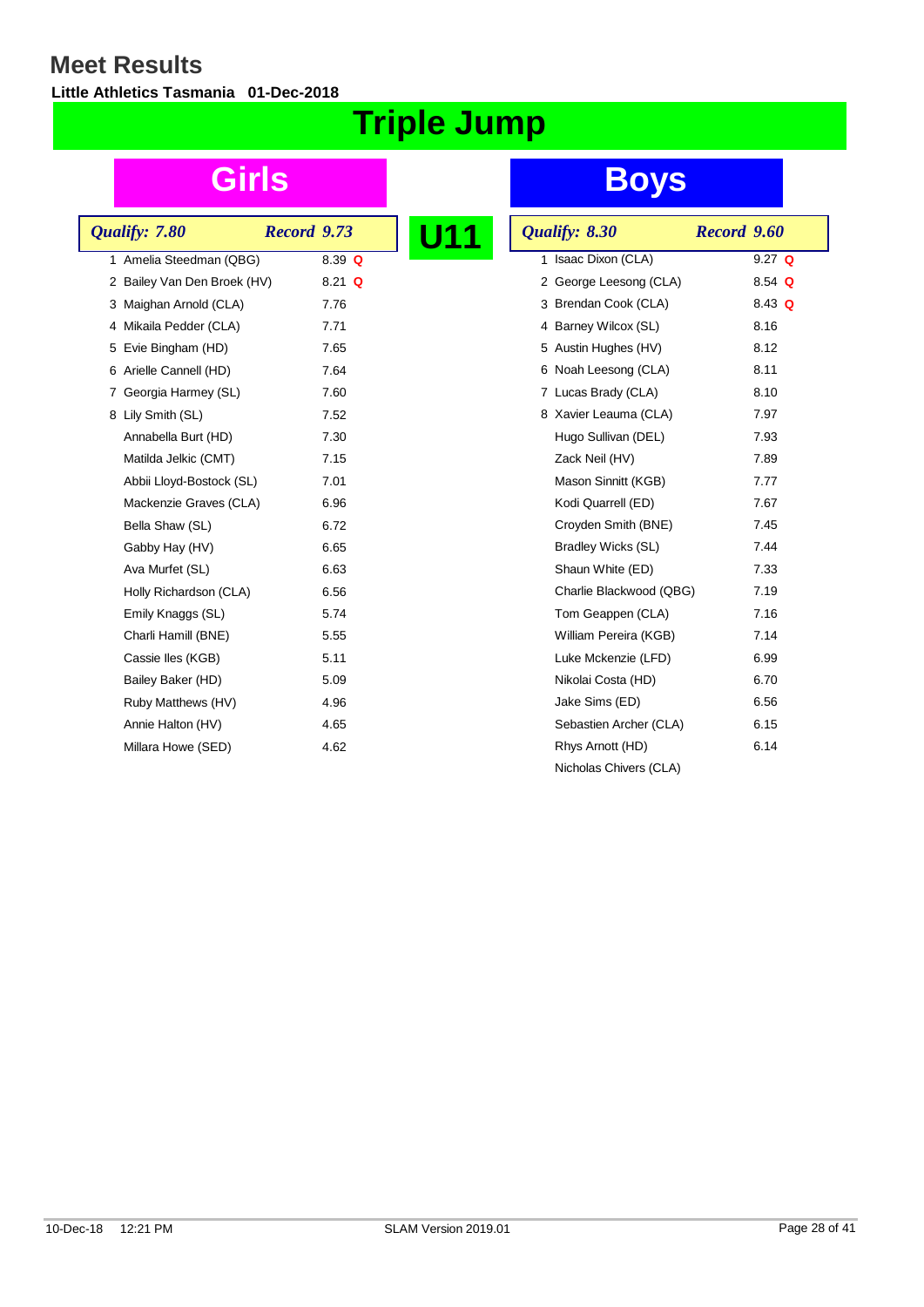# Meet Results

**Little Athletics Tasmania 01-Dec-2018**

# Triple Jump

## U11

### Girls

*Qualify: 7.80* *Record 9.73*

| Place | Name | Result | |
|---|---|---|---|
| 1 | Amelia Steedman (QBG) | 8.39 | Q |
| 2 | Bailey Van Den Broek (HV) | 8.21 | Q |
| 3 | Maighan Arnold (CLA) | 7.76 | |
| 4 | Mikaila Pedder (CLA) | 7.71 | |
| 5 | Evie Bingham (HD) | 7.65 | |
| 6 | Arielle Cannell (HD) | 7.64 | |
| 7 | Georgia Harmey (SL) | 7.60 | |
| 8 | Lily Smith (SL) | 7.52 | |
| | Annabella Burt (HD) | 7.30 | |
| | Matilda Jelkic (CMT) | 7.15 | |
| | Abbii Lloyd-Bostock (SL) | 7.01 | |
| | Mackenzie Graves (CLA) | 6.96 | |
| | Bella Shaw (SL) | 6.72 | |
| | Gabby Hay (HV) | 6.65 | |
| | Ava Murfet (SL) | 6.63 | |
| | Holly Richardson (CLA) | 6.56 | |
| | Emily Knaggs (SL) | 5.74 | |
| | Charli Hamill (BNE) | 5.55 | |
| | Cassie Iles (KGB) | 5.11 | |
| | Bailey Baker (HD) | 5.09 | |
| | Ruby Matthews (HV) | 4.96 | |
| | Annie Halton (HV) | 4.65 | |
| | Millara Howe (SED) | 4.62 | |

### Boys

*Qualify: 8.30* *Record 9.60*

| Place | Name | Result | |
|---|---|---|---|
| 1 | Isaac Dixon (CLA) | 9.27 | Q |
| 2 | George Leesong (CLA) | 8.54 | Q |
| 3 | Brendan Cook (CLA) | 8.43 | Q |
| 4 | Barney Wilcox (SL) | 8.16 | |
| 5 | Austin Hughes (HV) | 8.12 | |
| 6 | Noah Leesong (CLA) | 8.11 | |
| 7 | Lucas Brady (CLA) | 8.10 | |
| 8 | Xavier Leauma (CLA) | 7.97 | |
| | Hugo Sullivan (DEL) | 7.93 | |
| | Zack Neil (HV) | 7.89 | |
| | Mason Sinnitt (KGB) | 7.77 | |
| | Kodi Quarrell (ED) | 7.67 | |
| | Croyden Smith (BNE) | 7.45 | |
| | Bradley Wicks (SL) | 7.44 | |
| | Shaun White (ED) | 7.33 | |
| | Charlie Blackwood (QBG) | 7.19 | |
| | Tom Geappen (CLA) | 7.16 | |
| | William Pereira (KGB) | 7.14 | |
| | Luke Mckenzie (LFD) | 6.99 | |
| | Nikolai Costa (HD) | 6.70 | |
| | Jake Sims (ED) | 6.56 | |
| | Sebastien Archer (CLA) | 6.15 | |
| | Rhys Arnott (HD) | 6.14 | |
| | Nicholas Chivers (CLA) | | |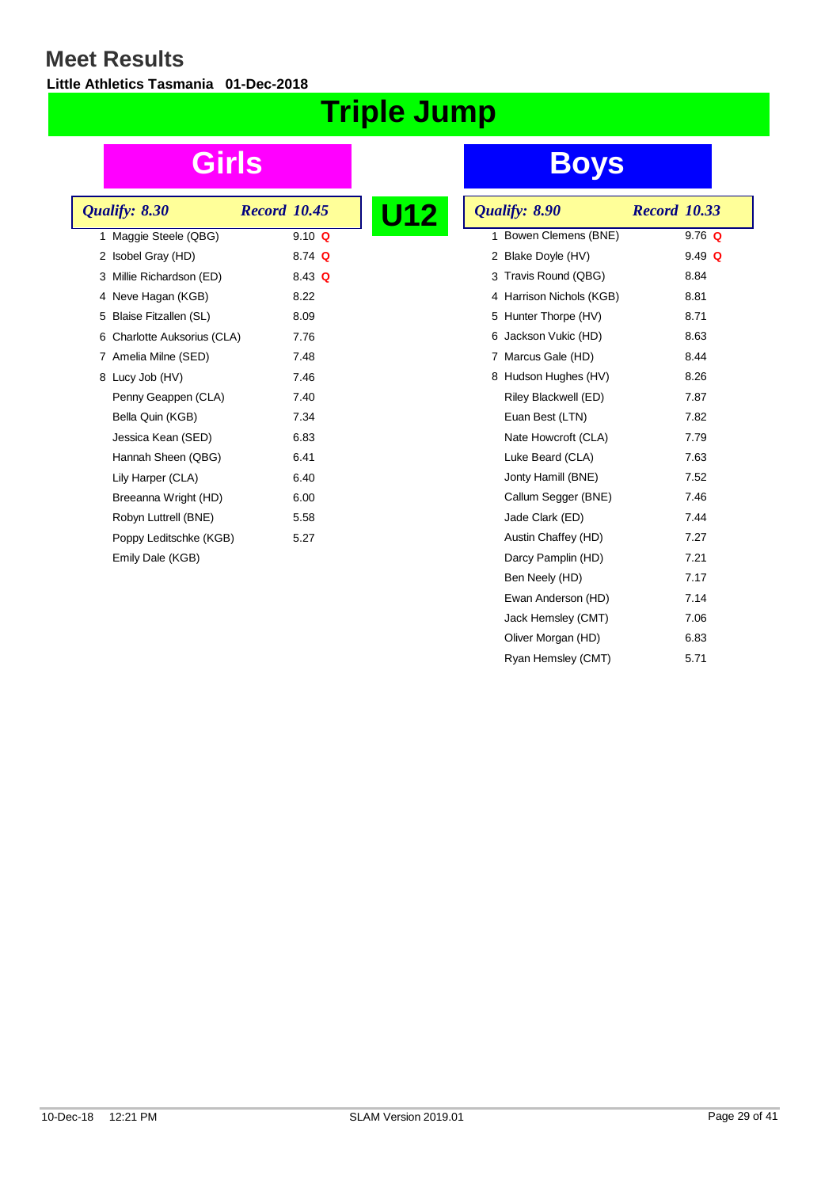# Meet Results

**Little Athletics Tasmania 01-Dec-2018**

# Triple Jump

## U12

## Girls

*Qualify: 8.30* — *Record 10.45*

| Place | Name | Result |
|---|---|---|
| 1 | Maggie Steele (QBG) | 9.10 **Q** |
| 2 | Isobel Gray (HD) | 8.74 **Q** |
| 3 | Millie Richardson (ED) | 8.43 **Q** |
| 4 | Neve Hagan (KGB) | 8.22 |
| 5 | Blaise Fitzallen (SL) | 8.09 |
| 6 | Charlotte Auksorius (CLA) | 7.76 |
| 7 | Amelia Milne (SED) | 7.48 |
| 8 | Lucy Job (HV) | 7.46 |
| | Penny Geappen (CLA) | 7.40 |
| | Bella Quin (KGB) | 7.34 |
| | Jessica Kean (SED) | 6.83 |
| | Hannah Sheen (QBG) | 6.41 |
| | Lily Harper (CLA) | 6.40 |
| | Breeanna Wright (HD) | 6.00 |
| | Robyn Luttrell (BNE) | 5.58 |
| | Poppy Leditschke (KGB) | 5.27 |
| | Emily Dale (KGB) | |

## Boys

*Qualify: 8.90* — *Record 10.33*

| Place | Name | Result |
|---|---|---|
| 1 | Bowen Clemens (BNE) | 9.76 **Q** |
| 2 | Blake Doyle (HV) | 9.49 **Q** |
| 3 | Travis Round (QBG) | 8.84 |
| 4 | Harrison Nichols (KGB) | 8.81 |
| 5 | Hunter Thorpe (HV) | 8.71 |
| 6 | Jackson Vukic (HD) | 8.63 |
| 7 | Marcus Gale (HD) | 8.44 |
| 8 | Hudson Hughes (HV) | 8.26 |
| | Riley Blackwell (ED) | 7.87 |
| | Euan Best (LTN) | 7.82 |
| | Nate Howcroft (CLA) | 7.79 |
| | Luke Beard (CLA) | 7.63 |
| | Jonty Hamill (BNE) | 7.52 |
| | Callum Segger (BNE) | 7.46 |
| | Jade Clark (ED) | 7.44 |
| | Austin Chaffey (HD) | 7.27 |
| | Darcy Pamplin (HD) | 7.21 |
| | Ben Neely (HD) | 7.17 |
| | Ewan Anderson (HD) | 7.14 |
| | Jack Hemsley (CMT) | 7.06 |
| | Oliver Morgan (HD) | 6.83 |
| | Ryan Hemsley (CMT) | 5.71 |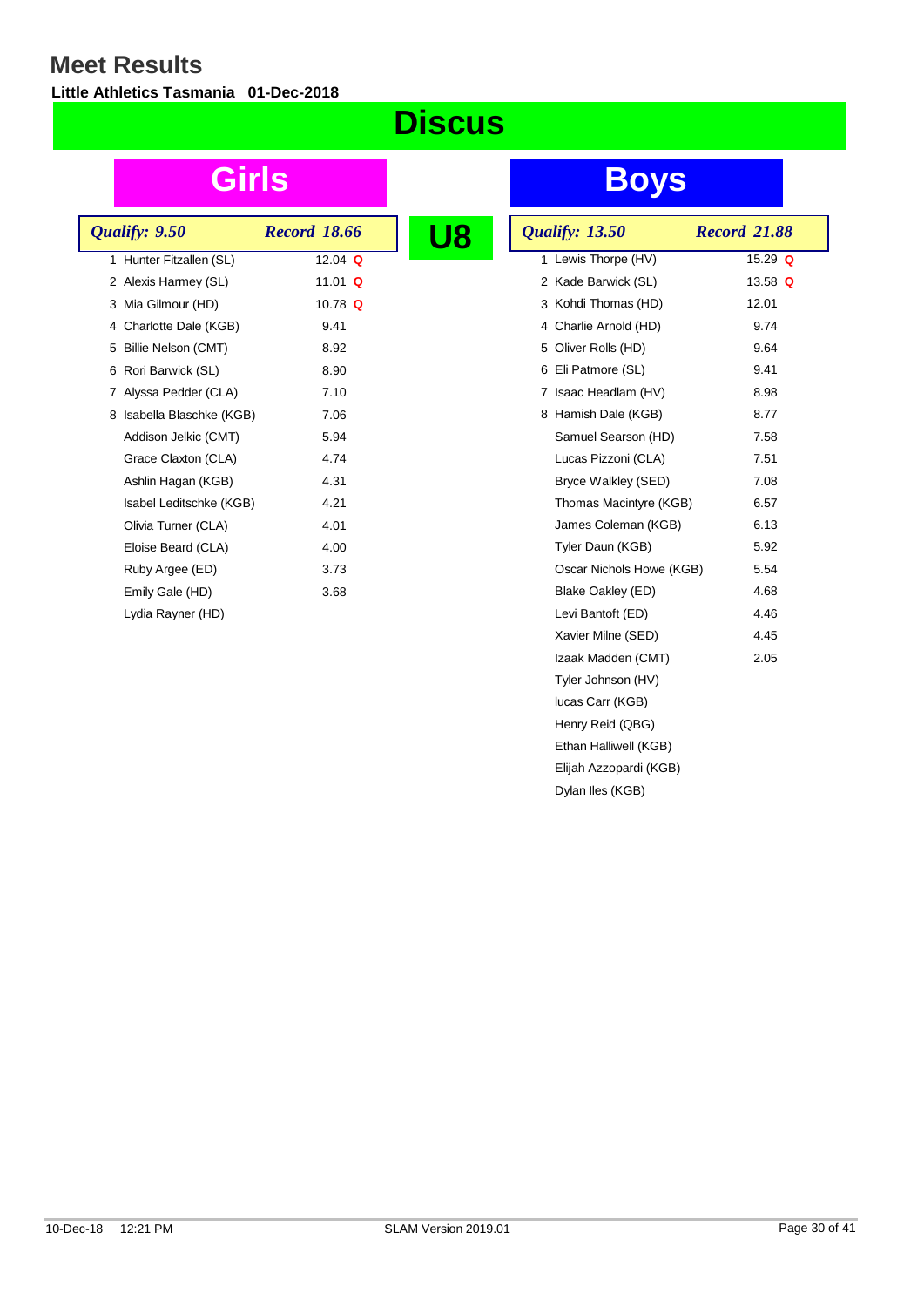# Meet Results

**Little Athletics Tasmania 01-Dec-2018**

# Discus

## U8

### Girls

*Qualify: 9.50* — *Record 18.66*

| Place | Name | Result |
|---|---|---|
| 1 | Hunter Fitzallen (SL) | 12.04 **Q** |
| 2 | Alexis Harmey (SL) | 11.01 **Q** |
| 3 | Mia Gilmour (HD) | 10.78 **Q** |
| 4 | Charlotte Dale (KGB) | 9.41 |
| 5 | Billie Nelson (CMT) | 8.92 |
| 6 | Rori Barwick (SL) | 8.90 |
| 7 | Alyssa Pedder (CLA) | 7.10 |
| 8 | Isabella Blaschke (KGB) | 7.06 |
| | Addison Jelkic (CMT) | 5.94 |
| | Grace Claxton (CLA) | 4.74 |
| | Ashlin Hagan (KGB) | 4.31 |
| | Isabel Leditschke (KGB) | 4.21 |
| | Olivia Turner (CLA) | 4.01 |
| | Eloise Beard (CLA) | 4.00 |
| | Ruby Argee (ED) | 3.73 |
| | Emily Gale (HD) | 3.68 |
| | Lydia Rayner (HD) | |

### Boys

*Qualify: 13.50* — *Record 21.88*

| Place | Name | Result |
|---|---|---|
| 1 | Lewis Thorpe (HV) | 15.29 **Q** |
| 2 | Kade Barwick (SL) | 13.58 **Q** |
| 3 | Kohdi Thomas (HD) | 12.01 |
| 4 | Charlie Arnold (HD) | 9.74 |
| 5 | Oliver Rolls (HD) | 9.64 |
| 6 | Eli Patmore (SL) | 9.41 |
| 7 | Isaac Headlam (HV) | 8.98 |
| 8 | Hamish Dale (KGB) | 8.77 |
| | Samuel Searson (HD) | 7.58 |
| | Lucas Pizzoni (CLA) | 7.51 |
| | Bryce Walkley (SED) | 7.08 |
| | Thomas Macintyre (KGB) | 6.57 |
| | James Coleman (KGB) | 6.13 |
| | Tyler Daun (KGB) | 5.92 |
| | Oscar Nichols Howe (KGB) | 5.54 |
| | Blake Oakley (ED) | 4.68 |
| | Levi Bantoft (ED) | 4.46 |
| | Xavier Milne (SED) | 4.45 |
| | Izaak Madden (CMT) | 2.05 |
| | Tyler Johnson (HV) | |
| | lucas Carr (KGB) | |
| | Henry Reid (QBG) | |
| | Ethan Halliwell (KGB) | |
| | Elijah Azzopardi (KGB) | |
| | Dylan Iles (KGB) | |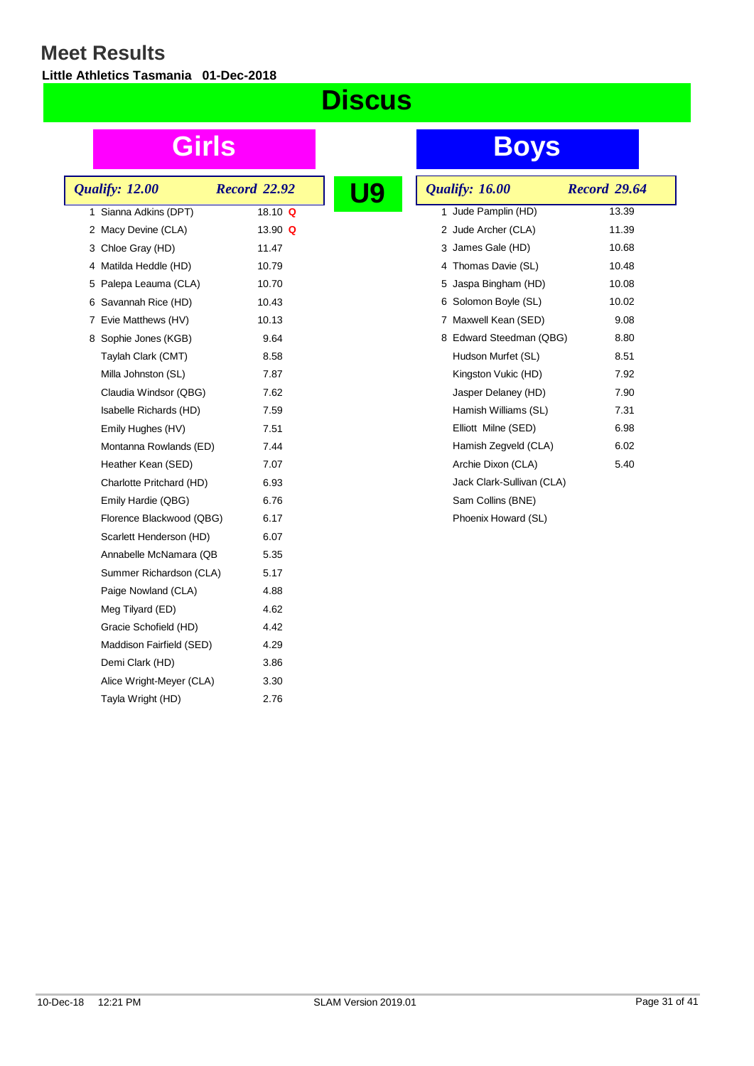# Meet Results

**Little Athletics Tasmania 01-Dec-2018**

## Discus

## U9

### Girls

| Place | Name | Result |
|---|---|---|
| | *Qualify: 12.00* | *Record 22.92* |
| 1 | Sianna Adkins (DPT) | 18.10 Q |
| 2 | Macy Devine (CLA) | 13.90 Q |
| 3 | Chloe Gray (HD) | 11.47 |
| 4 | Matilda Heddle (HD) | 10.79 |
| 5 | Palepa Leauma (CLA) | 10.70 |
| 6 | Savannah Rice (HD) | 10.43 |
| 7 | Evie Matthews (HV) | 10.13 |
| 8 | Sophie Jones (KGB) | 9.64 |
| | Taylah Clark (CMT) | 8.58 |
| | Milla Johnston (SL) | 7.87 |
| | Claudia Windsor (QBG) | 7.62 |
| | Isabelle Richards (HD) | 7.59 |
| | Emily Hughes (HV) | 7.51 |
| | Montanna Rowlands (ED) | 7.44 |
| | Heather Kean (SED) | 7.07 |
| | Charlotte Pritchard (HD) | 6.93 |
| | Emily Hardie (QBG) | 6.76 |
| | Florence Blackwood (QBG) | 6.17 |
| | Scarlett Henderson (HD) | 6.07 |
| | Annabelle McNamara (QB | 5.35 |
| | Summer Richardson (CLA) | 5.17 |
| | Paige Nowland (CLA) | 4.88 |
| | Meg Tilyard (ED) | 4.62 |
| | Gracie Schofield (HD) | 4.42 |
| | Maddison Fairfield (SED) | 4.29 |
| | Demi Clark (HD) | 3.86 |
| | Alice Wright-Meyer (CLA) | 3.30 |
| | Tayla Wright (HD) | 2.76 |

### Boys

| Place | Name | Result |
|---|---|---|
| | *Qualify: 16.00* | *Record 29.64* |
| 1 | Jude Pamplin (HD) | 13.39 |
| 2 | Jude Archer (CLA) | 11.39 |
| 3 | James Gale (HD) | 10.68 |
| 4 | Thomas Davie (SL) | 10.48 |
| 5 | Jaspa Bingham (HD) | 10.08 |
| 6 | Solomon Boyle (SL) | 10.02 |
| 7 | Maxwell Kean (SED) | 9.08 |
| 8 | Edward Steedman (QBG) | 8.80 |
| | Hudson Murfet (SL) | 8.51 |
| | Kingston Vukic (HD) | 7.92 |
| | Jasper Delaney (HD) | 7.90 |
| | Hamish Williams (SL) | 7.31 |
| | Elliott Milne (SED) | 6.98 |
| | Hamish Zegveld (CLA) | 6.02 |
| | Archie Dixon (CLA) | 5.40 |
| | Jack Clark-Sullivan (CLA) | |
| | Sam Collins (BNE) | |
| | Phoenix Howard (SL) | |

10-Dec-18 12:21 PM SLAM Version 2019.01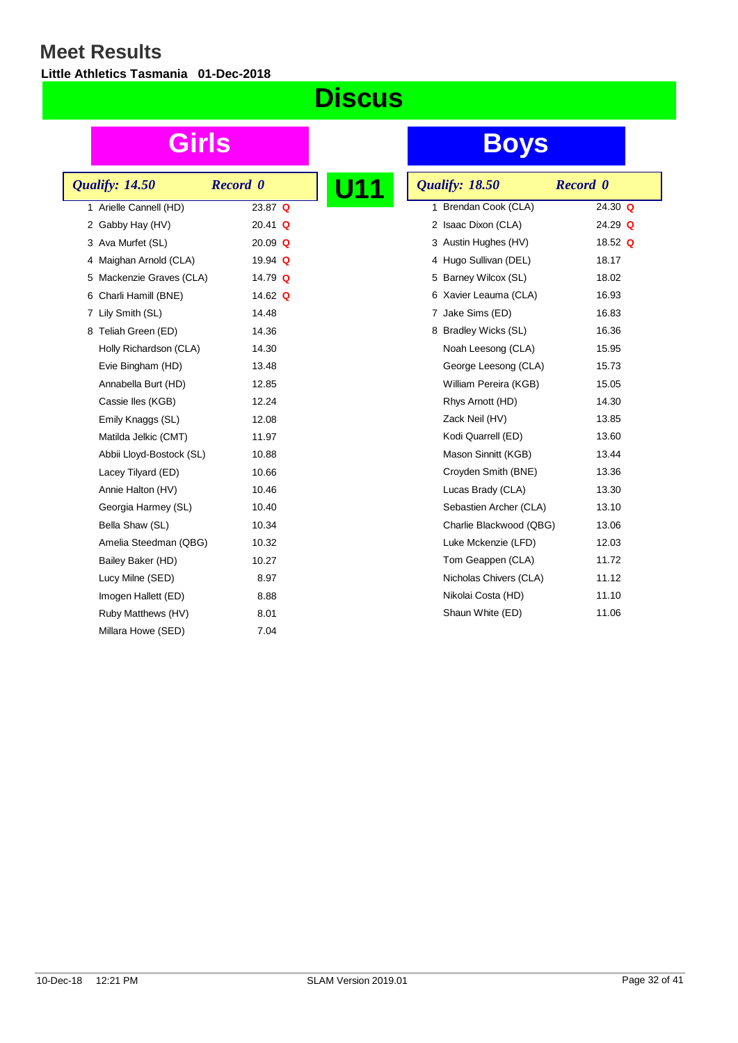# Meet Results

**Little Athletics Tasmania 01-Dec-2018**

## Discus

## U11

### Girls

*Qualify: 14.50* *Record 0*

| Place | Name | Result | |
|---|---|---|---|
| 1 | Arielle Cannell (HD) | 23.87 | Q |
| 2 | Gabby Hay (HV) | 20.41 | Q |
| 3 | Ava Murfet (SL) | 20.09 | Q |
| 4 | Maighan Arnold (CLA) | 19.94 | Q |
| 5 | Mackenzie Graves (CLA) | 14.79 | Q |
| 6 | Charli Hamill (BNE) | 14.62 | Q |
| 7 | Lily Smith (SL) | 14.48 | |
| 8 | Teliah Green (ED) | 14.36 | |
| | Holly Richardson (CLA) | 14.30 | |
| | Evie Bingham (HD) | 13.48 | |
| | Annabella Burt (HD) | 12.85 | |
| | Cassie Iles (KGB) | 12.24 | |
| | Emily Knaggs (SL) | 12.08 | |
| | Matilda Jelkic (CMT) | 11.97 | |
| | Abbii Lloyd-Bostock (SL) | 10.88 | |
| | Lacey Tilyard (ED) | 10.66 | |
| | Annie Halton (HV) | 10.46 | |
| | Georgia Harmey (SL) | 10.40 | |
| | Bella Shaw (SL) | 10.34 | |
| | Amelia Steedman (QBG) | 10.32 | |
| | Bailey Baker (HD) | 10.27 | |
| | Lucy Milne (SED) | 8.97 | |
| | Imogen Hallett (ED) | 8.88 | |
| | Ruby Matthews (HV) | 8.01 | |
| | Millara Howe (SED) | 7.04 | |

### Boys

*Qualify: 18.50* *Record 0*

| Place | Name | Result | |
|---|---|---|---|
| 1 | Brendan Cook (CLA) | 24.30 | Q |
| 2 | Isaac Dixon (CLA) | 24.29 | Q |
| 3 | Austin Hughes (HV) | 18.52 | Q |
| 4 | Hugo Sullivan (DEL) | 18.17 | |
| 5 | Barney Wilcox (SL) | 18.02 | |
| 6 | Xavier Leauma (CLA) | 16.93 | |
| 7 | Jake Sims (ED) | 16.83 | |
| 8 | Bradley Wicks (SL) | 16.36 | |
| | Noah Leesong (CLA) | 15.95 | |
| | George Leesong (CLA) | 15.73 | |
| | William Pereira (KGB) | 15.05 | |
| | Rhys Arnott (HD) | 14.30 | |
| | Zack Neil (HV) | 13.85 | |
| | Kodi Quarrell (ED) | 13.60 | |
| | Mason Sinnitt (KGB) | 13.44 | |
| | Croyden Smith (BNE) | 13.36 | |
| | Lucas Brady (CLA) | 13.30 | |
| | Sebastien Archer (CLA) | 13.10 | |
| | Charlie Blackwood (QBG) | 13.06 | |
| | Luke Mckenzie (LFD) | 12.03 | |
| | Tom Geappen (CLA) | 11.72 | |
| | Nicholas Chivers (CLA) | 11.12 | |
| | Nikolai Costa (HD) | 11.10 | |
| | Shaun White (ED) | 11.06 | |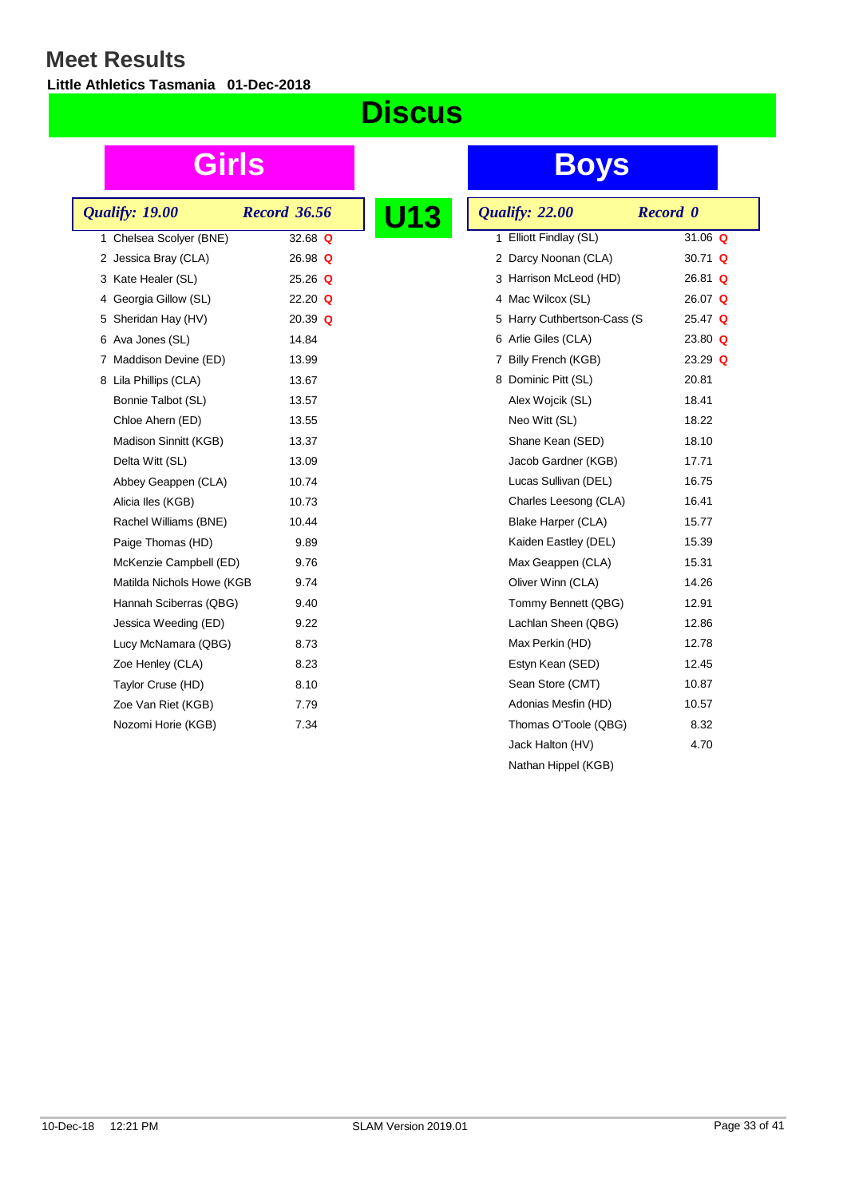# Meet Results

**Little Athletics Tasmania 01-Dec-2018**

## Discus

## U13

### Girls

*Qualify: 19.00* — *Record 36.56*

| Place | Name | Result | Q |
|---|---|---|---|
| 1 | Chelsea Scolyer (BNE) | 32.68 | Q |
| 2 | Jessica Bray (CLA) | 26.98 | Q |
| 3 | Kate Healer (SL) | 25.26 | Q |
| 4 | Georgia Gillow (SL) | 22.20 | Q |
| 5 | Sheridan Hay (HV) | 20.39 | Q |
| 6 | Ava Jones (SL) | 14.84 | |
| 7 | Maddison Devine (ED) | 13.99 | |
| 8 | Lila Phillips (CLA) | 13.67 | |
| | Bonnie Talbot (SL) | 13.57 | |
| | Chloe Ahern (ED) | 13.55 | |
| | Madison Sinnitt (KGB) | 13.37 | |
| | Delta Witt (SL) | 13.09 | |
| | Abbey Geappen (CLA) | 10.74 | |
| | Alicia Iles (KGB) | 10.73 | |
| | Rachel Williams (BNE) | 10.44 | |
| | Paige Thomas (HD) | 9.89 | |
| | McKenzie Campbell (ED) | 9.76 | |
| | Matilda Nichols Howe (KGB | 9.74 | |
| | Hannah Sciberras (QBG) | 9.40 | |
| | Jessica Weeding (ED) | 9.22 | |
| | Lucy McNamara (QBG) | 8.73 | |
| | Zoe Henley (CLA) | 8.23 | |
| | Taylor Cruse (HD) | 8.10 | |
| | Zoe Van Riet (KGB) | 7.79 | |
| | Nozomi Horie (KGB) | 7.34 | |

### Boys

*Qualify: 22.00* — *Record 0*

| Place | Name | Result | Q |
|---|---|---|---|
| 1 | Elliott Findlay (SL) | 31.06 | Q |
| 2 | Darcy Noonan (CLA) | 30.71 | Q |
| 3 | Harrison McLeod (HD) | 26.81 | Q |
| 4 | Mac Wilcox (SL) | 26.07 | Q |
| 5 | Harry Cuthbertson-Cass (S | 25.47 | Q |
| 6 | Arlie Giles (CLA) | 23.80 | Q |
| 7 | Billy French (KGB) | 23.29 | Q |
| 8 | Dominic Pitt (SL) | 20.81 | |
| | Alex Wojcik (SL) | 18.41 | |
| | Neo Witt (SL) | 18.22 | |
| | Shane Kean (SED) | 18.10 | |
| | Jacob Gardner (KGB) | 17.71 | |
| | Lucas Sullivan (DEL) | 16.75 | |
| | Charles Leesong (CLA) | 16.41 | |
| | Blake Harper (CLA) | 15.77 | |
| | Kaiden Eastley (DEL) | 15.39 | |
| | Max Geappen (CLA) | 15.31 | |
| | Oliver Winn (CLA) | 14.26 | |
| | Tommy Bennett (QBG) | 12.91 | |
| | Lachlan Sheen (QBG) | 12.86 | |
| | Max Perkin (HD) | 12.78 | |
| | Estyn Kean (SED) | 12.45 | |
| | Sean Store (CMT) | 10.87 | |
| | Adonias Mesfin (HD) | 10.57 | |
| | Thomas O'Toole (QBG) | 8.32 | |
| | Jack Halton (HV) | 4.70 | |
| | Nathan Hippel (KGB) | | |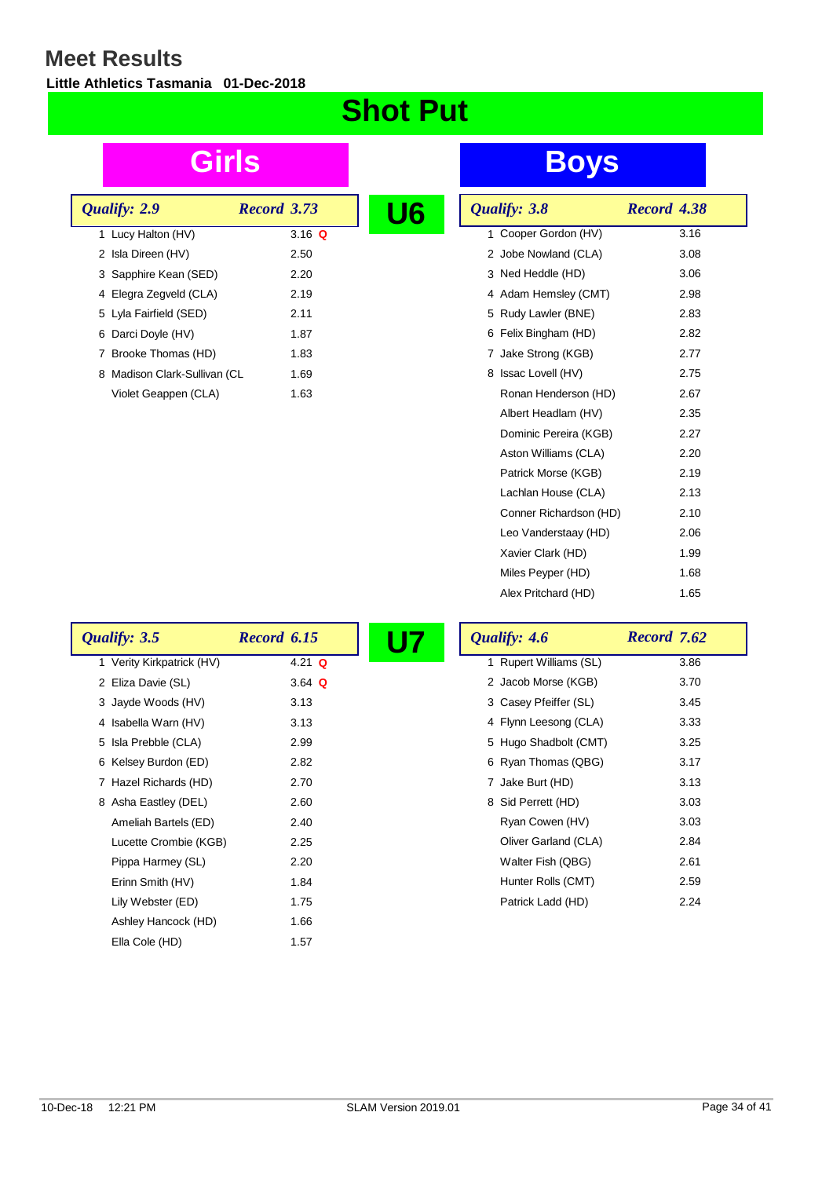# Meet Results

**Little Athletics Tasmania 01-Dec-2018**

## Shot Put

### U6

#### Girls

*Qualify: 2.9* — *Record 3.73*

| Place | Name | Result | |
|---|---|---|---|
| 1 | Lucy Halton (HV) | 3.16 | Q |
| 2 | Isla Direen (HV) | 2.50 | |
| 3 | Sapphire Kean (SED) | 2.20 | |
| 4 | Elegra Zegveld (CLA) | 2.19 | |
| 5 | Lyla Fairfield (SED) | 2.11 | |
| 6 | Darci Doyle (HV) | 1.87 | |
| 7 | Brooke Thomas (HD) | 1.83 | |
| 8 | Madison Clark-Sullivan (CL | 1.69 | |
| | Violet Geappen (CLA) | 1.63 | |

#### Boys

*Qualify: 3.8* — *Record 4.38*

| Place | Name | Result |
|---|---|---|
| 1 | Cooper Gordon (HV) | 3.16 |
| 2 | Jobe Nowland (CLA) | 3.08 |
| 3 | Ned Heddle (HD) | 3.06 |
| 4 | Adam Hemsley (CMT) | 2.98 |
| 5 | Rudy Lawler (BNE) | 2.83 |
| 6 | Felix Bingham (HD) | 2.82 |
| 7 | Jake Strong (KGB) | 2.77 |
| 8 | Issac Lovell (HV) | 2.75 |
| | Ronan Henderson (HD) | 2.67 |
| | Albert Headlam (HV) | 2.35 |
| | Dominic Pereira (KGB) | 2.27 |
| | Aston Williams (CLA) | 2.20 |
| | Patrick Morse (KGB) | 2.19 |
| | Lachlan House (CLA) | 2.13 |
| | Conner Richardson (HD) | 2.10 |
| | Leo Vanderstaay (HD) | 2.06 |
| | Xavier Clark (HD) | 1.99 |
| | Miles Peyper (HD) | 1.68 |
| | Alex Pritchard (HD) | 1.65 |

### U7

#### Girls

*Qualify: 3.5* — *Record 6.15*

| Place | Name | Result | |
|---|---|---|---|
| 1 | Verity Kirkpatrick (HV) | 4.21 | Q |
| 2 | Eliza Davie (SL) | 3.64 | Q |
| 3 | Jayde Woods (HV) | 3.13 | |
| 4 | Isabella Warn (HV) | 3.13 | |
| 5 | Isla Prebble (CLA) | 2.99 | |
| 6 | Kelsey Burdon (ED) | 2.82 | |
| 7 | Hazel Richards (HD) | 2.70 | |
| 8 | Asha Eastley (DEL) | 2.60 | |
| | Ameliah Bartels (ED) | 2.40 | |
| | Lucette Crombie (KGB) | 2.25 | |
| | Pippa Harmey (SL) | 2.20 | |
| | Erinn Smith (HV) | 1.84 | |
| | Lily Webster (ED) | 1.75 | |
| | Ashley Hancock (HD) | 1.66 | |
| | Ella Cole (HD) | 1.57 | |

#### Boys

*Qualify: 4.6* — *Record 7.62*

| Place | Name | Result |
|---|---|---|
| 1 | Rupert Williams (SL) | 3.86 |
| 2 | Jacob Morse (KGB) | 3.70 |
| 3 | Casey Pfeiffer (SL) | 3.45 |
| 4 | Flynn Leesong (CLA) | 3.33 |
| 5 | Hugo Shadbolt (CMT) | 3.25 |
| 6 | Ryan Thomas (QBG) | 3.17 |
| 7 | Jake Burt (HD) | 3.13 |
| 8 | Sid Perrett (HD) | 3.03 |
| | Ryan Cowen (HV) | 3.03 |
| | Oliver Garland (CLA) | 2.84 |
| | Walter Fish (QBG) | 2.61 |
| | Hunter Rolls (CMT) | 2.59 |
| | Patrick Ladd (HD) | 2.24 |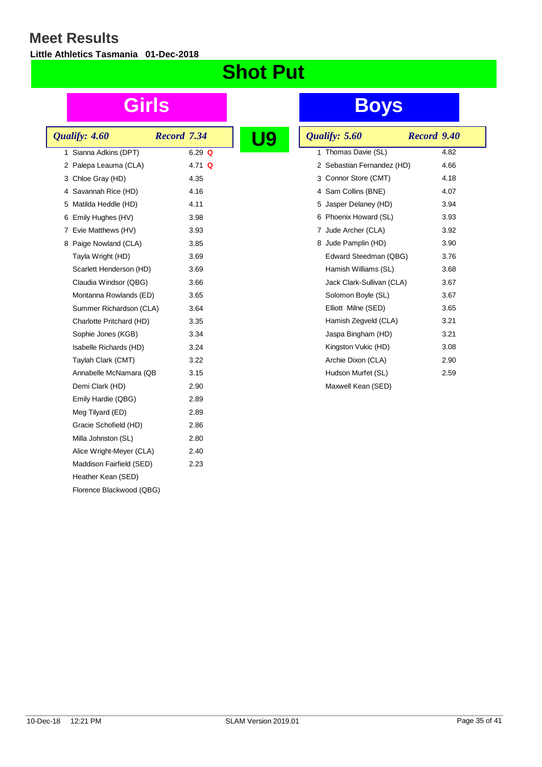# Meet Results

**Little Athletics Tasmania 01-Dec-2018**

## Shot Put

## U9

### Girls

*Qualify: 4.60* *Record 7.34*

| Place | Name | Result |
|---|---|---|
| 1 | Sianna Adkins (DPT) | 6.29 **Q** |
| 2 | Palepa Leauma (CLA) | 4.71 **Q** |
| 3 | Chloe Gray (HD) | 4.35 |
| 4 | Savannah Rice (HD) | 4.16 |
| 5 | Matilda Heddle (HD) | 4.11 |
| 6 | Emily Hughes (HV) | 3.98 |
| 7 | Evie Matthews (HV) | 3.93 |
| 8 | Paige Nowland (CLA) | 3.85 |
| | Tayla Wright (HD) | 3.69 |
| | Scarlett Henderson (HD) | 3.69 |
| | Claudia Windsor (QBG) | 3.66 |
| | Montanna Rowlands (ED) | 3.65 |
| | Summer Richardson (CLA) | 3.64 |
| | Charlotte Pritchard (HD) | 3.35 |
| | Sophie Jones (KGB) | 3.34 |
| | Isabelle Richards (HD) | 3.24 |
| | Taylah Clark (CMT) | 3.22 |
| | Annabelle McNamara (QB | 3.15 |
| | Demi Clark (HD) | 2.90 |
| | Emily Hardie (QBG) | 2.89 |
| | Meg Tilyard (ED) | 2.89 |
| | Gracie Schofield (HD) | 2.86 |
| | Milla Johnston (SL) | 2.80 |
| | Alice Wright-Meyer (CLA) | 2.40 |
| | Maddison Fairfield (SED) | 2.23 |
| | Heather Kean (SED) | |
| | Florence Blackwood (QBG) | |

### Boys

*Qualify: 5.60* *Record 9.40*

| Place | Name | Result |
|---|---|---|
| 1 | Thomas Davie (SL) | 4.82 |
| 2 | Sebastian Fernandez (HD) | 4.66 |
| 3 | Connor Store (CMT) | 4.18 |
| 4 | Sam Collins (BNE) | 4.07 |
| 5 | Jasper Delaney (HD) | 3.94 |
| 6 | Phoenix Howard (SL) | 3.93 |
| 7 | Jude Archer (CLA) | 3.92 |
| 8 | Jude Pamplin (HD) | 3.90 |
| | Edward Steedman (QBG) | 3.76 |
| | Hamish Williams (SL) | 3.68 |
| | Jack Clark-Sullivan (CLA) | 3.67 |
| | Solomon Boyle (SL) | 3.67 |
| | Elliott Milne (SED) | 3.65 |
| | Hamish Zegveld (CLA) | 3.21 |
| | Jaspa Bingham (HD) | 3.21 |
| | Kingston Vukic (HD) | 3.08 |
| | Archie Dixon (CLA) | 2.90 |
| | Hudson Murfet (SL) | 2.59 |
| | Maxwell Kean (SED) | |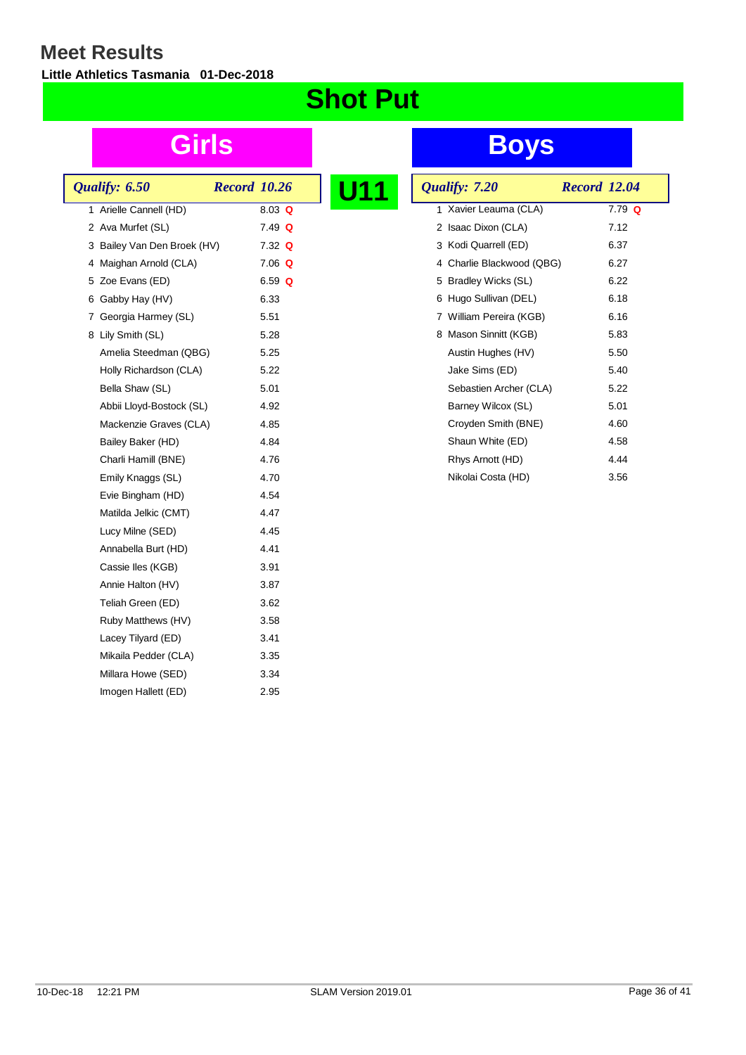# Meet Results

**Little Athletics Tasmania 01-Dec-2018**

## Shot Put

## U11

### Girls

*Qualify: 6.50* *Record 10.26*

| Place | Name | Result | |
|---|---|---|---|
| 1 | Arielle Cannell (HD) | 8.03 | Q |
| 2 | Ava Murfet (SL) | 7.49 | Q |
| 3 | Bailey Van Den Broek (HV) | 7.32 | Q |
| 4 | Maighan Arnold (CLA) | 7.06 | Q |
| 5 | Zoe Evans (ED) | 6.59 | Q |
| 6 | Gabby Hay (HV) | 6.33 | |
| 7 | Georgia Harmey (SL) | 5.51 | |
| 8 | Lily Smith (SL) | 5.28 | |
| | Amelia Steedman (QBG) | 5.25 | |
| | Holly Richardson (CLA) | 5.22 | |
| | Bella Shaw (SL) | 5.01 | |
| | Abbii Lloyd-Bostock (SL) | 4.92 | |
| | Mackenzie Graves (CLA) | 4.85 | |
| | Bailey Baker (HD) | 4.84 | |
| | Charli Hamill (BNE) | 4.76 | |
| | Emily Knaggs (SL) | 4.70 | |
| | Evie Bingham (HD) | 4.54 | |
| | Matilda Jelkic (CMT) | 4.47 | |
| | Lucy Milne (SED) | 4.45 | |
| | Annabella Burt (HD) | 4.41 | |
| | Cassie Iles (KGB) | 3.91 | |
| | Annie Halton (HV) | 3.87 | |
| | Teliah Green (ED) | 3.62 | |
| | Ruby Matthews (HV) | 3.58 | |
| | Lacey Tilyard (ED) | 3.41 | |
| | Mikaila Pedder (CLA) | 3.35 | |
| | Millara Howe (SED) | 3.34 | |
| | Imogen Hallett (ED) | 2.95 | |

### Boys

*Qualify: 7.20* *Record 12.04*

| Place | Name | Result | |
|---|---|---|---|
| 1 | Xavier Leauma (CLA) | 7.79 | Q |
| 2 | Isaac Dixon (CLA) | 7.12 | |
| 3 | Kodi Quarrell (ED) | 6.37 | |
| 4 | Charlie Blackwood (QBG) | 6.27 | |
| 5 | Bradley Wicks (SL) | 6.22 | |
| 6 | Hugo Sullivan (DEL) | 6.18 | |
| 7 | William Pereira (KGB) | 6.16 | |
| 8 | Mason Sinnitt (KGB) | 5.83 | |
| | Austin Hughes (HV) | 5.50 | |
| | Jake Sims (ED) | 5.40 | |
| | Sebastien Archer (CLA) | 5.22 | |
| | Barney Wilcox (SL) | 5.01 | |
| | Croyden Smith (BNE) | 4.60 | |
| | Shaun White (ED) | 4.58 | |
| | Rhys Arnott (HD) | 4.44 | |
| | Nikolai Costa (HD) | 3.56 | |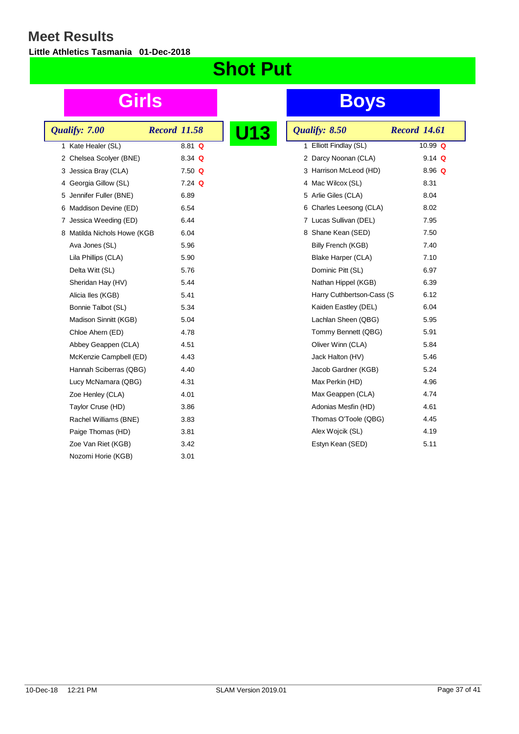# Meet Results

**Little Athletics Tasmania 01-Dec-2018**

## Shot Put

## U13

### Girls

*Qualify: 7.00* — *Record 11.58*

| Place | Name | Result | |
|---|---|---|---|
| 1 | Kate Healer (SL) | 8.81 | Q |
| 2 | Chelsea Scolyer (BNE) | 8.34 | Q |
| 3 | Jessica Bray (CLA) | 7.50 | Q |
| 4 | Georgia Gillow (SL) | 7.24 | Q |
| 5 | Jennifer Fuller (BNE) | 6.89 | |
| 6 | Maddison Devine (ED) | 6.54 | |
| 7 | Jessica Weeding (ED) | 6.44 | |
| 8 | Matilda Nichols Howe (KGB | 6.04 | |
| | Ava Jones (SL) | 5.96 | |
| | Lila Phillips (CLA) | 5.90 | |
| | Delta Witt (SL) | 5.76 | |
| | Sheridan Hay (HV) | 5.44 | |
| | Alicia Iles (KGB) | 5.41 | |
| | Bonnie Talbot (SL) | 5.34 | |
| | Madison Sinnitt (KGB) | 5.04 | |
| | Chloe Ahern (ED) | 4.78 | |
| | Abbey Geappen (CLA) | 4.51 | |
| | McKenzie Campbell (ED) | 4.43 | |
| | Hannah Sciberras (QBG) | 4.40 | |
| | Lucy McNamara (QBG) | 4.31 | |
| | Zoe Henley (CLA) | 4.01 | |
| | Taylor Cruse (HD) | 3.86 | |
| | Rachel Williams (BNE) | 3.83 | |
| | Paige Thomas (HD) | 3.81 | |
| | Zoe Van Riet (KGB) | 3.42 | |
| | Nozomi Horie (KGB) | 3.01 | |

### Boys

*Qualify: 8.50* — *Record 14.61*

| Place | Name | Result | |
|---|---|---|---|
| 1 | Elliott Findlay (SL) | 10.99 | Q |
| 2 | Darcy Noonan (CLA) | 9.14 | Q |
| 3 | Harrison McLeod (HD) | 8.96 | Q |
| 4 | Mac Wilcox (SL) | 8.31 | |
| 5 | Arlie Giles (CLA) | 8.04 | |
| 6 | Charles Leesong (CLA) | 8.02 | |
| 7 | Lucas Sullivan (DEL) | 7.95 | |
| 8 | Shane Kean (SED) | 7.50 | |
| | Billy French (KGB) | 7.40 | |
| | Blake Harper (CLA) | 7.10 | |
| | Dominic Pitt (SL) | 6.97 | |
| | Nathan Hippel (KGB) | 6.39 | |
| | Harry Cuthbertson-Cass (S | 6.12 | |
| | Kaiden Eastley (DEL) | 6.04 | |
| | Lachlan Sheen (QBG) | 5.95 | |
| | Tommy Bennett (QBG) | 5.91 | |
| | Oliver Winn (CLA) | 5.84 | |
| | Jack Halton (HV) | 5.46 | |
| | Jacob Gardner (KGB) | 5.24 | |
| | Max Perkin (HD) | 4.96 | |
| | Max Geappen (CLA) | 4.74 | |
| | Adonias Mesfin (HD) | 4.61 | |
| | Thomas O'Toole (QBG) | 4.45 | |
| | Alex Wojcik (SL) | 4.19 | |
| | Estyn Kean (SED) | 5.11 | |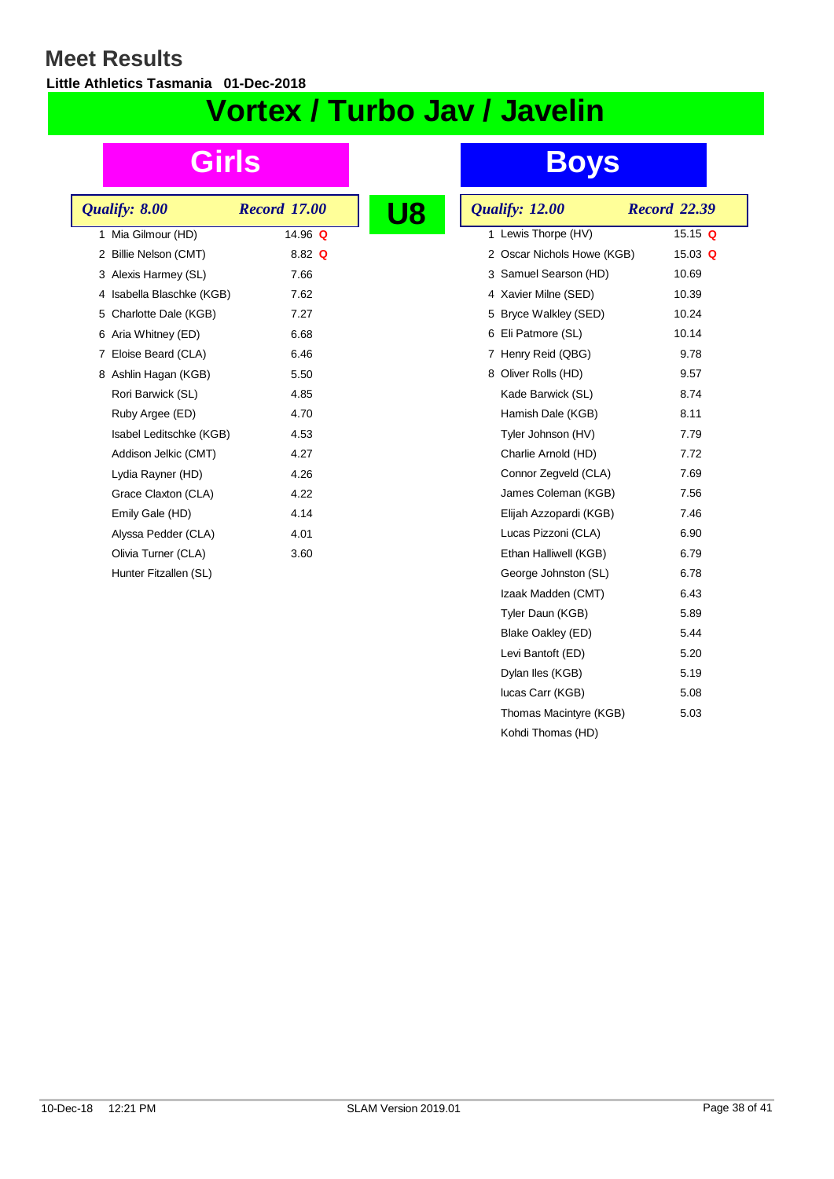# Meet Results

**Little Athletics Tasmania 01-Dec-2018**

# Vortex / Turbo Jav / Javelin

## U8

### Girls

*Qualify: 8.00* *Record 17.00*

| Place | Name | Result |
|---|---|---|
| 1 | Mia Gilmour (HD) | 14.96 Q |
| 2 | Billie Nelson (CMT) | 8.82 Q |
| 3 | Alexis Harmey (SL) | 7.66 |
| 4 | Isabella Blaschke (KGB) | 7.62 |
| 5 | Charlotte Dale (KGB) | 7.27 |
| 6 | Aria Whitney (ED) | 6.68 |
| 7 | Eloise Beard (CLA) | 6.46 |
| 8 | Ashlin Hagan (KGB) | 5.50 |
| | Rori Barwick (SL) | 4.85 |
| | Ruby Argee (ED) | 4.70 |
| | Isabel Leditschke (KGB) | 4.53 |
| | Addison Jelkic (CMT) | 4.27 |
| | Lydia Rayner (HD) | 4.26 |
| | Grace Claxton (CLA) | 4.22 |
| | Emily Gale (HD) | 4.14 |
| | Alyssa Pedder (CLA) | 4.01 |
| | Olivia Turner (CLA) | 3.60 |
| | Hunter Fitzallen (SL) | |

### Boys

*Qualify: 12.00* *Record 22.39*

| Place | Name | Result |
|---|---|---|
| 1 | Lewis Thorpe (HV) | 15.15 Q |
| 2 | Oscar Nichols Howe (KGB) | 15.03 Q |
| 3 | Samuel Searson (HD) | 10.69 |
| 4 | Xavier Milne (SED) | 10.39 |
| 5 | Bryce Walkley (SED) | 10.24 |
| 6 | Eli Patmore (SL) | 10.14 |
| 7 | Henry Reid (QBG) | 9.78 |
| 8 | Oliver Rolls (HD) | 9.57 |
| | Kade Barwick (SL) | 8.74 |
| | Hamish Dale (KGB) | 8.11 |
| | Tyler Johnson (HV) | 7.79 |
| | Charlie Arnold (HD) | 7.72 |
| | Connor Zegveld (CLA) | 7.69 |
| | James Coleman (KGB) | 7.56 |
| | Elijah Azzopardi (KGB) | 7.46 |
| | Lucas Pizzoni (CLA) | 6.90 |
| | Ethan Halliwell (KGB) | 6.79 |
| | George Johnston (SL) | 6.78 |
| | Izaak Madden (CMT) | 6.43 |
| | Tyler Daun (KGB) | 5.89 |
| | Blake Oakley (ED) | 5.44 |
| | Levi Bantoft (ED) | 5.20 |
| | Dylan Iles (KGB) | 5.19 |
| | lucas Carr (KGB) | 5.08 |
| | Thomas Macintyre (KGB) | 5.03 |
| | Kohdi Thomas (HD) | |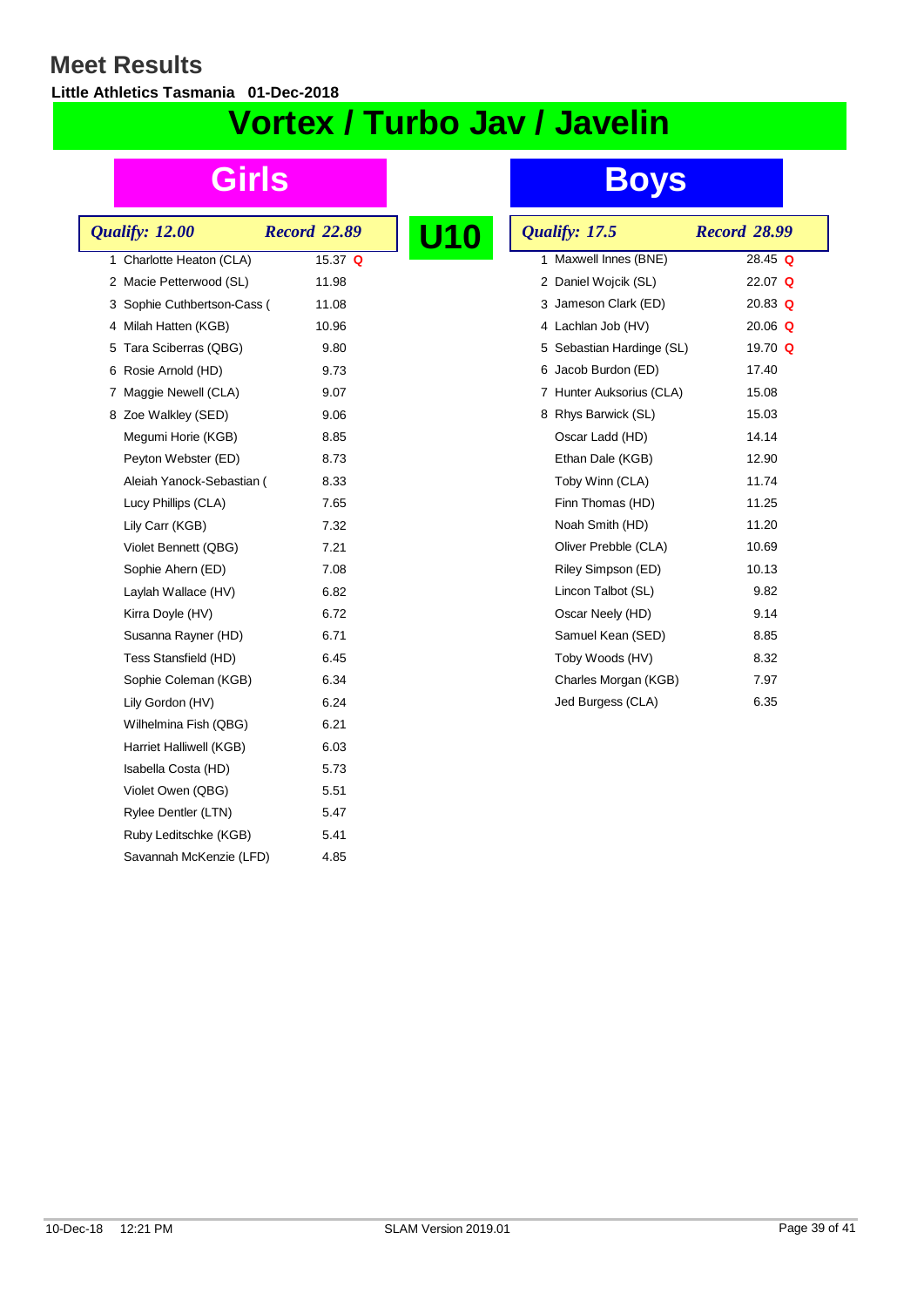# Meet Results

**Little Athletics Tasmania 01-Dec-2018**

# Vortex / Turbo Jav / Javelin

## U10

### Girls

*Qualify: 12.00* — *Record 22.89*

| Place | Name | Result | |
|---|---|---|---|
| 1 | Charlotte Heaton (CLA) | 15.37 | Q |
| 2 | Macie Petterwood (SL) | 11.98 | |
| 3 | Sophie Cuthbertson-Cass ( | 11.08 | |
| 4 | Milah Hatten (KGB) | 10.96 | |
| 5 | Tara Sciberras (QBG) | 9.80 | |
| 6 | Rosie Arnold (HD) | 9.73 | |
| 7 | Maggie Newell (CLA) | 9.07 | |
| 8 | Zoe Walkley (SED) | 9.06 | |
| | Megumi Horie (KGB) | 8.85 | |
| | Peyton Webster (ED) | 8.73 | |
| | Aleiah Yanock-Sebastian ( | 8.33 | |
| | Lucy Phillips (CLA) | 7.65 | |
| | Lily Carr (KGB) | 7.32 | |
| | Violet Bennett (QBG) | 7.21 | |
| | Sophie Ahern (ED) | 7.08 | |
| | Laylah Wallace (HV) | 6.82 | |
| | Kirra Doyle (HV) | 6.72 | |
| | Susanna Rayner (HD) | 6.71 | |
| | Tess Stansfield (HD) | 6.45 | |
| | Sophie Coleman (KGB) | 6.34 | |
| | Lily Gordon (HV) | 6.24 | |
| | Wilhelmina Fish (QBG) | 6.21 | |
| | Harriet Halliwell (KGB) | 6.03 | |
| | Isabella Costa (HD) | 5.73 | |
| | Violet Owen (QBG) | 5.51 | |
| | Rylee Dentler (LTN) | 5.47 | |
| | Ruby Leditschke (KGB) | 5.41 | |
| | Savannah McKenzie (LFD) | 4.85 | |

### Boys

*Qualify: 17.5* — *Record 28.99*

| Place | Name | Result | |
|---|---|---|---|
| 1 | Maxwell Innes (BNE) | 28.45 | Q |
| 2 | Daniel Wojcik (SL) | 22.07 | Q |
| 3 | Jameson Clark (ED) | 20.83 | Q |
| 4 | Lachlan Job (HV) | 20.06 | Q |
| 5 | Sebastian Hardinge (SL) | 19.70 | Q |
| 6 | Jacob Burdon (ED) | 17.40 | |
| 7 | Hunter Auksorius (CLA) | 15.08 | |
| 8 | Rhys Barwick (SL) | 15.03 | |
| | Oscar Ladd (HD) | 14.14 | |
| | Ethan Dale (KGB) | 12.90 | |
| | Toby Winn (CLA) | 11.74 | |
| | Finn Thomas (HD) | 11.25 | |
| | Noah Smith (HD) | 11.20 | |
| | Oliver Prebble (CLA) | 10.69 | |
| | Riley Simpson (ED) | 10.13 | |
| | Lincon Talbot (SL) | 9.82 | |
| | Oscar Neely (HD) | 9.14 | |
| | Samuel Kean (SED) | 8.85 | |
| | Toby Woods (HV) | 8.32 | |
| | Charles Morgan (KGB) | 7.97 | |
| | Jed Burgess (CLA) | 6.35 | |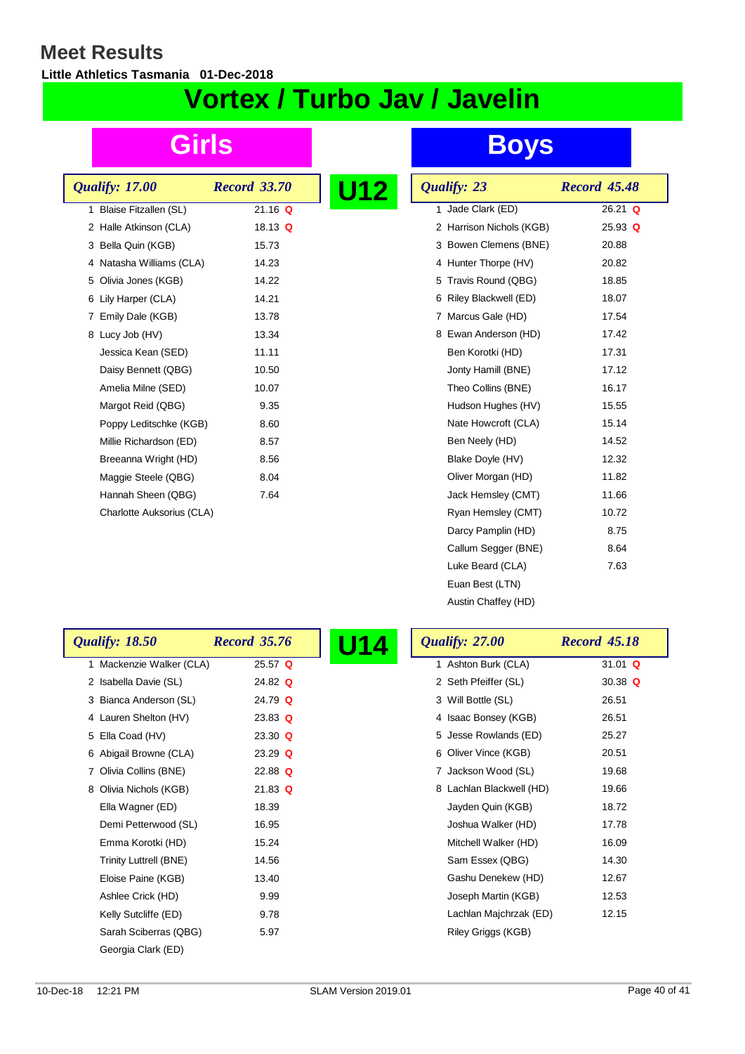# Meet Results

**Little Athletics Tasmania 01-Dec-2018**

## Vortex / Turbo Jav / Javelin

### U12

#### Girls

*Qualify: 17.00* *Record 33.70*

| Place | Name | Result | |
|---|---|---|---|
| 1 | Blaise Fitzallen (SL) | 21.16 | Q |
| 2 | Halle Atkinson (CLA) | 18.13 | Q |
| 3 | Bella Quin (KGB) | 15.73 | |
| 4 | Natasha Williams (CLA) | 14.23 | |
| 5 | Olivia Jones (KGB) | 14.22 | |
| 6 | Lily Harper (CLA) | 14.21 | |
| 7 | Emily Dale (KGB) | 13.78 | |
| 8 | Lucy Job (HV) | 13.34 | |
| | Jessica Kean (SED) | 11.11 | |
| | Daisy Bennett (QBG) | 10.50 | |
| | Amelia Milne (SED) | 10.07 | |
| | Margot Reid (QBG) | 9.35 | |
| | Poppy Leditschke (KGB) | 8.60 | |
| | Millie Richardson (ED) | 8.57 | |
| | Breeanna Wright (HD) | 8.56 | |
| | Maggie Steele (QBG) | 8.04 | |
| | Hannah Sheen (QBG) | 7.64 | |
| | Charlotte Auksorius (CLA) | | |

#### Boys

*Qualify: 23* *Record 45.48*

| Place | Name | Result | |
|---|---|---|---|
| 1 | Jade Clark (ED) | 26.21 | Q |
| 2 | Harrison Nichols (KGB) | 25.93 | Q |
| 3 | Bowen Clemens (BNE) | 20.88 | |
| 4 | Hunter Thorpe (HV) | 20.82 | |
| 5 | Travis Round (QBG) | 18.85 | |
| 6 | Riley Blackwell (ED) | 18.07 | |
| 7 | Marcus Gale (HD) | 17.54 | |
| 8 | Ewan Anderson (HD) | 17.42 | |
| | Ben Korotki (HD) | 17.31 | |
| | Jonty Hamill (BNE) | 17.12 | |
| | Theo Collins (BNE) | 16.17 | |
| | Hudson Hughes (HV) | 15.55 | |
| | Nate Howcroft (CLA) | 15.14 | |
| | Ben Neely (HD) | 14.52 | |
| | Blake Doyle (HV) | 12.32 | |
| | Oliver Morgan (HD) | 11.82 | |
| | Jack Hemsley (CMT) | 11.66 | |
| | Ryan Hemsley (CMT) | 10.72 | |
| | Darcy Pamplin (HD) | 8.75 | |
| | Callum Segger (BNE) | 8.64 | |
| | Luke Beard (CLA) | 7.63 | |
| | Euan Best (LTN) | | |
| | Austin Chaffey (HD) | | |

### U14

#### Girls

*Qualify: 18.50* *Record 35.76*

| Place | Name | Result | |
|---|---|---|---|
| 1 | Mackenzie Walker (CLA) | 25.57 | Q |
| 2 | Isabella Davie (SL) | 24.82 | Q |
| 3 | Bianca Anderson (SL) | 24.79 | Q |
| 4 | Lauren Shelton (HV) | 23.83 | Q |
| 5 | Ella Coad (HV) | 23.30 | Q |
| 6 | Abigail Browne (CLA) | 23.29 | Q |
| 7 | Olivia Collins (BNE) | 22.88 | Q |
| 8 | Olivia Nichols (KGB) | 21.83 | Q |
| | Ella Wagner (ED) | 18.39 | |
| | Demi Petterwood (SL) | 16.95 | |
| | Emma Korotki (HD) | 15.24 | |
| | Trinity Luttrell (BNE) | 14.56 | |
| | Eloise Paine (KGB) | 13.40 | |
| | Ashlee Crick (HD) | 9.99 | |
| | Kelly Sutcliffe (ED) | 9.78 | |
| | Sarah Sciberras (QBG) | 5.97 | |
| | Georgia Clark (ED) | | |

#### Boys

*Qualify: 27.00* *Record 45.18*

| Place | Name | Result | |
|---|---|---|---|
| 1 | Ashton Burk (CLA) | 31.01 | Q |
| 2 | Seth Pfeiffer (SL) | 30.38 | Q |
| 3 | Will Bottle (SL) | 26.51 | |
| 4 | Isaac Bonsey (KGB) | 26.51 | |
| 5 | Jesse Rowlands (ED) | 25.27 | |
| 6 | Oliver Vince (KGB) | 20.51 | |
| 7 | Jackson Wood (SL) | 19.68 | |
| 8 | Lachlan Blackwell (HD) | 19.66 | |
| | Jayden Quin (KGB) | 18.72 | |
| | Joshua Walker (HD) | 17.78 | |
| | Mitchell Walker (HD) | 16.09 | |
| | Sam Essex (QBG) | 14.30 | |
| | Gashu Denekew (HD) | 12.67 | |
| | Joseph Martin (KGB) | 12.53 | |
| | Lachlan Majchrzak (ED) | 12.15 | |
| | Riley Griggs (KGB) | | |

10-Dec-18 12:21 PM SLAM Version 2019.01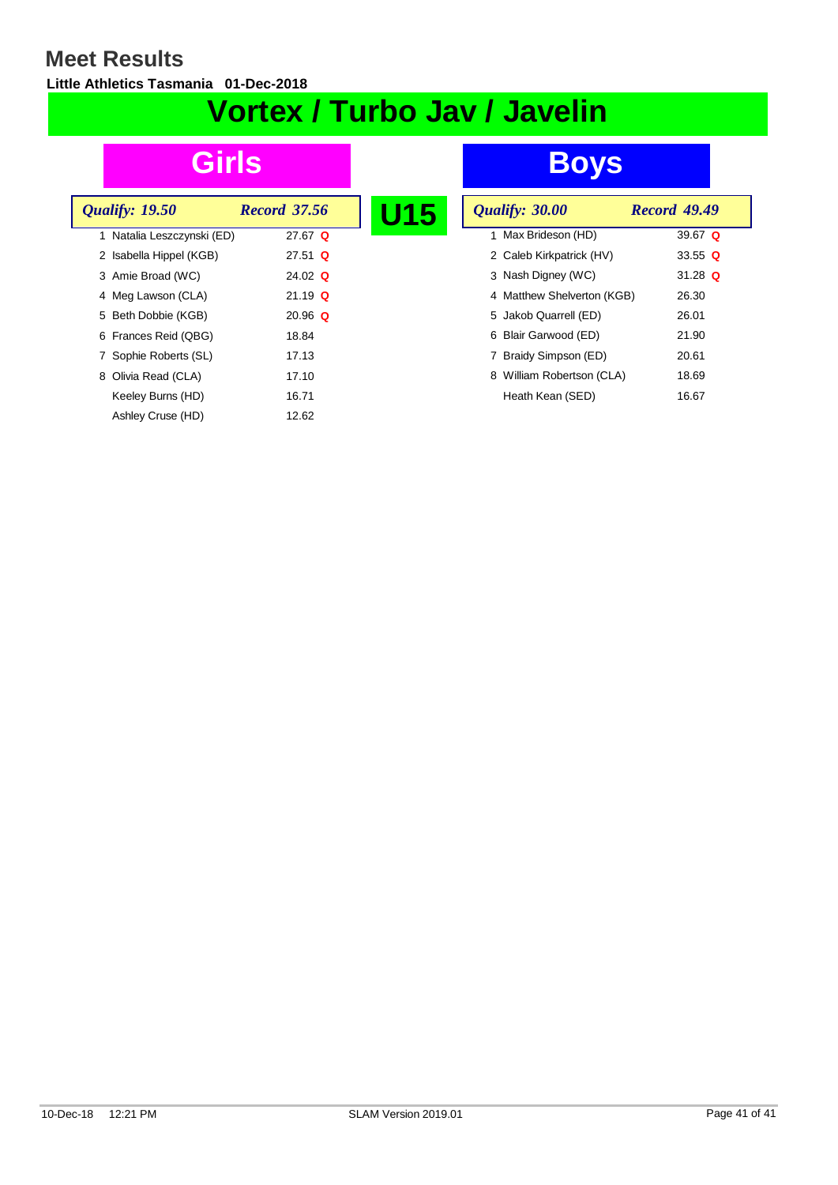# Meet Results

**Little Athletics Tasmania 01-Dec-2018**

# Vortex / Turbo Jav / Javelin

## U15

### Girls

| *Qualify: 19.50* | *Record 37.56* |
|---|---|
| 1 Natalia Leszczynski (ED) | 27.67 **Q** |
| 2 Isabella Hippel (KGB) | 27.51 **Q** |
| 3 Amie Broad (WC) | 24.02 **Q** |
| 4 Meg Lawson (CLA) | 21.19 **Q** |
| 5 Beth Dobbie (KGB) | 20.96 **Q** |
| 6 Frances Reid (QBG) | 18.84 |
| 7 Sophie Roberts (SL) | 17.13 |
| 8 Olivia Read (CLA) | 17.10 |
| Keeley Burns (HD) | 16.71 |
| Ashley Cruse (HD) | 12.62 |

### Boys

| *Qualify: 30.00* | *Record 49.49* |
|---|---|
| 1 Max Brideson (HD) | 39.67 **Q** |
| 2 Caleb Kirkpatrick (HV) | 33.55 **Q** |
| 3 Nash Digney (WC) | 31.28 **Q** |
| 4 Matthew Shelverton (KGB) | 26.30 |
| 5 Jakob Quarrell (ED) | 26.01 |
| 6 Blair Garwood (ED) | 21.90 |
| 7 Braidy Simpson (ED) | 20.61 |
| 8 William Robertson (CLA) | 18.69 |
| Heath Kean (SED) | 16.67 |

10-Dec-18 12:21 PM SLAM Version 2019.01